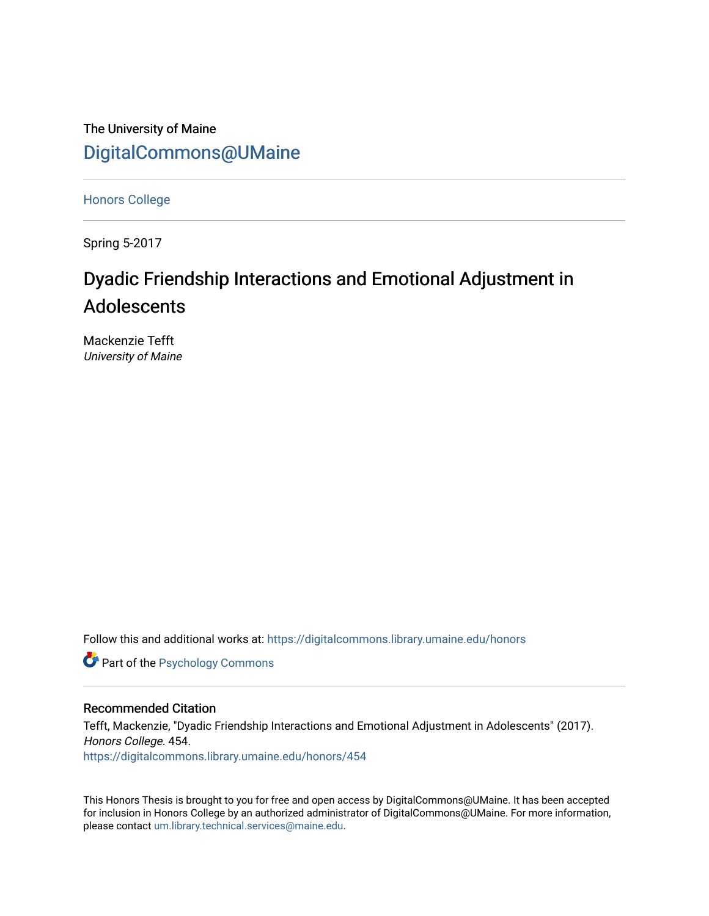The University of Maine

DigitalCommons@UMaine

---

Honors College

---

Spring 5-2017

# Dyadic Friendship Interactions and Emotional Adjustment in Adolescents

Mackenzie Tefft
*University of Maine*

Follow this and additional works at: https://digitalcommons.library.umaine.edu/honors

Part of the Psychology Commons

---

## Recommended Citation

Tefft, Mackenzie, "Dyadic Friendship Interactions and Emotional Adjustment in Adolescents" (2017). *Honors College*. 454.
https://digitalcommons.library.umaine.edu/honors/454

This Honors Thesis is brought to you for free and open access by DigitalCommons@UMaine. It has been accepted for inclusion in Honors College by an authorized administrator of DigitalCommons@UMaine. For more information, please contact um.library.technical.services@maine.edu.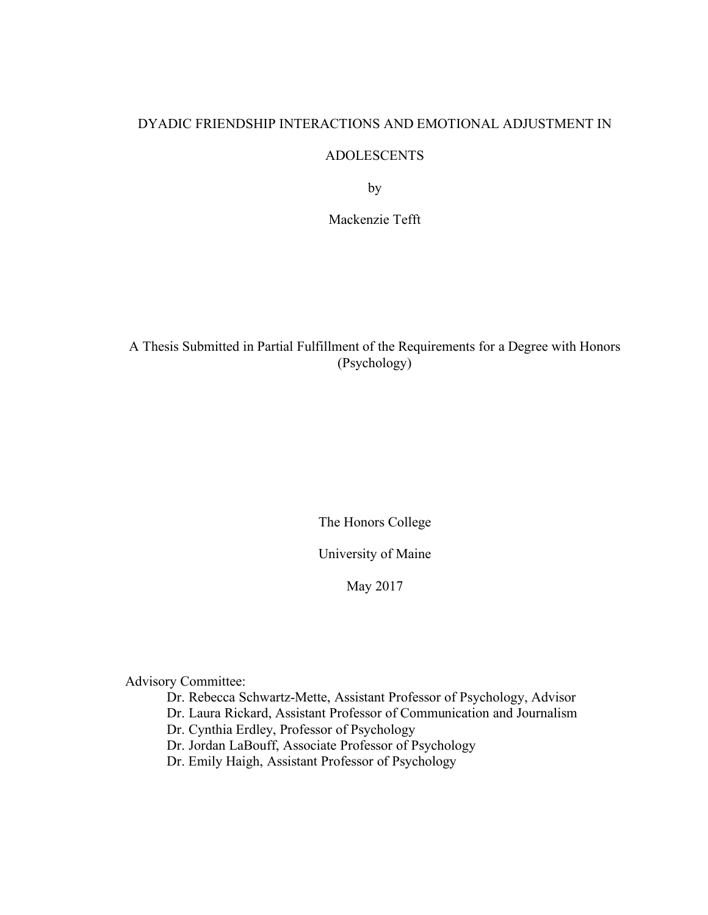# DYADIC FRIENDSHIP INTERACTIONS AND EMOTIONAL ADJUSTMENT IN ADOLESCENTS

by

Mackenzie Tefft

A Thesis Submitted in Partial Fulfillment of the Requirements for a Degree with Honors (Psychology)

The Honors College

University of Maine

May 2017

Advisory Committee:

- Dr. Rebecca Schwartz-Mette, Assistant Professor of Psychology, Advisor
- Dr. Laura Rickard, Assistant Professor of Communication and Journalism
- Dr. Cynthia Erdley, Professor of Psychology
- Dr. Jordan LaBouff, Associate Professor of Psychology
- Dr. Emily Haigh, Assistant Professor of Psychology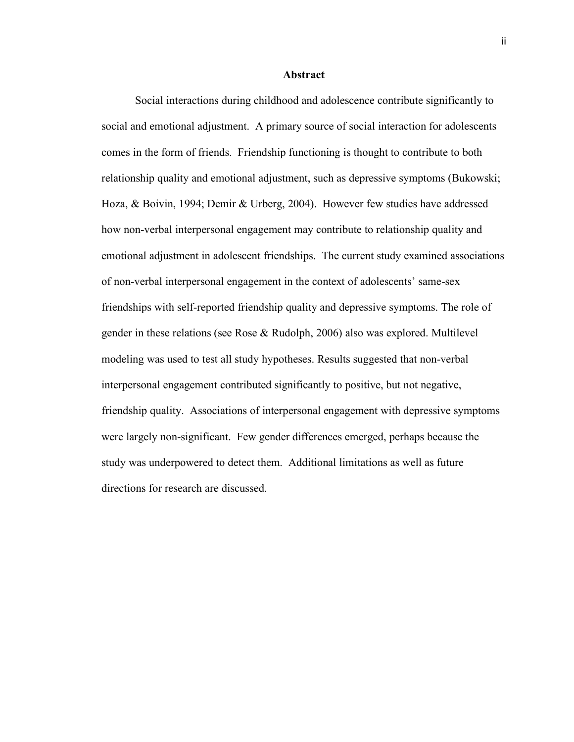# Abstract

Social interactions during childhood and adolescence contribute significantly to social and emotional adjustment. A primary source of social interaction for adolescents comes in the form of friends. Friendship functioning is thought to contribute to both relationship quality and emotional adjustment, such as depressive symptoms (Bukowski; Hoza, & Boivin, 1994; Demir & Urberg, 2004). However few studies have addressed how non-verbal interpersonal engagement may contribute to relationship quality and emotional adjustment in adolescent friendships. The current study examined associations of non-verbal interpersonal engagement in the context of adolescents' same-sex friendships with self-reported friendship quality and depressive symptoms. The role of gender in these relations (see Rose & Rudolph, 2006) also was explored. Multilevel modeling was used to test all study hypotheses. Results suggested that non-verbal interpersonal engagement contributed significantly to positive, but not negative, friendship quality. Associations of interpersonal engagement with depressive symptoms were largely non-significant. Few gender differences emerged, perhaps because the study was underpowered to detect them. Additional limitations as well as future directions for research are discussed.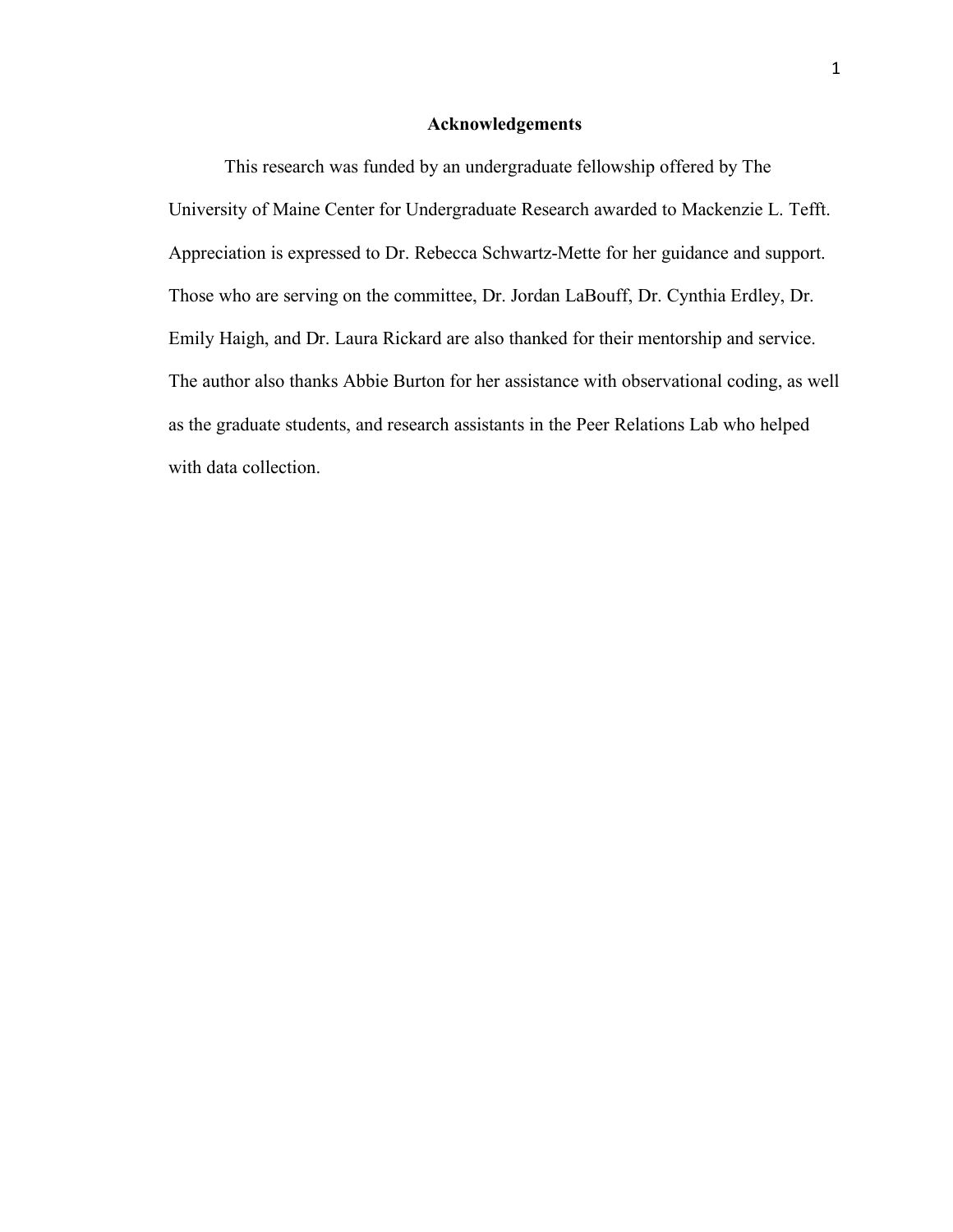## Acknowledgements

This research was funded by an undergraduate fellowship offered by The University of Maine Center for Undergraduate Research awarded to Mackenzie L. Tefft. Appreciation is expressed to Dr. Rebecca Schwartz-Mette for her guidance and support. Those who are serving on the committee, Dr. Jordan LaBouff, Dr. Cynthia Erdley, Dr. Emily Haigh, and Dr. Laura Rickard are also thanked for their mentorship and service. The author also thanks Abbie Burton for her assistance with observational coding, as well as the graduate students, and research assistants in the Peer Relations Lab who helped with data collection.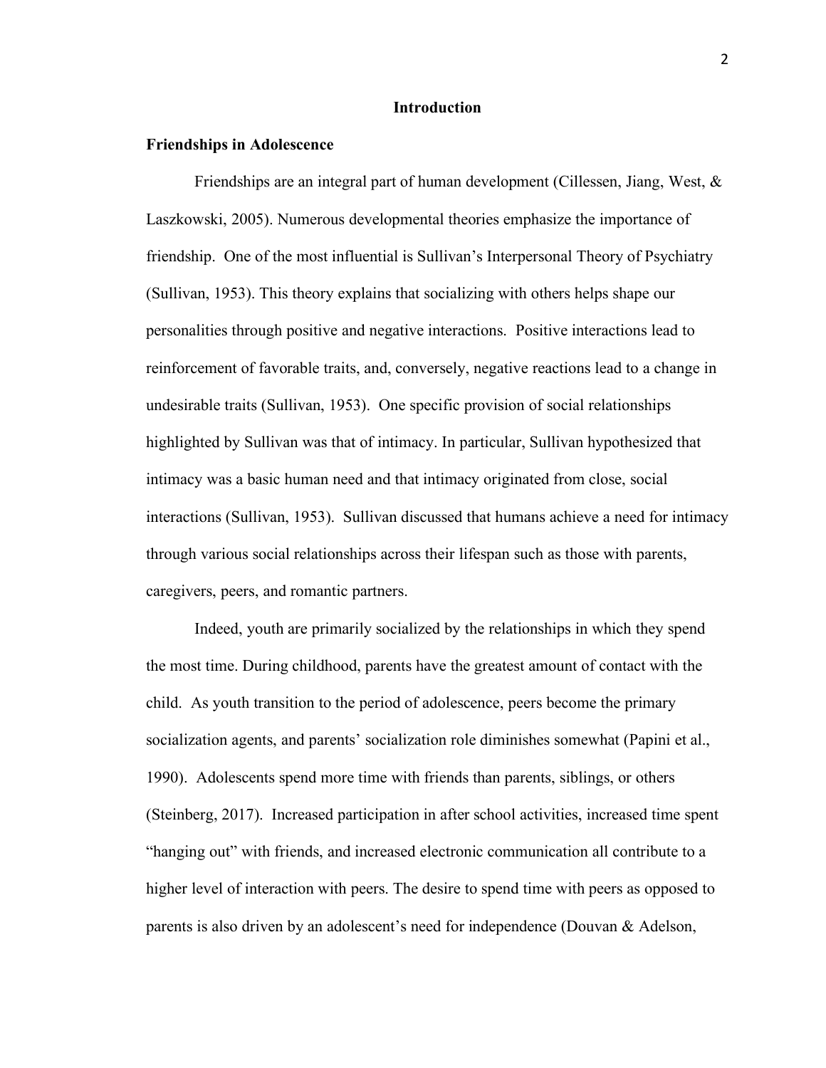# Introduction

## Friendships in Adolescence

Friendships are an integral part of human development (Cillessen, Jiang, West, & Laszkowski, 2005). Numerous developmental theories emphasize the importance of friendship. One of the most influential is Sullivan's Interpersonal Theory of Psychiatry (Sullivan, 1953). This theory explains that socializing with others helps shape our personalities through positive and negative interactions. Positive interactions lead to reinforcement of favorable traits, and, conversely, negative reactions lead to a change in undesirable traits (Sullivan, 1953). One specific provision of social relationships highlighted by Sullivan was that of intimacy. In particular, Sullivan hypothesized that intimacy was a basic human need and that intimacy originated from close, social interactions (Sullivan, 1953). Sullivan discussed that humans achieve a need for intimacy through various social relationships across their lifespan such as those with parents, caregivers, peers, and romantic partners.

Indeed, youth are primarily socialized by the relationships in which they spend the most time. During childhood, parents have the greatest amount of contact with the child. As youth transition to the period of adolescence, peers become the primary socialization agents, and parents' socialization role diminishes somewhat (Papini et al., 1990). Adolescents spend more time with friends than parents, siblings, or others (Steinberg, 2017). Increased participation in after school activities, increased time spent "hanging out" with friends, and increased electronic communication all contribute to a higher level of interaction with peers. The desire to spend time with peers as opposed to parents is also driven by an adolescent's need for independence (Douvan & Adelson,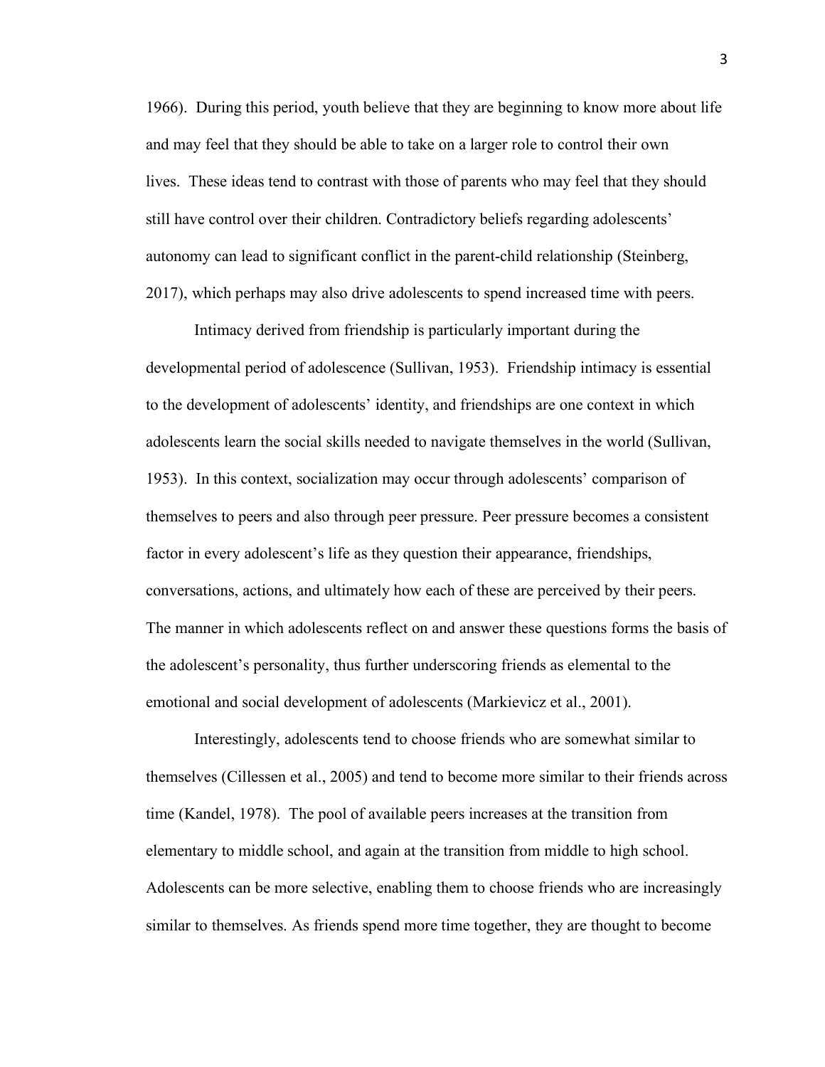1966). During this period, youth believe that they are beginning to know more about life and may feel that they should be able to take on a larger role to control their own lives. These ideas tend to contrast with those of parents who may feel that they should still have control over their children. Contradictory beliefs regarding adolescents' autonomy can lead to significant conflict in the parent-child relationship (Steinberg, 2017), which perhaps may also drive adolescents to spend increased time with peers.

Intimacy derived from friendship is particularly important during the developmental period of adolescence (Sullivan, 1953). Friendship intimacy is essential to the development of adolescents' identity, and friendships are one context in which adolescents learn the social skills needed to navigate themselves in the world (Sullivan, 1953). In this context, socialization may occur through adolescents' comparison of themselves to peers and also through peer pressure. Peer pressure becomes a consistent factor in every adolescent's life as they question their appearance, friendships, conversations, actions, and ultimately how each of these are perceived by their peers. The manner in which adolescents reflect on and answer these questions forms the basis of the adolescent's personality, thus further underscoring friends as elemental to the emotional and social development of adolescents (Markievicz et al., 2001).

Interestingly, adolescents tend to choose friends who are somewhat similar to themselves (Cillessen et al., 2005) and tend to become more similar to their friends across time (Kandel, 1978). The pool of available peers increases at the transition from elementary to middle school, and again at the transition from middle to high school. Adolescents can be more selective, enabling them to choose friends who are increasingly similar to themselves. As friends spend more time together, they are thought to become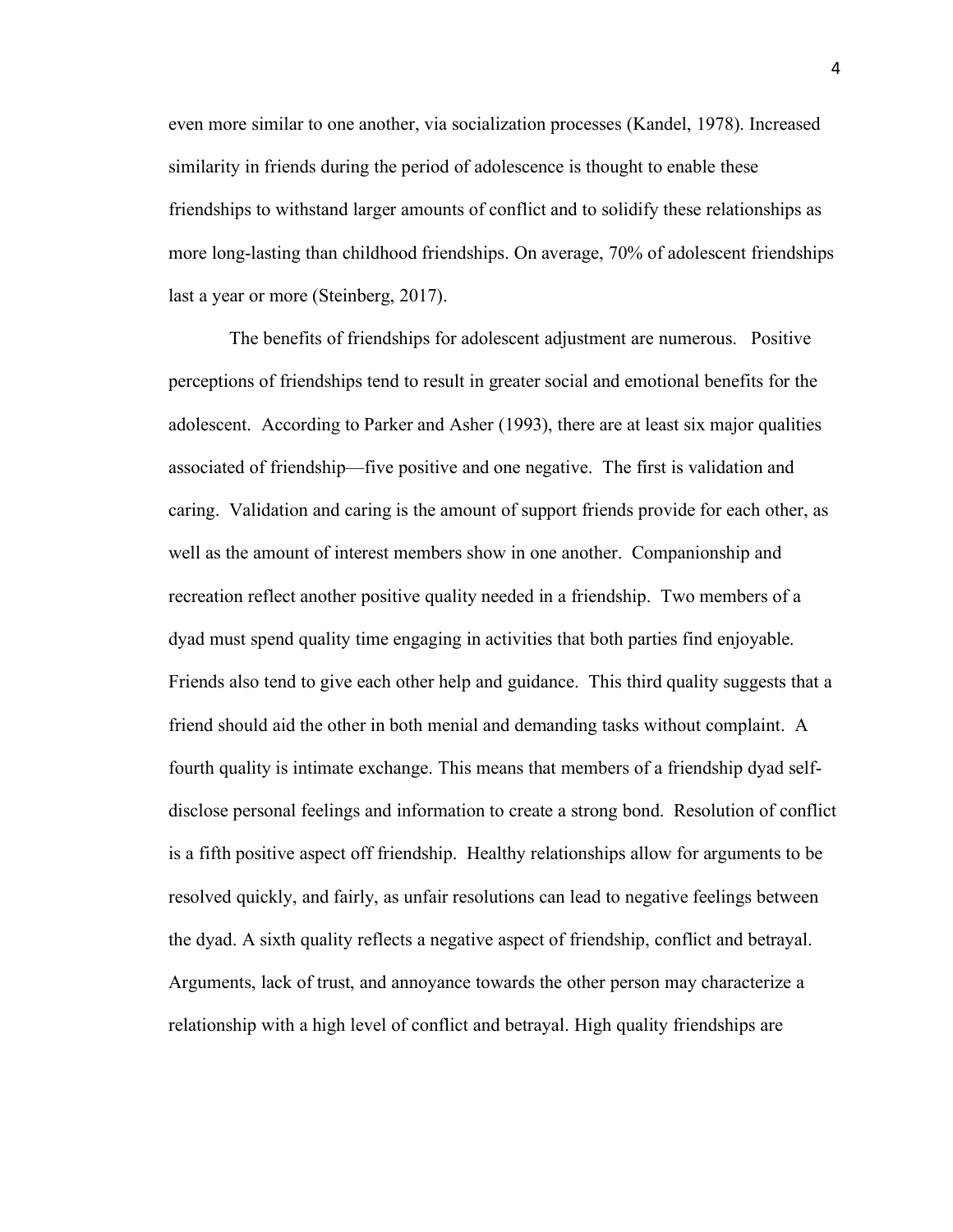even more similar to one another, via socialization processes (Kandel, 1978). Increased similarity in friends during the period of adolescence is thought to enable these friendships to withstand larger amounts of conflict and to solidify these relationships as more long-lasting than childhood friendships. On average, 70% of adolescent friendships last a year or more (Steinberg, 2017).

The benefits of friendships for adolescent adjustment are numerous. Positive perceptions of friendships tend to result in greater social and emotional benefits for the adolescent. According to Parker and Asher (1993), there are at least six major qualities associated of friendship—five positive and one negative. The first is validation and caring. Validation and caring is the amount of support friends provide for each other, as well as the amount of interest members show in one another. Companionship and recreation reflect another positive quality needed in a friendship. Two members of a dyad must spend quality time engaging in activities that both parties find enjoyable. Friends also tend to give each other help and guidance. This third quality suggests that a friend should aid the other in both menial and demanding tasks without complaint. A fourth quality is intimate exchange. This means that members of a friendship dyad self-disclose personal feelings and information to create a strong bond. Resolution of conflict is a fifth positive aspect off friendship. Healthy relationships allow for arguments to be resolved quickly, and fairly, as unfair resolutions can lead to negative feelings between the dyad. A sixth quality reflects a negative aspect of friendship, conflict and betrayal. Arguments, lack of trust, and annoyance towards the other person may characterize a relationship with a high level of conflict and betrayal. High quality friendships are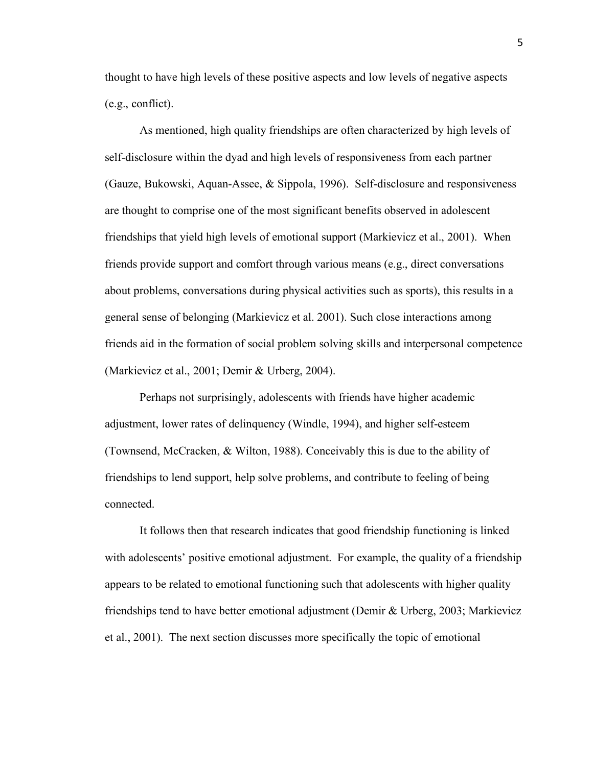thought to have high levels of these positive aspects and low levels of negative aspects (e.g., conflict).

As mentioned, high quality friendships are often characterized by high levels of self-disclosure within the dyad and high levels of responsiveness from each partner (Gauze, Bukowski, Aquan-Assee, & Sippola, 1996). Self-disclosure and responsiveness are thought to comprise one of the most significant benefits observed in adolescent friendships that yield high levels of emotional support (Markievicz et al., 2001). When friends provide support and comfort through various means (e.g., direct conversations about problems, conversations during physical activities such as sports), this results in a general sense of belonging (Markievicz et al. 2001). Such close interactions among friends aid in the formation of social problem solving skills and interpersonal competence (Markievicz et al., 2001; Demir & Urberg, 2004).

Perhaps not surprisingly, adolescents with friends have higher academic adjustment, lower rates of delinquency (Windle, 1994), and higher self-esteem (Townsend, McCracken, & Wilton, 1988). Conceivably this is due to the ability of friendships to lend support, help solve problems, and contribute to feeling of being connected.

It follows then that research indicates that good friendship functioning is linked with adolescents' positive emotional adjustment. For example, the quality of a friendship appears to be related to emotional functioning such that adolescents with higher quality friendships tend to have better emotional adjustment (Demir & Urberg, 2003; Markievicz et al., 2001). The next section discusses more specifically the topic of emotional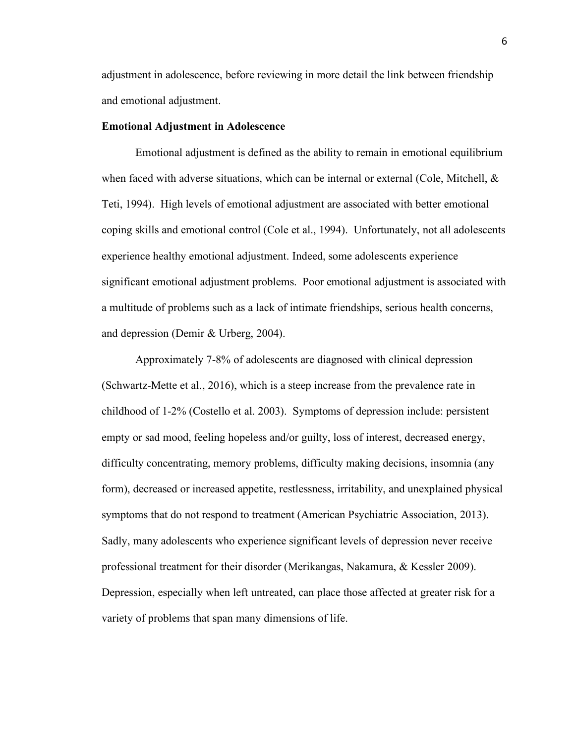adjustment in adolescence, before reviewing in more detail the link between friendship and emotional adjustment.

**Emotional Adjustment in Adolescence**

Emotional adjustment is defined as the ability to remain in emotional equilibrium when faced with adverse situations, which can be internal or external (Cole, Mitchell, & Teti, 1994). High levels of emotional adjustment are associated with better emotional coping skills and emotional control (Cole et al., 1994). Unfortunately, not all adolescents experience healthy emotional adjustment. Indeed, some adolescents experience significant emotional adjustment problems. Poor emotional adjustment is associated with a multitude of problems such as a lack of intimate friendships, serious health concerns, and depression (Demir & Urberg, 2004).

Approximately 7-8% of adolescents are diagnosed with clinical depression (Schwartz-Mette et al., 2016), which is a steep increase from the prevalence rate in childhood of 1-2% (Costello et al. 2003). Symptoms of depression include: persistent empty or sad mood, feeling hopeless and/or guilty, loss of interest, decreased energy, difficulty concentrating, memory problems, difficulty making decisions, insomnia (any form), decreased or increased appetite, restlessness, irritability, and unexplained physical symptoms that do not respond to treatment (American Psychiatric Association, 2013). Sadly, many adolescents who experience significant levels of depression never receive professional treatment for their disorder (Merikangas, Nakamura, & Kessler 2009). Depression, especially when left untreated, can place those affected at greater risk for a variety of problems that span many dimensions of life.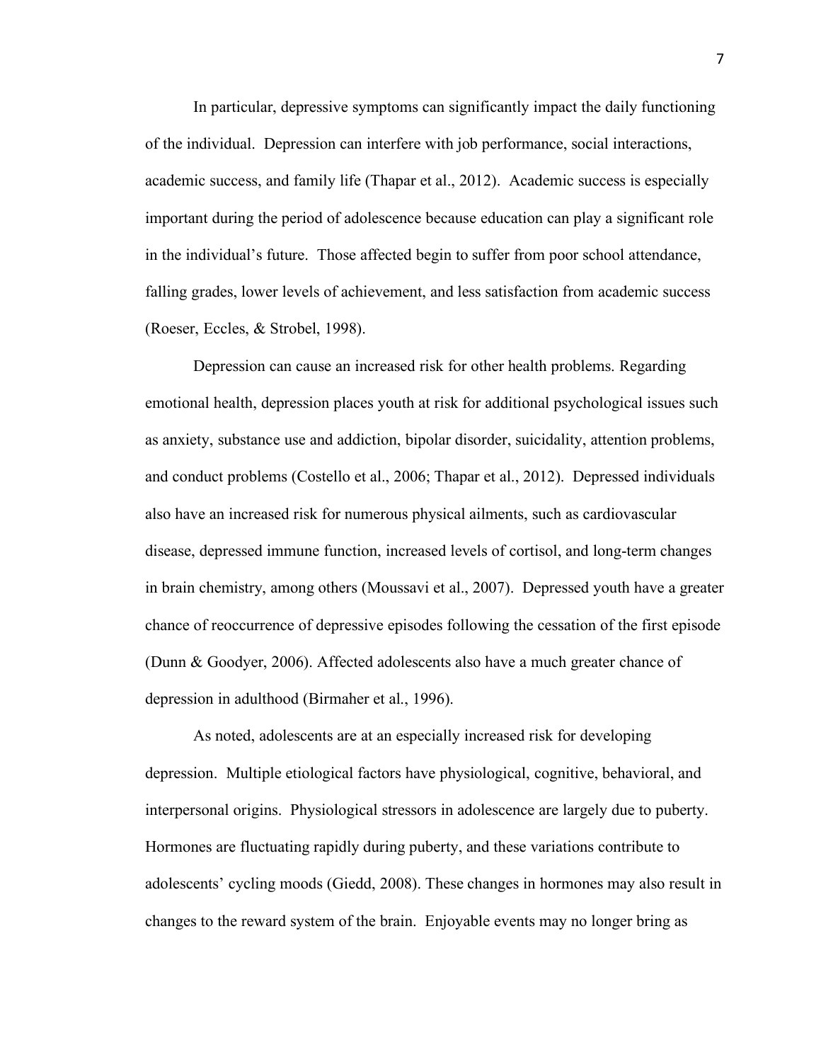In particular, depressive symptoms can significantly impact the daily functioning of the individual. Depression can interfere with job performance, social interactions, academic success, and family life (Thapar et al., 2012). Academic success is especially important during the period of adolescence because education can play a significant role in the individual's future. Those affected begin to suffer from poor school attendance, falling grades, lower levels of achievement, and less satisfaction from academic success (Roeser, Eccles, & Strobel, 1998).

Depression can cause an increased risk for other health problems. Regarding emotional health, depression places youth at risk for additional psychological issues such as anxiety, substance use and addiction, bipolar disorder, suicidality, attention problems, and conduct problems (Costello et al., 2006; Thapar et al., 2012). Depressed individuals also have an increased risk for numerous physical ailments, such as cardiovascular disease, depressed immune function, increased levels of cortisol, and long-term changes in brain chemistry, among others (Moussavi et al., 2007). Depressed youth have a greater chance of reoccurrence of depressive episodes following the cessation of the first episode (Dunn & Goodyer, 2006). Affected adolescents also have a much greater chance of depression in adulthood (Birmaher et al., 1996).

As noted, adolescents are at an especially increased risk for developing depression. Multiple etiological factors have physiological, cognitive, behavioral, and interpersonal origins. Physiological stressors in adolescence are largely due to puberty. Hormones are fluctuating rapidly during puberty, and these variations contribute to adolescents' cycling moods (Giedd, 2008). These changes in hormones may also result in changes to the reward system of the brain. Enjoyable events may no longer bring as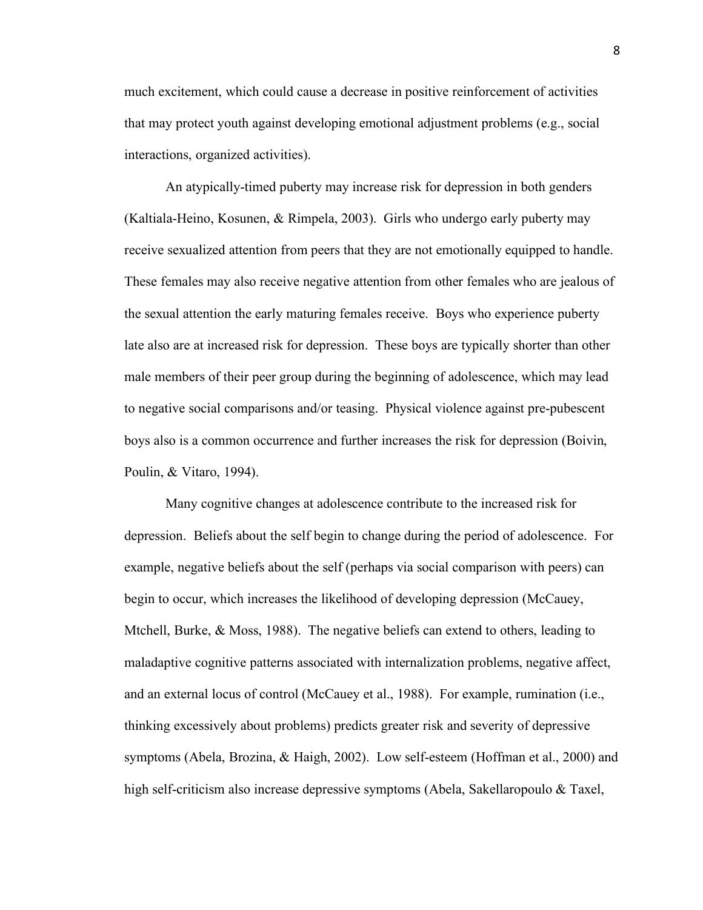much excitement, which could cause a decrease in positive reinforcement of activities that may protect youth against developing emotional adjustment problems (e.g., social interactions, organized activities).

An atypically-timed puberty may increase risk for depression in both genders (Kaltiala-Heino, Kosunen, & Rimpela, 2003). Girls who undergo early puberty may receive sexualized attention from peers that they are not emotionally equipped to handle. These females may also receive negative attention from other females who are jealous of the sexual attention the early maturing females receive. Boys who experience puberty late also are at increased risk for depression. These boys are typically shorter than other male members of their peer group during the beginning of adolescence, which may lead to negative social comparisons and/or teasing. Physical violence against pre-pubescent boys also is a common occurrence and further increases the risk for depression (Boivin, Poulin, & Vitaro, 1994).

Many cognitive changes at adolescence contribute to the increased risk for depression. Beliefs about the self begin to change during the period of adolescence. For example, negative beliefs about the self (perhaps via social comparison with peers) can begin to occur, which increases the likelihood of developing depression (McCauey, Mtchell, Burke, & Moss, 1988). The negative beliefs can extend to others, leading to maladaptive cognitive patterns associated with internalization problems, negative affect, and an external locus of control (McCauey et al., 1988). For example, rumination (i.e., thinking excessively about problems) predicts greater risk and severity of depressive symptoms (Abela, Brozina, & Haigh, 2002). Low self-esteem (Hoffman et al., 2000) and high self-criticism also increase depressive symptoms (Abela, Sakellaropoulo & Taxel,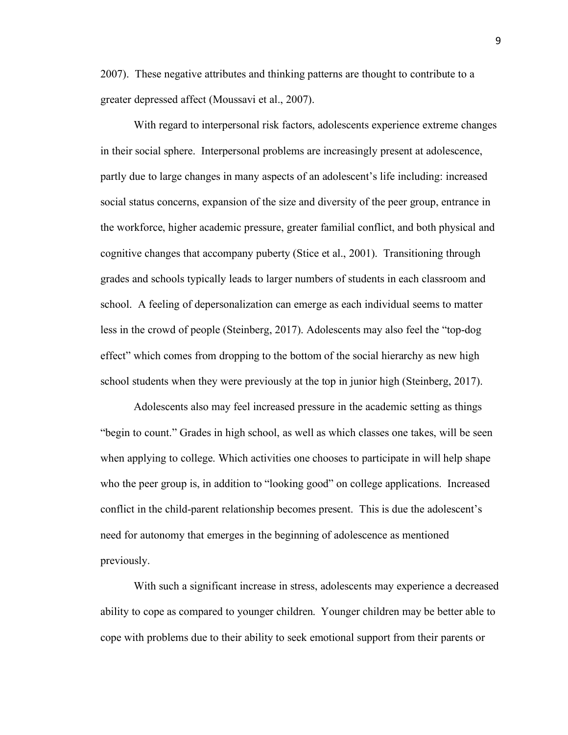2007). These negative attributes and thinking patterns are thought to contribute to a greater depressed affect (Moussavi et al., 2007).

With regard to interpersonal risk factors, adolescents experience extreme changes in their social sphere. Interpersonal problems are increasingly present at adolescence, partly due to large changes in many aspects of an adolescent's life including: increased social status concerns, expansion of the size and diversity of the peer group, entrance in the workforce, higher academic pressure, greater familial conflict, and both physical and cognitive changes that accompany puberty (Stice et al., 2001). Transitioning through grades and schools typically leads to larger numbers of students in each classroom and school. A feeling of depersonalization can emerge as each individual seems to matter less in the crowd of people (Steinberg, 2017). Adolescents may also feel the "top-dog effect" which comes from dropping to the bottom of the social hierarchy as new high school students when they were previously at the top in junior high (Steinberg, 2017).

Adolescents also may feel increased pressure in the academic setting as things "begin to count." Grades in high school, as well as which classes one takes, will be seen when applying to college. Which activities one chooses to participate in will help shape who the peer group is, in addition to "looking good" on college applications. Increased conflict in the child-parent relationship becomes present. This is due the adolescent's need for autonomy that emerges in the beginning of adolescence as mentioned previously.

With such a significant increase in stress, adolescents may experience a decreased ability to cope as compared to younger children. Younger children may be better able to cope with problems due to their ability to seek emotional support from their parents or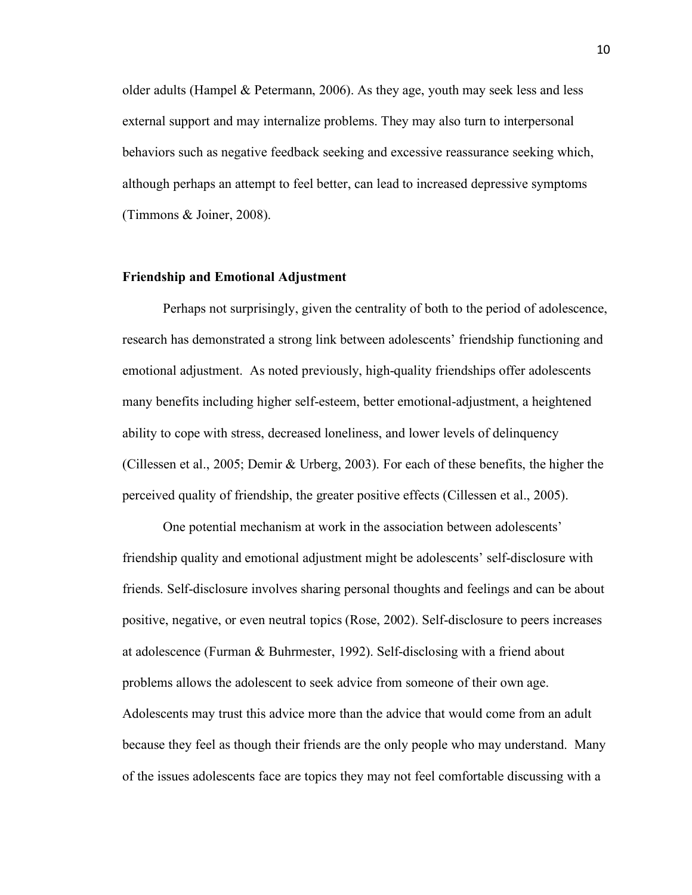older adults (Hampel & Petermann, 2006). As they age, youth may seek less and less external support and may internalize problems. They may also turn to interpersonal behaviors such as negative feedback seeking and excessive reassurance seeking which, although perhaps an attempt to feel better, can lead to increased depressive symptoms (Timmons & Joiner, 2008).

## Friendship and Emotional Adjustment

Perhaps not surprisingly, given the centrality of both to the period of adolescence, research has demonstrated a strong link between adolescents' friendship functioning and emotional adjustment. As noted previously, high-quality friendships offer adolescents many benefits including higher self-esteem, better emotional-adjustment, a heightened ability to cope with stress, decreased loneliness, and lower levels of delinquency (Cillessen et al., 2005; Demir & Urberg, 2003). For each of these benefits, the higher the perceived quality of friendship, the greater positive effects (Cillessen et al., 2005).

One potential mechanism at work in the association between adolescents' friendship quality and emotional adjustment might be adolescents' self-disclosure with friends. Self-disclosure involves sharing personal thoughts and feelings and can be about positive, negative, or even neutral topics (Rose, 2002). Self-disclosure to peers increases at adolescence (Furman & Buhrmester, 1992). Self-disclosing with a friend about problems allows the adolescent to seek advice from someone of their own age. Adolescents may trust this advice more than the advice that would come from an adult because they feel as though their friends are the only people who may understand. Many of the issues adolescents face are topics they may not feel comfortable discussing with a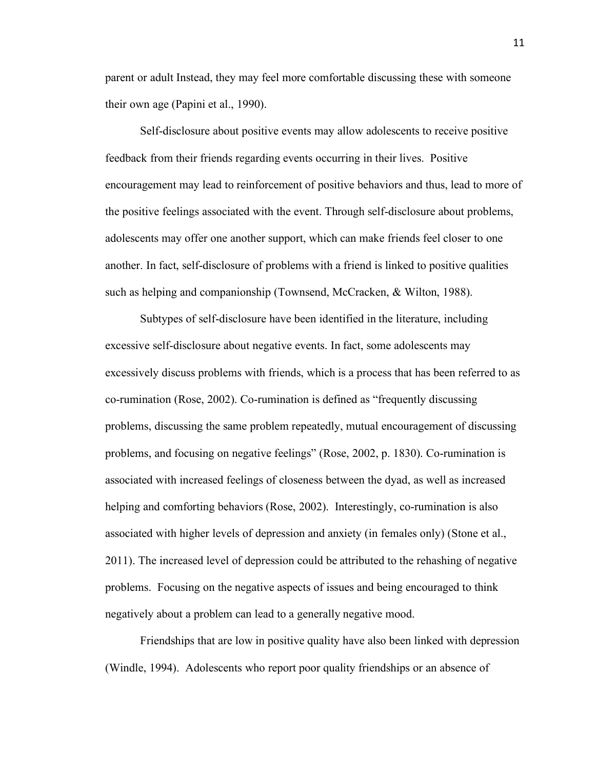parent or adult Instead, they may feel more comfortable discussing these with someone their own age (Papini et al., 1990).

Self-disclosure about positive events may allow adolescents to receive positive feedback from their friends regarding events occurring in their lives. Positive encouragement may lead to reinforcement of positive behaviors and thus, lead to more of the positive feelings associated with the event. Through self-disclosure about problems, adolescents may offer one another support, which can make friends feel closer to one another. In fact, self-disclosure of problems with a friend is linked to positive qualities such as helping and companionship (Townsend, McCracken, & Wilton, 1988).

Subtypes of self-disclosure have been identified in the literature, including excessive self-disclosure about negative events. In fact, some adolescents may excessively discuss problems with friends, which is a process that has been referred to as co-rumination (Rose, 2002). Co-rumination is defined as "frequently discussing problems, discussing the same problem repeatedly, mutual encouragement of discussing problems, and focusing on negative feelings" (Rose, 2002, p. 1830). Co-rumination is associated with increased feelings of closeness between the dyad, as well as increased helping and comforting behaviors (Rose, 2002). Interestingly, co-rumination is also associated with higher levels of depression and anxiety (in females only) (Stone et al., 2011). The increased level of depression could be attributed to the rehashing of negative problems. Focusing on the negative aspects of issues and being encouraged to think negatively about a problem can lead to a generally negative mood.

Friendships that are low in positive quality have also been linked with depression (Windle, 1994). Adolescents who report poor quality friendships or an absence of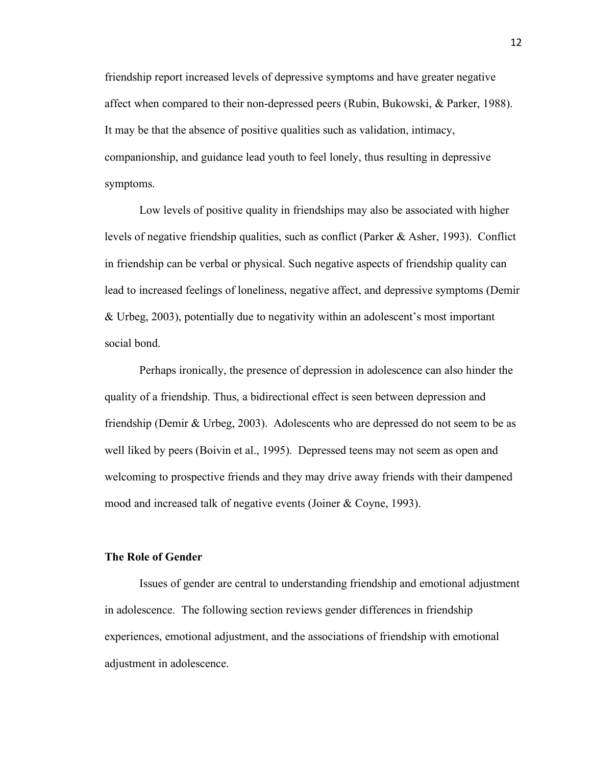friendship report increased levels of depressive symptoms and have greater negative affect when compared to their non-depressed peers (Rubin, Bukowski, & Parker, 1988). It may be that the absence of positive qualities such as validation, intimacy, companionship, and guidance lead youth to feel lonely, thus resulting in depressive symptoms.

Low levels of positive quality in friendships may also be associated with higher levels of negative friendship qualities, such as conflict (Parker & Asher, 1993). Conflict in friendship can be verbal or physical. Such negative aspects of friendship quality can lead to increased feelings of loneliness, negative affect, and depressive symptoms (Demir & Urbeg, 2003), potentially due to negativity within an adolescent's most important social bond.

Perhaps ironically, the presence of depression in adolescence can also hinder the quality of a friendship. Thus, a bidirectional effect is seen between depression and friendship (Demir & Urbeg, 2003). Adolescents who are depressed do not seem to be as well liked by peers (Boivin et al., 1995). Depressed teens may not seem as open and welcoming to prospective friends and they may drive away friends with their dampened mood and increased talk of negative events (Joiner & Coyne, 1993).

**The Role of Gender**

Issues of gender are central to understanding friendship and emotional adjustment in adolescence. The following section reviews gender differences in friendship experiences, emotional adjustment, and the associations of friendship with emotional adjustment in adolescence.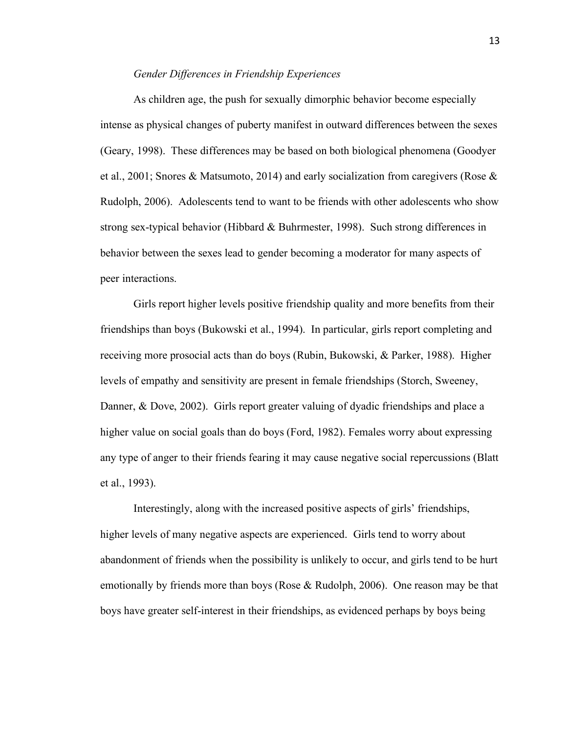*Gender Differences in Friendship Experiences*

As children age, the push for sexually dimorphic behavior become especially intense as physical changes of puberty manifest in outward differences between the sexes (Geary, 1998). These differences may be based on both biological phenomena (Goodyer et al., 2001; Snores & Matsumoto, 2014) and early socialization from caregivers (Rose & Rudolph, 2006). Adolescents tend to want to be friends with other adolescents who show strong sex-typical behavior (Hibbard & Buhrmester, 1998). Such strong differences in behavior between the sexes lead to gender becoming a moderator for many aspects of peer interactions.

Girls report higher levels positive friendship quality and more benefits from their friendships than boys (Bukowski et al., 1994). In particular, girls report completing and receiving more prosocial acts than do boys (Rubin, Bukowski, & Parker, 1988). Higher levels of empathy and sensitivity are present in female friendships (Storch, Sweeney, Danner, & Dove, 2002). Girls report greater valuing of dyadic friendships and place a higher value on social goals than do boys (Ford, 1982). Females worry about expressing any type of anger to their friends fearing it may cause negative social repercussions (Blatt et al., 1993).

Interestingly, along with the increased positive aspects of girls' friendships, higher levels of many negative aspects are experienced. Girls tend to worry about abandonment of friends when the possibility is unlikely to occur, and girls tend to be hurt emotionally by friends more than boys (Rose & Rudolph, 2006). One reason may be that boys have greater self-interest in their friendships, as evidenced perhaps by boys being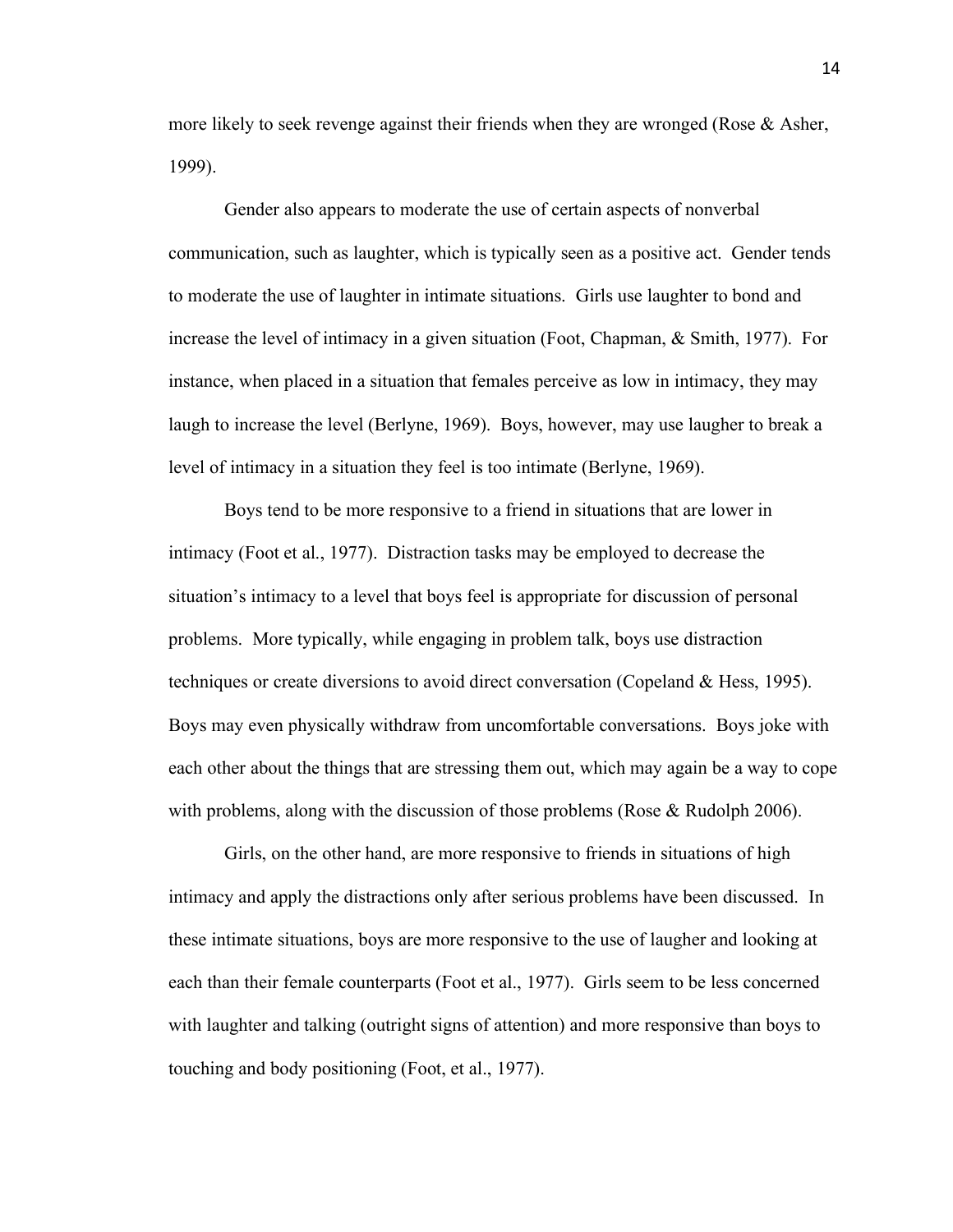more likely to seek revenge against their friends when they are wronged (Rose & Asher, 1999).

Gender also appears to moderate the use of certain aspects of nonverbal communication, such as laughter, which is typically seen as a positive act. Gender tends to moderate the use of laughter in intimate situations. Girls use laughter to bond and increase the level of intimacy in a given situation (Foot, Chapman, & Smith, 1977). For instance, when placed in a situation that females perceive as low in intimacy, they may laugh to increase the level (Berlyne, 1969). Boys, however, may use laugher to break a level of intimacy in a situation they feel is too intimate (Berlyne, 1969).

Boys tend to be more responsive to a friend in situations that are lower in intimacy (Foot et al., 1977). Distraction tasks may be employed to decrease the situation's intimacy to a level that boys feel is appropriate for discussion of personal problems. More typically, while engaging in problem talk, boys use distraction techniques or create diversions to avoid direct conversation (Copeland & Hess, 1995). Boys may even physically withdraw from uncomfortable conversations. Boys joke with each other about the things that are stressing them out, which may again be a way to cope with problems, along with the discussion of those problems (Rose & Rudolph 2006).

Girls, on the other hand, are more responsive to friends in situations of high intimacy and apply the distractions only after serious problems have been discussed. In these intimate situations, boys are more responsive to the use of laugher and looking at each than their female counterparts (Foot et al., 1977). Girls seem to be less concerned with laughter and talking (outright signs of attention) and more responsive than boys to touching and body positioning (Foot, et al., 1977).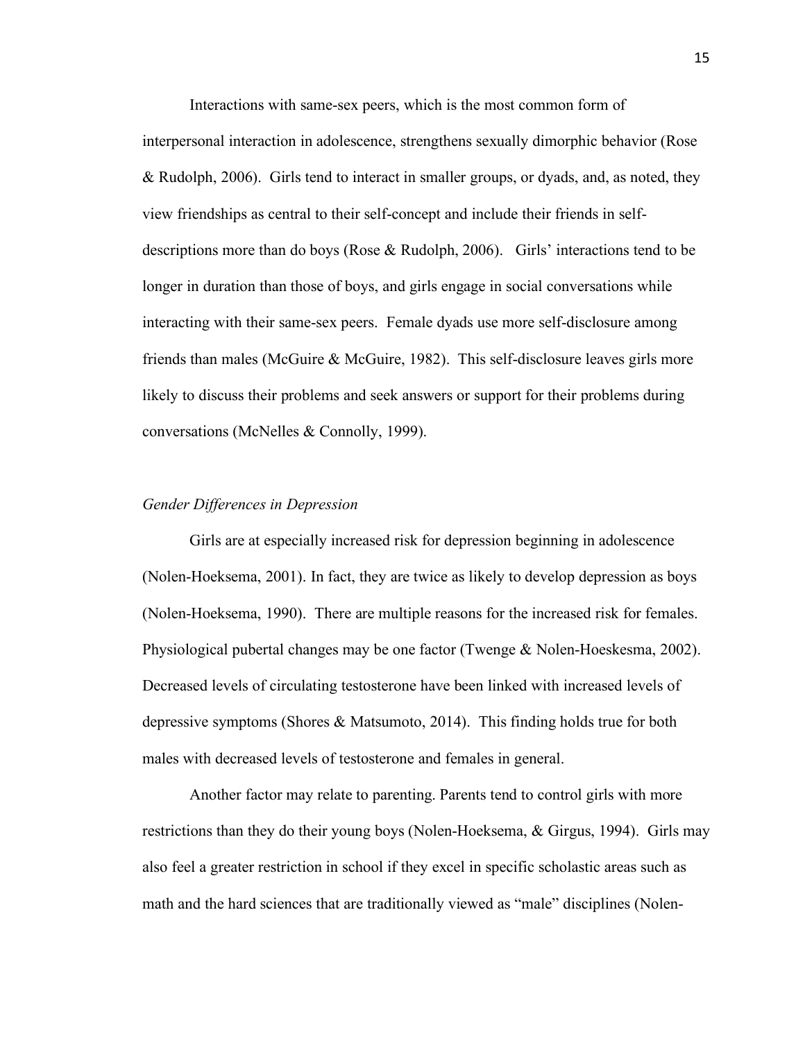Interactions with same-sex peers, which is the most common form of interpersonal interaction in adolescence, strengthens sexually dimorphic behavior (Rose & Rudolph, 2006). Girls tend to interact in smaller groups, or dyads, and, as noted, they view friendships as central to their self-concept and include their friends in self-descriptions more than do boys (Rose & Rudolph, 2006). Girls' interactions tend to be longer in duration than those of boys, and girls engage in social conversations while interacting with their same-sex peers. Female dyads use more self-disclosure among friends than males (McGuire & McGuire, 1982). This self-disclosure leaves girls more likely to discuss their problems and seek answers or support for their problems during conversations (McNelles & Connolly, 1999).

*Gender Differences in Depression*

Girls are at especially increased risk for depression beginning in adolescence (Nolen-Hoeksema, 2001). In fact, they are twice as likely to develop depression as boys (Nolen-Hoeksema, 1990). There are multiple reasons for the increased risk for females. Physiological pubertal changes may be one factor (Twenge & Nolen-Hoeskesma, 2002). Decreased levels of circulating testosterone have been linked with increased levels of depressive symptoms (Shores & Matsumoto, 2014). This finding holds true for both males with decreased levels of testosterone and females in general.

Another factor may relate to parenting. Parents tend to control girls with more restrictions than they do their young boys (Nolen-Hoeksema, & Girgus, 1994). Girls may also feel a greater restriction in school if they excel in specific scholastic areas such as math and the hard sciences that are traditionally viewed as "male" disciplines (Nolen-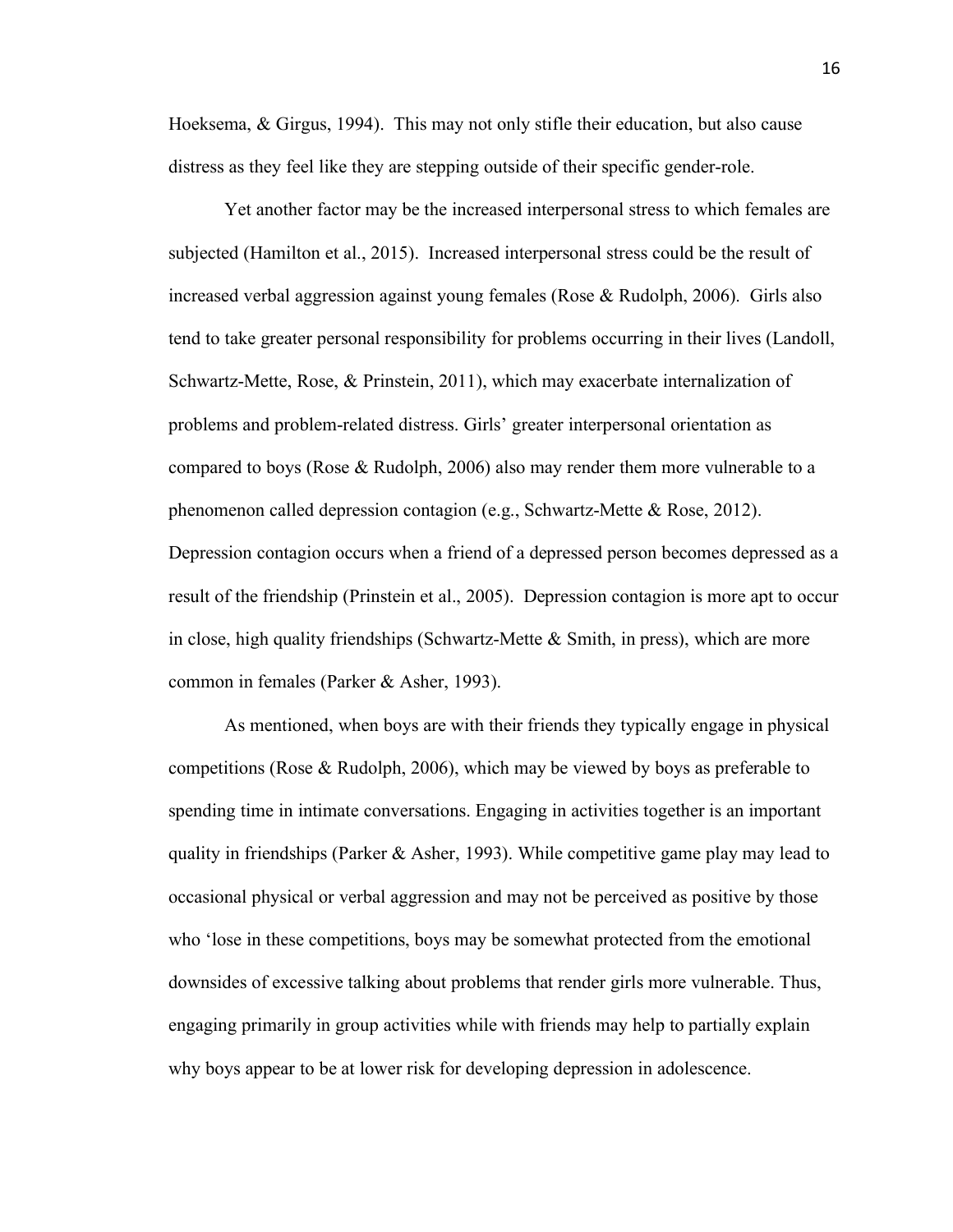Hoeksema, & Girgus, 1994). This may not only stifle their education, but also cause distress as they feel like they are stepping outside of their specific gender-role.

Yet another factor may be the increased interpersonal stress to which females are subjected (Hamilton et al., 2015). Increased interpersonal stress could be the result of increased verbal aggression against young females (Rose & Rudolph, 2006). Girls also tend to take greater personal responsibility for problems occurring in their lives (Landoll, Schwartz-Mette, Rose, & Prinstein, 2011), which may exacerbate internalization of problems and problem-related distress. Girls' greater interpersonal orientation as compared to boys (Rose & Rudolph, 2006) also may render them more vulnerable to a phenomenon called depression contagion (e.g., Schwartz-Mette & Rose, 2012). Depression contagion occurs when a friend of a depressed person becomes depressed as a result of the friendship (Prinstein et al., 2005). Depression contagion is more apt to occur in close, high quality friendships (Schwartz-Mette & Smith, in press), which are more common in females (Parker & Asher, 1993).

As mentioned, when boys are with their friends they typically engage in physical competitions (Rose & Rudolph, 2006), which may be viewed by boys as preferable to spending time in intimate conversations. Engaging in activities together is an important quality in friendships (Parker & Asher, 1993). While competitive game play may lead to occasional physical or verbal aggression and may not be perceived as positive by those who 'lose in these competitions, boys may be somewhat protected from the emotional downsides of excessive talking about problems that render girls more vulnerable. Thus, engaging primarily in group activities while with friends may help to partially explain why boys appear to be at lower risk for developing depression in adolescence.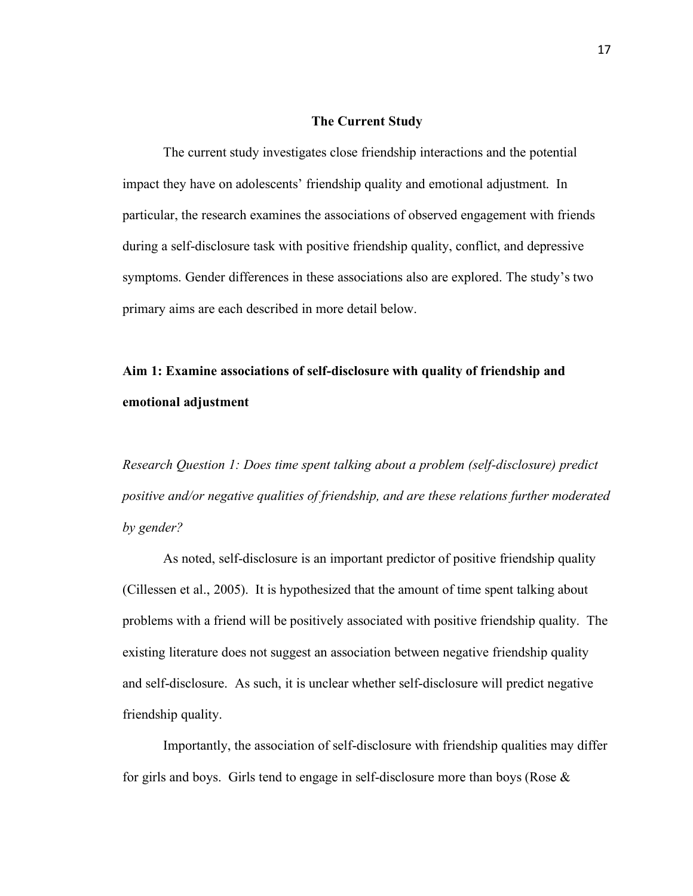## The Current Study

The current study investigates close friendship interactions and the potential impact they have on adolescents' friendship quality and emotional adjustment. In particular, the research examines the associations of observed engagement with friends during a self-disclosure task with positive friendship quality, conflict, and depressive symptoms. Gender differences in these associations also are explored. The study's two primary aims are each described in more detail below.

### Aim 1: Examine associations of self-disclosure with quality of friendship and emotional adjustment

*Research Question 1: Does time spent talking about a problem (self-disclosure) predict positive and/or negative qualities of friendship, and are these relations further moderated by gender?*

As noted, self-disclosure is an important predictor of positive friendship quality (Cillessen et al., 2005). It is hypothesized that the amount of time spent talking about problems with a friend will be positively associated with positive friendship quality. The existing literature does not suggest an association between negative friendship quality and self-disclosure. As such, it is unclear whether self-disclosure will predict negative friendship quality.

Importantly, the association of self-disclosure with friendship qualities may differ for girls and boys. Girls tend to engage in self-disclosure more than boys (Rose &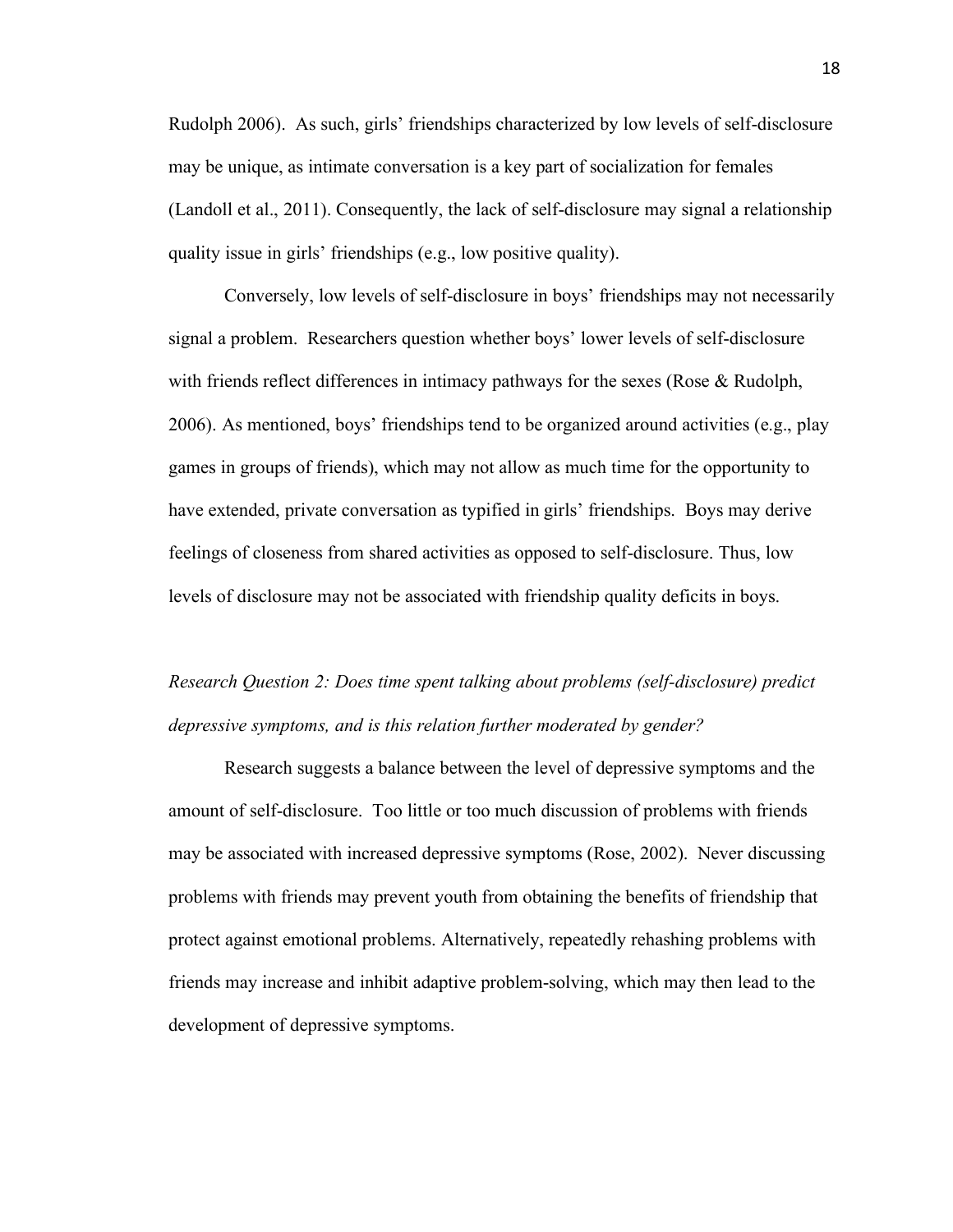Rudolph 2006). As such, girls' friendships characterized by low levels of self-disclosure may be unique, as intimate conversation is a key part of socialization for females (Landoll et al., 2011). Consequently, the lack of self-disclosure may signal a relationship quality issue in girls' friendships (e.g., low positive quality).

Conversely, low levels of self-disclosure in boys' friendships may not necessarily signal a problem. Researchers question whether boys' lower levels of self-disclosure with friends reflect differences in intimacy pathways for the sexes (Rose & Rudolph, 2006). As mentioned, boys' friendships tend to be organized around activities (e.g., play games in groups of friends), which may not allow as much time for the opportunity to have extended, private conversation as typified in girls' friendships. Boys may derive feelings of closeness from shared activities as opposed to self-disclosure. Thus, low levels of disclosure may not be associated with friendship quality deficits in boys.

*Research Question 2: Does time spent talking about problems (self-disclosure) predict depressive symptoms, and is this relation further moderated by gender?*

Research suggests a balance between the level of depressive symptoms and the amount of self-disclosure. Too little or too much discussion of problems with friends may be associated with increased depressive symptoms (Rose, 2002). Never discussing problems with friends may prevent youth from obtaining the benefits of friendship that protect against emotional problems. Alternatively, repeatedly rehashing problems with friends may increase and inhibit adaptive problem-solving, which may then lead to the development of depressive symptoms.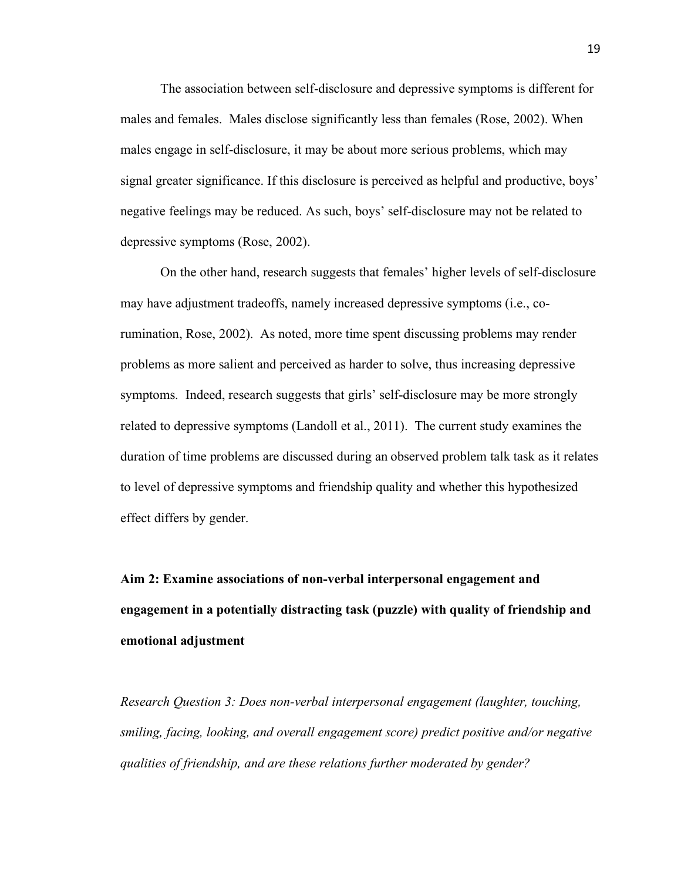The association between self-disclosure and depressive symptoms is different for males and females. Males disclose significantly less than females (Rose, 2002). When males engage in self-disclosure, it may be about more serious problems, which may signal greater significance. If this disclosure is perceived as helpful and productive, boys' negative feelings may be reduced. As such, boys' self-disclosure may not be related to depressive symptoms (Rose, 2002).

On the other hand, research suggests that females' higher levels of self-disclosure may have adjustment tradeoffs, namely increased depressive symptoms (i.e., co-rumination, Rose, 2002). As noted, more time spent discussing problems may render problems as more salient and perceived as harder to solve, thus increasing depressive symptoms. Indeed, research suggests that girls' self-disclosure may be more strongly related to depressive symptoms (Landoll et al., 2011). The current study examines the duration of time problems are discussed during an observed problem talk task as it relates to level of depressive symptoms and friendship quality and whether this hypothesized effect differs by gender.

**Aim 2: Examine associations of non-verbal interpersonal engagement and engagement in a potentially distracting task (puzzle) with quality of friendship and emotional adjustment**

*Research Question 3: Does non-verbal interpersonal engagement (laughter, touching, smiling, facing, looking, and overall engagement score) predict positive and/or negative qualities of friendship, and are these relations further moderated by gender?*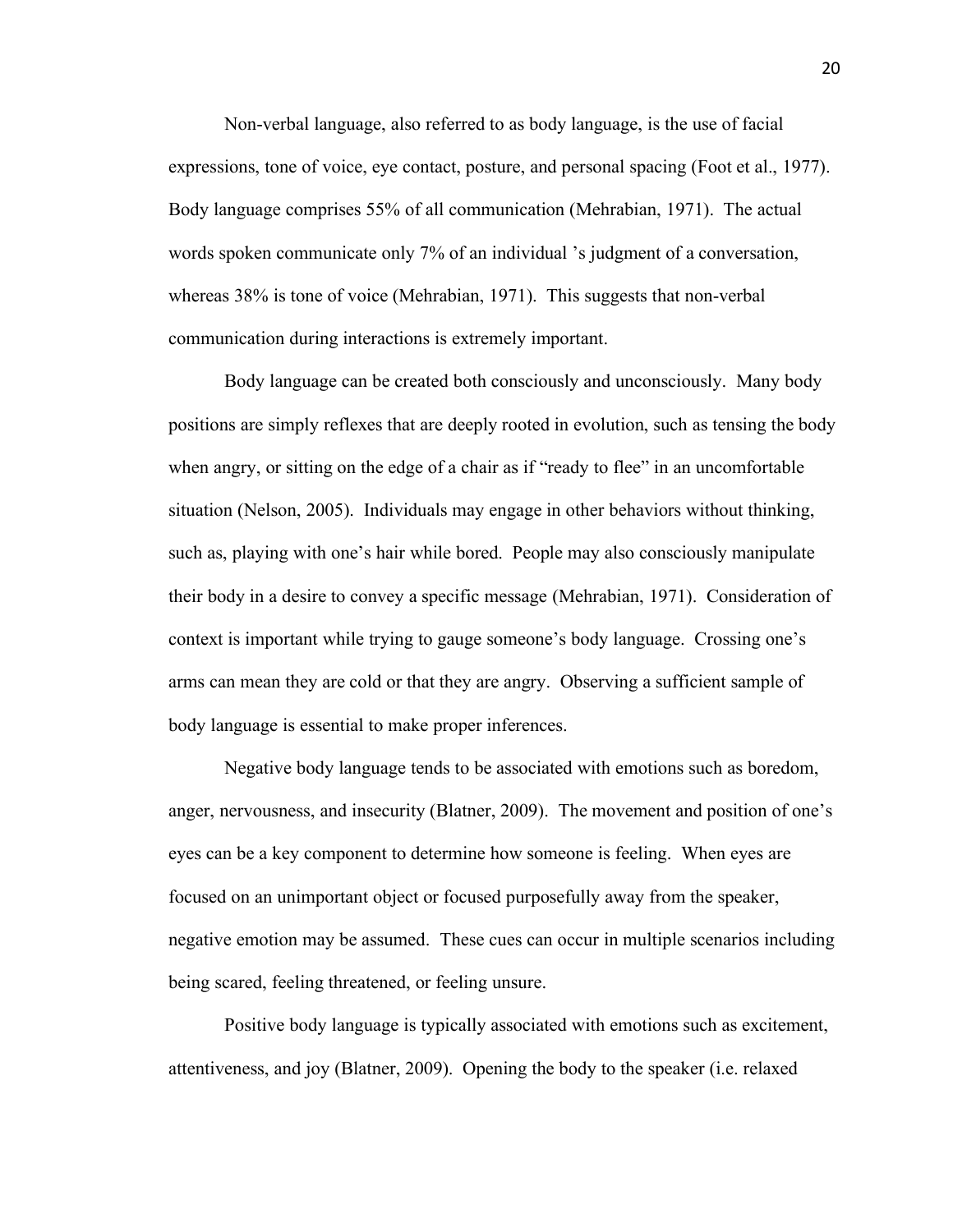Non-verbal language, also referred to as body language, is the use of facial expressions, tone of voice, eye contact, posture, and personal spacing (Foot et al., 1977). Body language comprises 55% of all communication (Mehrabian, 1971). The actual words spoken communicate only 7% of an individual 's judgment of a conversation, whereas 38% is tone of voice (Mehrabian, 1971). This suggests that non-verbal communication during interactions is extremely important.

Body language can be created both consciously and unconsciously. Many body positions are simply reflexes that are deeply rooted in evolution, such as tensing the body when angry, or sitting on the edge of a chair as if "ready to flee" in an uncomfortable situation (Nelson, 2005). Individuals may engage in other behaviors without thinking, such as, playing with one's hair while bored. People may also consciously manipulate their body in a desire to convey a specific message (Mehrabian, 1971). Consideration of context is important while trying to gauge someone's body language. Crossing one's arms can mean they are cold or that they are angry. Observing a sufficient sample of body language is essential to make proper inferences.

Negative body language tends to be associated with emotions such as boredom, anger, nervousness, and insecurity (Blatner, 2009). The movement and position of one's eyes can be a key component to determine how someone is feeling. When eyes are focused on an unimportant object or focused purposefully away from the speaker, negative emotion may be assumed. These cues can occur in multiple scenarios including being scared, feeling threatened, or feeling unsure.

Positive body language is typically associated with emotions such as excitement, attentiveness, and joy (Blatner, 2009). Opening the body to the speaker (i.e. relaxed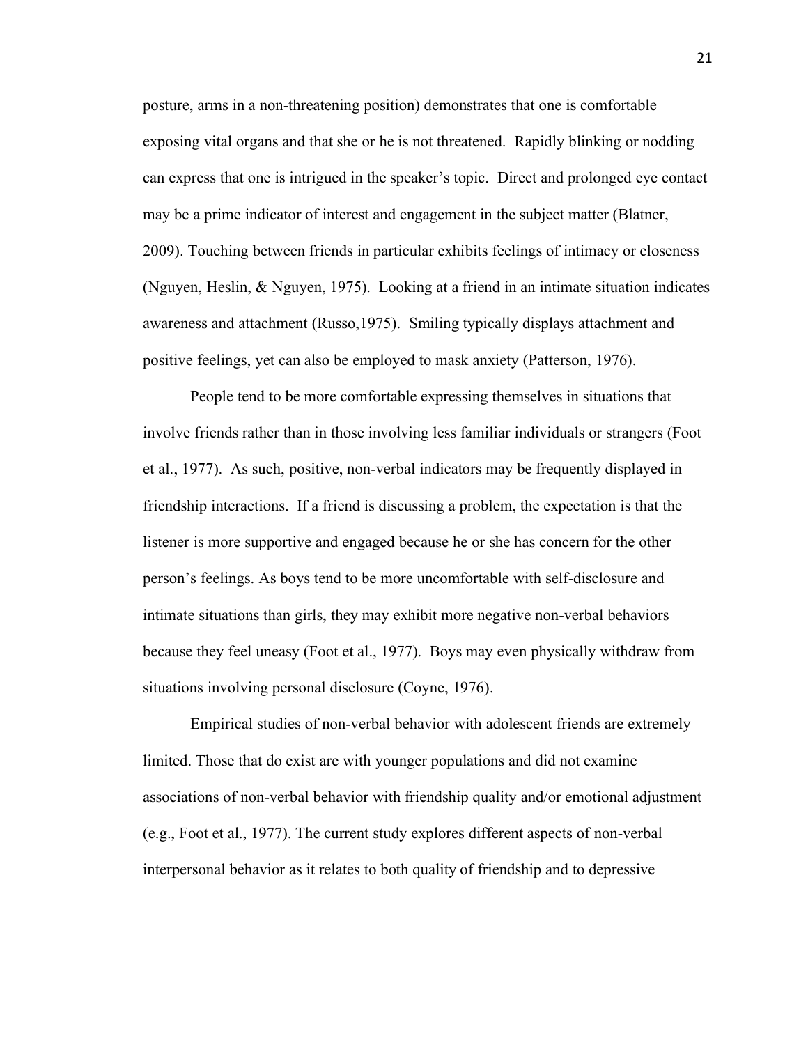posture, arms in a non-threatening position) demonstrates that one is comfortable exposing vital organs and that she or he is not threatened. Rapidly blinking or nodding can express that one is intrigued in the speaker's topic. Direct and prolonged eye contact may be a prime indicator of interest and engagement in the subject matter (Blatner, 2009). Touching between friends in particular exhibits feelings of intimacy or closeness (Nguyen, Heslin, & Nguyen, 1975). Looking at a friend in an intimate situation indicates awareness and attachment (Russo,1975). Smiling typically displays attachment and positive feelings, yet can also be employed to mask anxiety (Patterson, 1976).

People tend to be more comfortable expressing themselves in situations that involve friends rather than in those involving less familiar individuals or strangers (Foot et al., 1977). As such, positive, non-verbal indicators may be frequently displayed in friendship interactions. If a friend is discussing a problem, the expectation is that the listener is more supportive and engaged because he or she has concern for the other person's feelings. As boys tend to be more uncomfortable with self-disclosure and intimate situations than girls, they may exhibit more negative non-verbal behaviors because they feel uneasy (Foot et al., 1977). Boys may even physically withdraw from situations involving personal disclosure (Coyne, 1976).

Empirical studies of non-verbal behavior with adolescent friends are extremely limited. Those that do exist are with younger populations and did not examine associations of non-verbal behavior with friendship quality and/or emotional adjustment (e.g., Foot et al., 1977). The current study explores different aspects of non-verbal interpersonal behavior as it relates to both quality of friendship and to depressive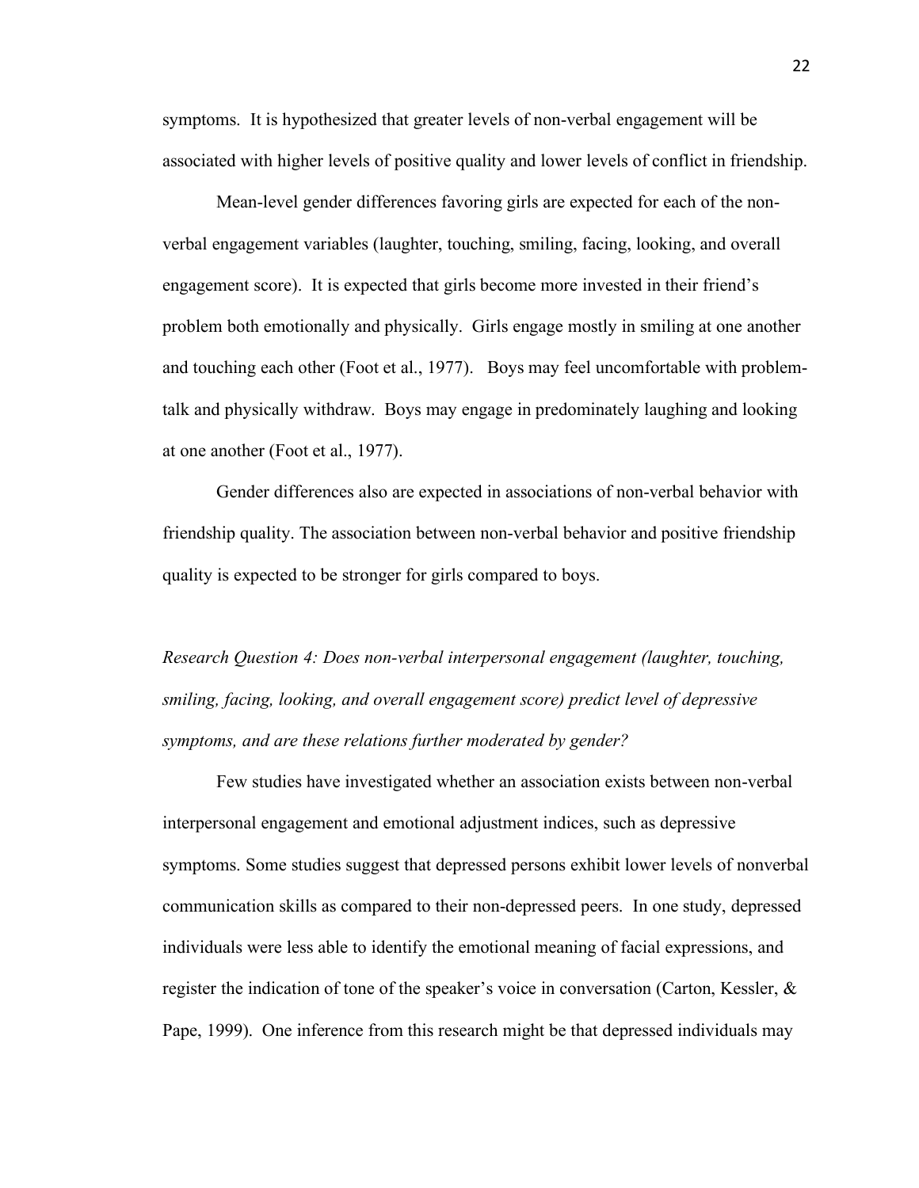symptoms. It is hypothesized that greater levels of non-verbal engagement will be associated with higher levels of positive quality and lower levels of conflict in friendship.

Mean-level gender differences favoring girls are expected for each of the non-verbal engagement variables (laughter, touching, smiling, facing, looking, and overall engagement score). It is expected that girls become more invested in their friend's problem both emotionally and physically. Girls engage mostly in smiling at one another and touching each other (Foot et al., 1977). Boys may feel uncomfortable with problem-talk and physically withdraw. Boys may engage in predominately laughing and looking at one another (Foot et al., 1977).

Gender differences also are expected in associations of non-verbal behavior with friendship quality. The association between non-verbal behavior and positive friendship quality is expected to be stronger for girls compared to boys.

*Research Question 4: Does non-verbal interpersonal engagement (laughter, touching, smiling, facing, looking, and overall engagement score) predict level of depressive symptoms, and are these relations further moderated by gender?*

Few studies have investigated whether an association exists between non-verbal interpersonal engagement and emotional adjustment indices, such as depressive symptoms. Some studies suggest that depressed persons exhibit lower levels of nonverbal communication skills as compared to their non-depressed peers. In one study, depressed individuals were less able to identify the emotional meaning of facial expressions, and register the indication of tone of the speaker's voice in conversation (Carton, Kessler, & Pape, 1999). One inference from this research might be that depressed individuals may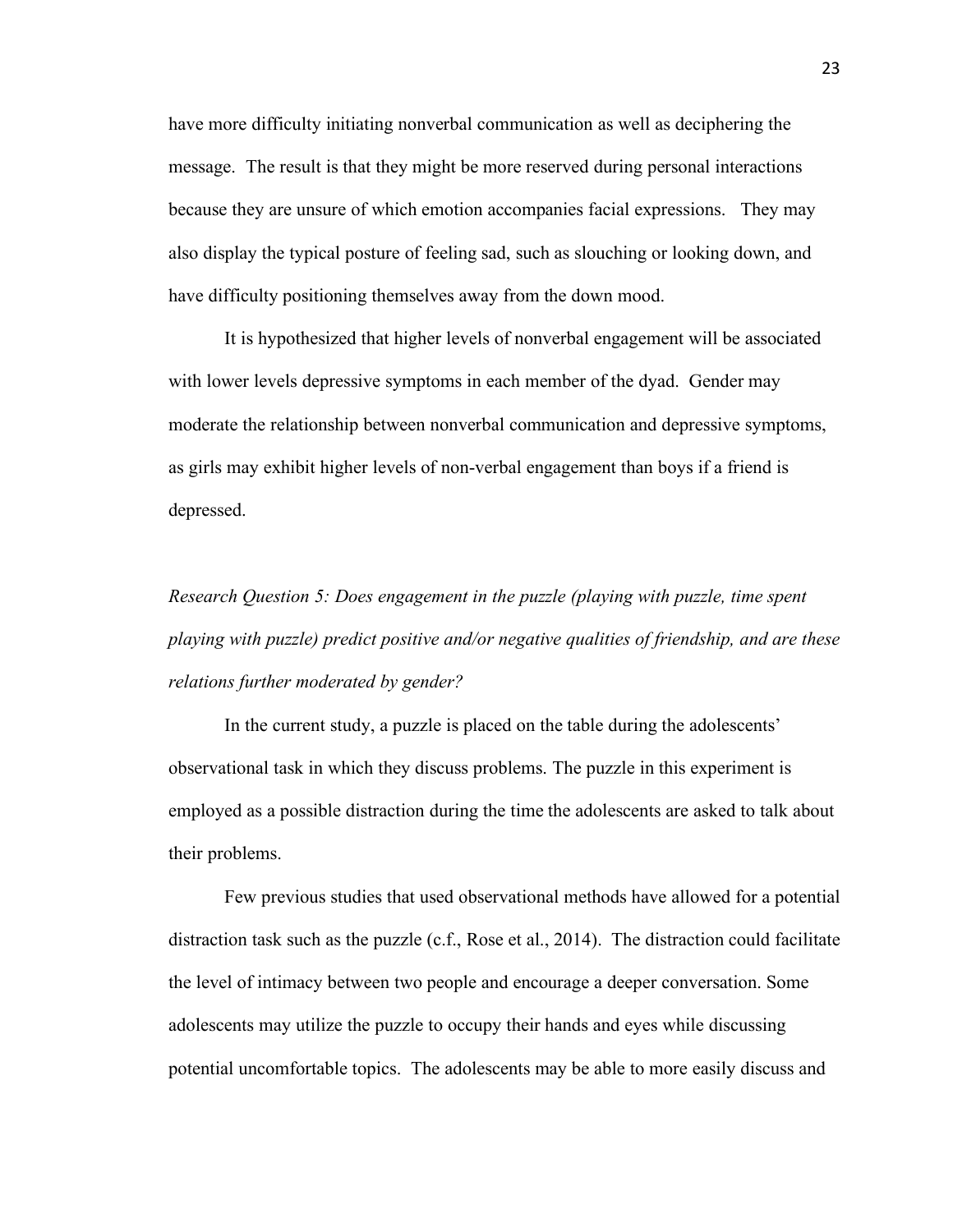have more difficulty initiating nonverbal communication as well as deciphering the message. The result is that they might be more reserved during personal interactions because they are unsure of which emotion accompanies facial expressions. They may also display the typical posture of feeling sad, such as slouching or looking down, and have difficulty positioning themselves away from the down mood.

It is hypothesized that higher levels of nonverbal engagement will be associated with lower levels depressive symptoms in each member of the dyad. Gender may moderate the relationship between nonverbal communication and depressive symptoms, as girls may exhibit higher levels of non-verbal engagement than boys if a friend is depressed.

*Research Question 5: Does engagement in the puzzle (playing with puzzle, time spent playing with puzzle) predict positive and/or negative qualities of friendship, and are these relations further moderated by gender?*

In the current study, a puzzle is placed on the table during the adolescents' observational task in which they discuss problems. The puzzle in this experiment is employed as a possible distraction during the time the adolescents are asked to talk about their problems.

Few previous studies that used observational methods have allowed for a potential distraction task such as the puzzle (c.f., Rose et al., 2014). The distraction could facilitate the level of intimacy between two people and encourage a deeper conversation. Some adolescents may utilize the puzzle to occupy their hands and eyes while discussing potential uncomfortable topics. The adolescents may be able to more easily discuss and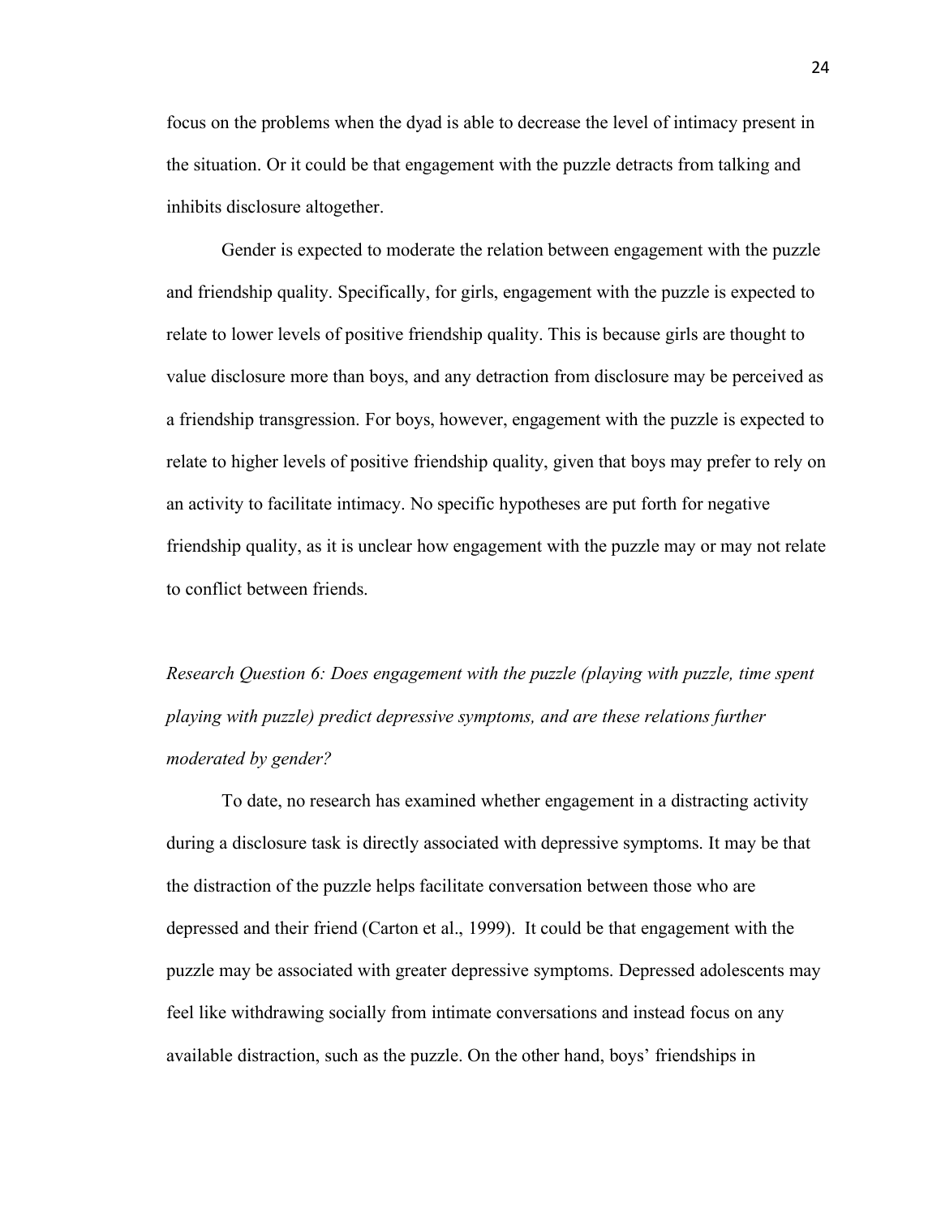focus on the problems when the dyad is able to decrease the level of intimacy present in the situation. Or it could be that engagement with the puzzle detracts from talking and inhibits disclosure altogether.

Gender is expected to moderate the relation between engagement with the puzzle and friendship quality. Specifically, for girls, engagement with the puzzle is expected to relate to lower levels of positive friendship quality. This is because girls are thought to value disclosure more than boys, and any detraction from disclosure may be perceived as a friendship transgression. For boys, however, engagement with the puzzle is expected to relate to higher levels of positive friendship quality, given that boys may prefer to rely on an activity to facilitate intimacy. No specific hypotheses are put forth for negative friendship quality, as it is unclear how engagement with the puzzle may or may not relate to conflict between friends.

*Research Question 6: Does engagement with the puzzle (playing with puzzle, time spent playing with puzzle) predict depressive symptoms, and are these relations further moderated by gender?*

To date, no research has examined whether engagement in a distracting activity during a disclosure task is directly associated with depressive symptoms. It may be that the distraction of the puzzle helps facilitate conversation between those who are depressed and their friend (Carton et al., 1999). It could be that engagement with the puzzle may be associated with greater depressive symptoms. Depressed adolescents may feel like withdrawing socially from intimate conversations and instead focus on any available distraction, such as the puzzle. On the other hand, boys' friendships in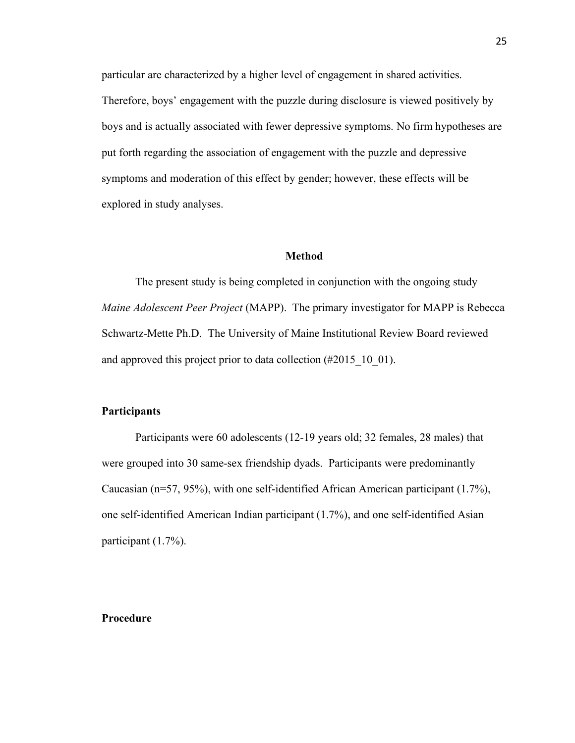particular are characterized by a higher level of engagement in shared activities. Therefore, boys' engagement with the puzzle during disclosure is viewed positively by boys and is actually associated with fewer depressive symptoms. No firm hypotheses are put forth regarding the association of engagement with the puzzle and depressive symptoms and moderation of this effect by gender; however, these effects will be explored in study analyses.

# Method

The present study is being completed in conjunction with the ongoing study *Maine Adolescent Peer Project* (MAPP). The primary investigator for MAPP is Rebecca Schwartz-Mette Ph.D. The University of Maine Institutional Review Board reviewed and approved this project prior to data collection (#2015_10_01).

## Participants

Participants were 60 adolescents (12-19 years old; 32 females, 28 males) that were grouped into 30 same-sex friendship dyads. Participants were predominantly Caucasian (n=57, 95%), with one self-identified African American participant (1.7%), one self-identified American Indian participant (1.7%), and one self-identified Asian participant (1.7%).

## Procedure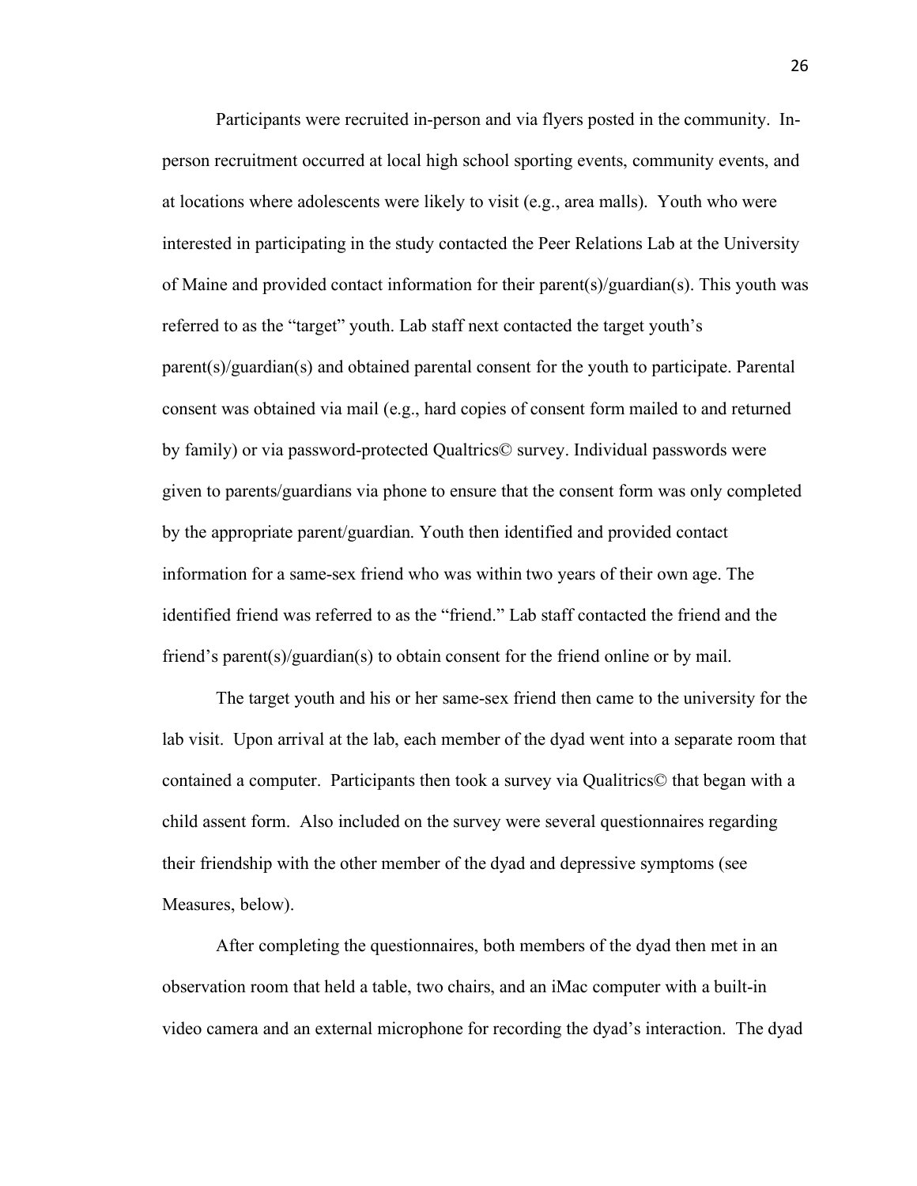Participants were recruited in-person and via flyers posted in the community. In-person recruitment occurred at local high school sporting events, community events, and at locations where adolescents were likely to visit (e.g., area malls). Youth who were interested in participating in the study contacted the Peer Relations Lab at the University of Maine and provided contact information for their parent(s)/guardian(s). This youth was referred to as the "target" youth. Lab staff next contacted the target youth's parent(s)/guardian(s) and obtained parental consent for the youth to participate. Parental consent was obtained via mail (e.g., hard copies of consent form mailed to and returned by family) or via password-protected Qualtrics© survey. Individual passwords were given to parents/guardians via phone to ensure that the consent form was only completed by the appropriate parent/guardian. Youth then identified and provided contact information for a same-sex friend who was within two years of their own age. The identified friend was referred to as the "friend." Lab staff contacted the friend and the friend's parent(s)/guardian(s) to obtain consent for the friend online or by mail.

The target youth and his or her same-sex friend then came to the university for the lab visit. Upon arrival at the lab, each member of the dyad went into a separate room that contained a computer. Participants then took a survey via Qualitrics© that began with a child assent form. Also included on the survey were several questionnaires regarding their friendship with the other member of the dyad and depressive symptoms (see Measures, below).

After completing the questionnaires, both members of the dyad then met in an observation room that held a table, two chairs, and an iMac computer with a built-in video camera and an external microphone for recording the dyad's interaction. The dyad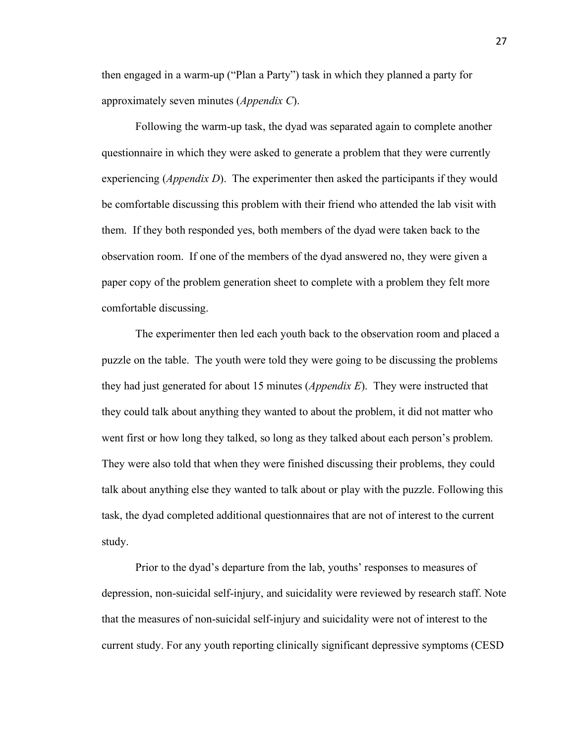then engaged in a warm-up ("Plan a Party") task in which they planned a party for approximately seven minutes (*Appendix C*).

Following the warm-up task, the dyad was separated again to complete another questionnaire in which they were asked to generate a problem that they were currently experiencing (*Appendix D*). The experimenter then asked the participants if they would be comfortable discussing this problem with their friend who attended the lab visit with them. If they both responded yes, both members of the dyad were taken back to the observation room. If one of the members of the dyad answered no, they were given a paper copy of the problem generation sheet to complete with a problem they felt more comfortable discussing.

The experimenter then led each youth back to the observation room and placed a puzzle on the table. The youth were told they were going to be discussing the problems they had just generated for about 15 minutes (*Appendix E*). They were instructed that they could talk about anything they wanted to about the problem, it did not matter who went first or how long they talked, so long as they talked about each person's problem. They were also told that when they were finished discussing their problems, they could talk about anything else they wanted to talk about or play with the puzzle. Following this task, the dyad completed additional questionnaires that are not of interest to the current study.

Prior to the dyad's departure from the lab, youths' responses to measures of depression, non-suicidal self-injury, and suicidality were reviewed by research staff. Note that the measures of non-suicidal self-injury and suicidality were not of interest to the current study. For any youth reporting clinically significant depressive symptoms (CESD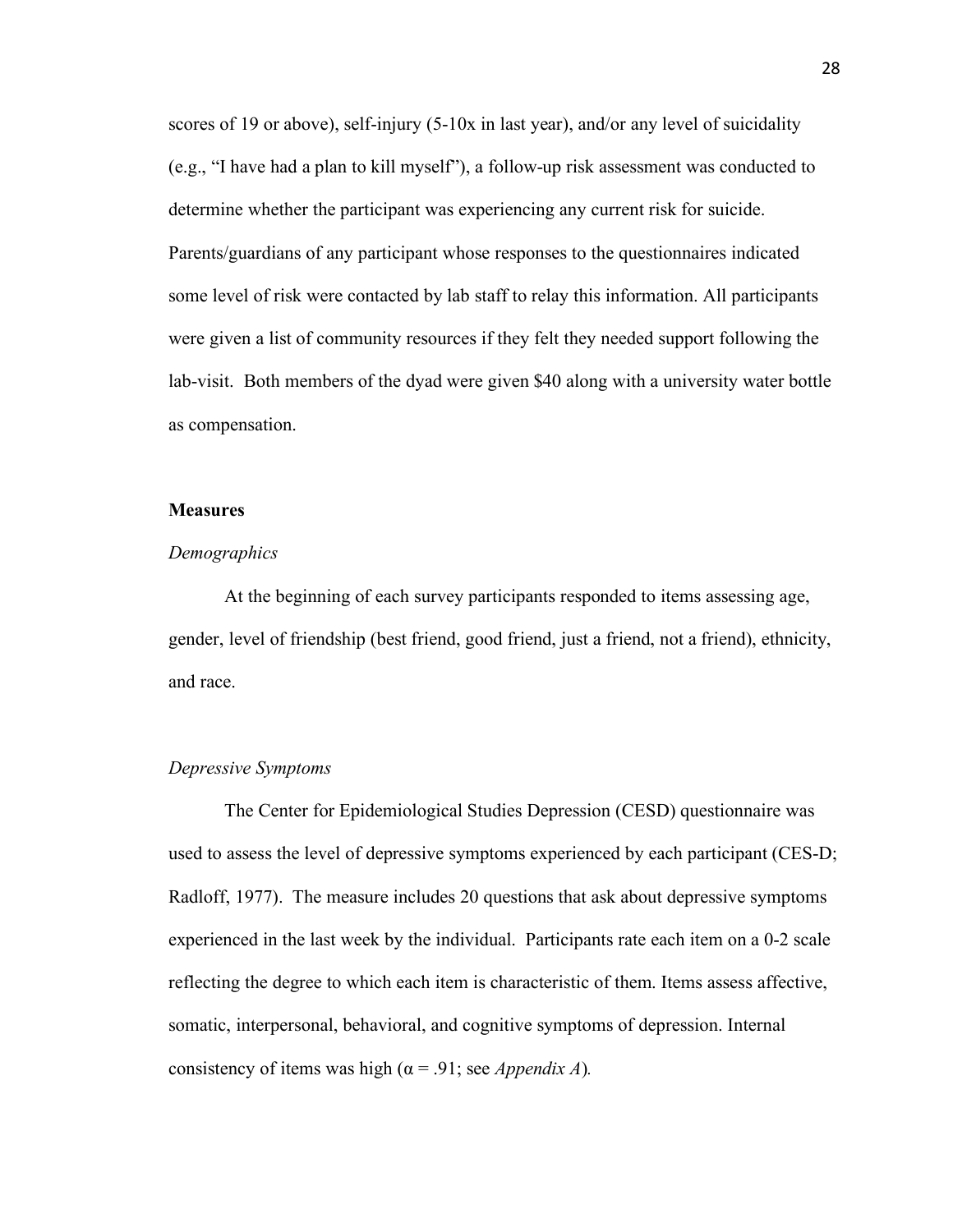scores of 19 or above), self-injury (5-10x in last year), and/or any level of suicidality (e.g., "I have had a plan to kill myself"), a follow-up risk assessment was conducted to determine whether the participant was experiencing any current risk for suicide. Parents/guardians of any participant whose responses to the questionnaires indicated some level of risk were contacted by lab staff to relay this information. All participants were given a list of community resources if they felt they needed support following the lab-visit. Both members of the dyad were given $40 along with a university water bottle as compensation.

## Measures

### *Demographics*

At the beginning of each survey participants responded to items assessing age, gender, level of friendship (best friend, good friend, just a friend, not a friend), ethnicity, and race.

### *Depressive Symptoms*

The Center for Epidemiological Studies Depression (CESD) questionnaire was used to assess the level of depressive symptoms experienced by each participant (CES-D; Radloff, 1977). The measure includes 20 questions that ask about depressive symptoms experienced in the last week by the individual. Participants rate each item on a 0-2 scale reflecting the degree to which each item is characteristic of them. Items assess affective, somatic, interpersonal, behavioral, and cognitive symptoms of depression. Internal consistency of items was high ($\alpha = .91$; see *Appendix A*).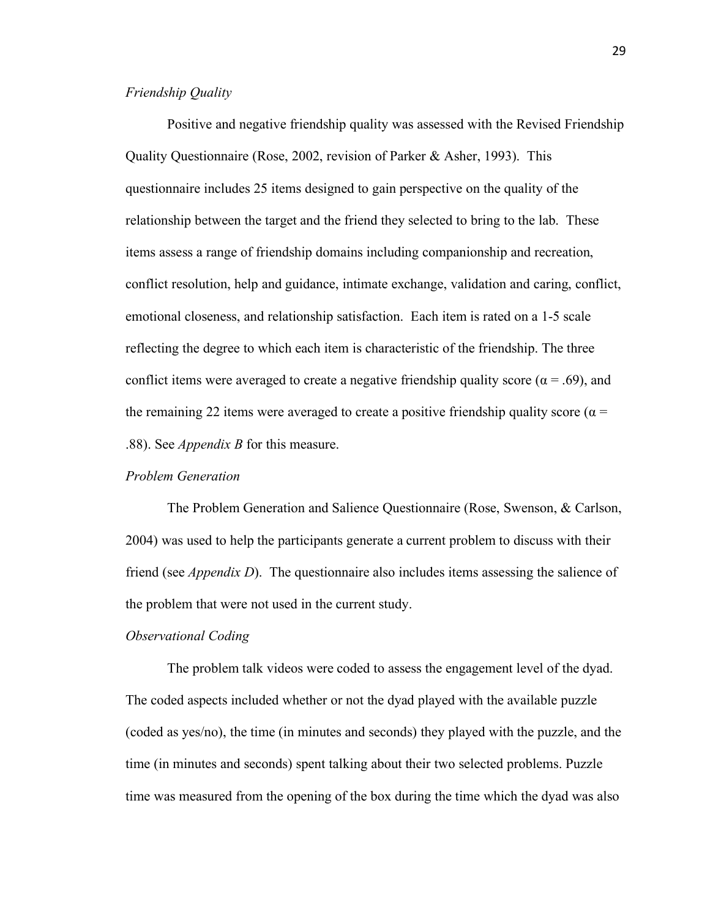*Friendship Quality*

Positive and negative friendship quality was assessed with the Revised Friendship Quality Questionnaire (Rose, 2002, revision of Parker & Asher, 1993). This questionnaire includes 25 items designed to gain perspective on the quality of the relationship between the target and the friend they selected to bring to the lab. These items assess a range of friendship domains including companionship and recreation, conflict resolution, help and guidance, intimate exchange, validation and caring, conflict, emotional closeness, and relationship satisfaction. Each item is rated on a 1-5 scale reflecting the degree to which each item is characteristic of the friendship. The three conflict items were averaged to create a negative friendship quality score ($\alpha = .69$), and the remaining 22 items were averaged to create a positive friendship quality score ($\alpha = .88$). See *Appendix B* for this measure.

*Problem Generation*

The Problem Generation and Salience Questionnaire (Rose, Swenson, & Carlson, 2004) was used to help the participants generate a current problem to discuss with their friend (see *Appendix D*). The questionnaire also includes items assessing the salience of the problem that were not used in the current study.

*Observational Coding*

The problem talk videos were coded to assess the engagement level of the dyad. The coded aspects included whether or not the dyad played with the available puzzle (coded as yes/no), the time (in minutes and seconds) they played with the puzzle, and the time (in minutes and seconds) spent talking about their two selected problems. Puzzle time was measured from the opening of the box during the time which the dyad was also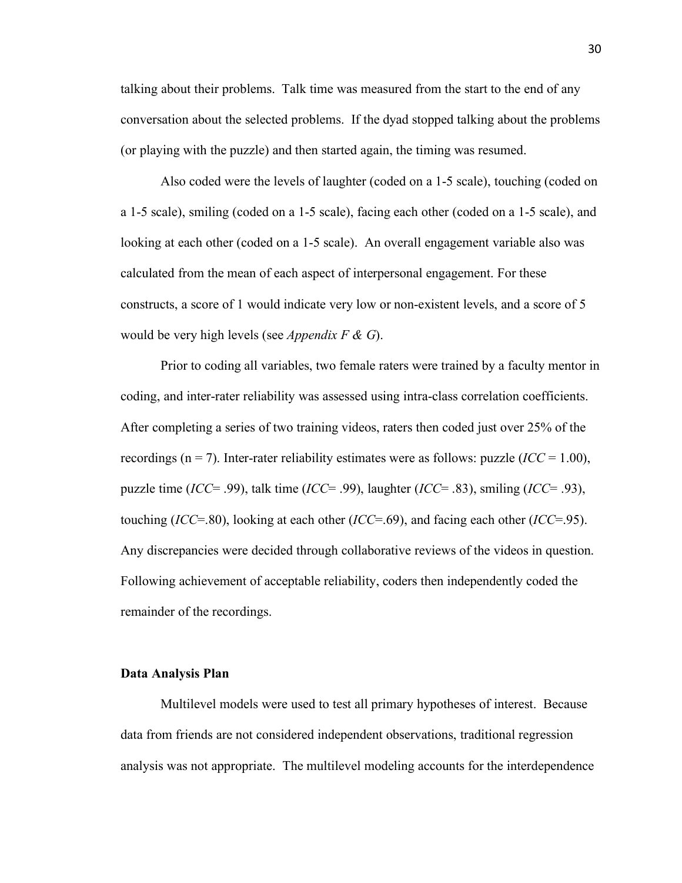talking about their problems. Talk time was measured from the start to the end of any conversation about the selected problems. If the dyad stopped talking about the problems (or playing with the puzzle) and then started again, the timing was resumed.

Also coded were the levels of laughter (coded on a 1-5 scale), touching (coded on a 1-5 scale), smiling (coded on a 1-5 scale), facing each other (coded on a 1-5 scale), and looking at each other (coded on a 1-5 scale). An overall engagement variable also was calculated from the mean of each aspect of interpersonal engagement. For these constructs, a score of 1 would indicate very low or non-existent levels, and a score of 5 would be very high levels (see *Appendix F & G*).

Prior to coding all variables, two female raters were trained by a faculty mentor in coding, and inter-rater reliability was assessed using intra-class correlation coefficients. After completing a series of two training videos, raters then coded just over 25% of the recordings ($n = 7$). Inter-rater reliability estimates were as follows: puzzle ($ICC = 1.00$), puzzle time ($ICC = .99$), talk time ($ICC = .99$), laughter ($ICC = .83$), smiling ($ICC = .93$), touching ($ICC = .80$), looking at each other ($ICC = .69$), and facing each other ($ICC = .95$). Any discrepancies were decided through collaborative reviews of the videos in question. Following achievement of acceptable reliability, coders then independently coded the remainder of the recordings.

**Data Analysis Plan**

Multilevel models were used to test all primary hypotheses of interest. Because data from friends are not considered independent observations, traditional regression analysis was not appropriate. The multilevel modeling accounts for the interdependence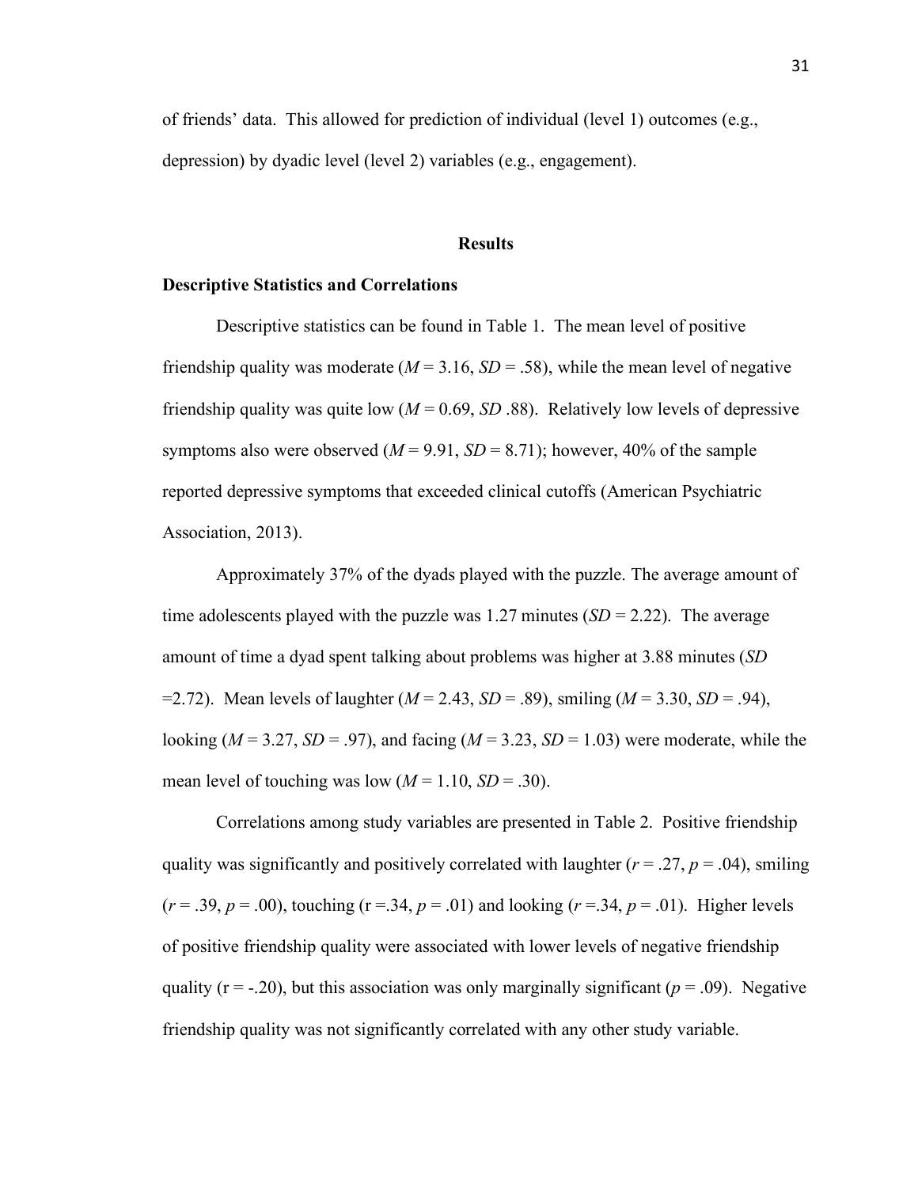of friends' data. This allowed for prediction of individual (level 1) outcomes (e.g., depression) by dyadic level (level 2) variables (e.g., engagement).

## Results

### Descriptive Statistics and Correlations

Descriptive statistics can be found in Table 1. The mean level of positive friendship quality was moderate ($M$ = 3.16, $SD$ = .58), while the mean level of negative friendship quality was quite low ($M$ = 0.69, $SD$ .88). Relatively low levels of depressive symptoms also were observed ($M$ = 9.91, $SD$ = 8.71); however, 40% of the sample reported depressive symptoms that exceeded clinical cutoffs (American Psychiatric Association, 2013).

Approximately 37% of the dyads played with the puzzle. The average amount of time adolescents played with the puzzle was 1.27 minutes ($SD$ = 2.22). The average amount of time a dyad spent talking about problems was higher at 3.88 minutes ($SD$ =2.72). Mean levels of laughter ($M$ = 2.43, $SD$ = .89), smiling ($M$ = 3.30, $SD$ = .94), looking ($M$ = 3.27, $SD$ = .97), and facing ($M$ = 3.23, $SD$ = 1.03) were moderate, while the mean level of touching was low ($M$ = 1.10, $SD$ = .30).

Correlations among study variables are presented in Table 2. Positive friendship quality was significantly and positively correlated with laughter ($r$ = .27, $p$ = .04), smiling ($r$ = .39, $p$ = .00), touching (r =.34, $p$ = .01) and looking ($r$ =.34, $p$ = .01). Higher levels of positive friendship quality were associated with lower levels of negative friendship quality (r = -.20), but this association was only marginally significant ($p$ = .09). Negative friendship quality was not significantly correlated with any other study variable.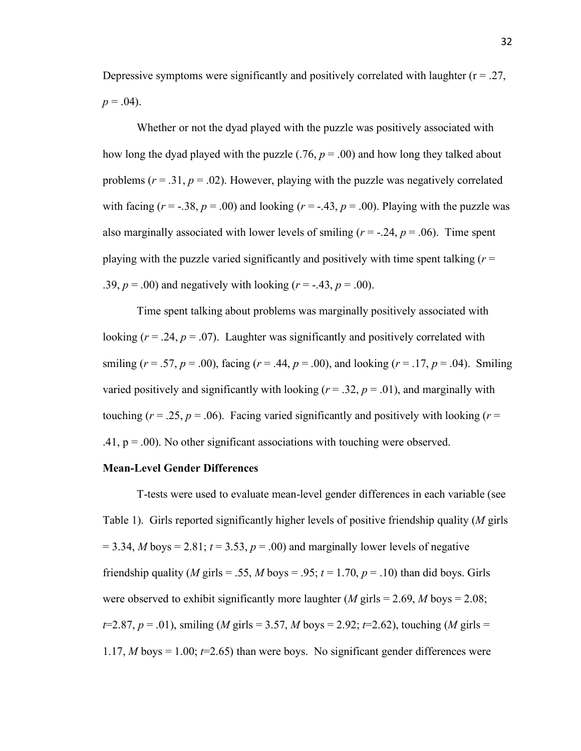Depressive symptoms were significantly and positively correlated with laughter ($r = .27$, $p = .04$).

Whether or not the dyad played with the puzzle was positively associated with how long the dyad played with the puzzle ($.76$, $p = .00$) and how long they talked about problems ($r = .31$, $p = .02$). However, playing with the puzzle was negatively correlated with facing ($r = -.38$, $p = .00$) and looking ($r = -.43$, $p = .00$). Playing with the puzzle was also marginally associated with lower levels of smiling ($r = -.24$, $p = .06$). Time spent playing with the puzzle varied significantly and positively with time spent talking ($r = .39$, $p = .00$) and negatively with looking ($r = -.43$, $p = .00$).

Time spent talking about problems was marginally positively associated with looking ($r = .24$, $p = .07$). Laughter was significantly and positively correlated with smiling ($r = .57$, $p = .00$), facing ($r = .44$, $p = .00$), and looking ($r = .17$, $p = .04$). Smiling varied positively and significantly with looking ($r = .32$, $p = .01$), and marginally with touching ($r = .25$, $p = .06$). Facing varied significantly and positively with looking ($r = .41$, $p = .00$). No other significant associations with touching were observed.

**Mean-Level Gender Differences**

T-tests were used to evaluate mean-level gender differences in each variable (see Table 1). Girls reported significantly higher levels of positive friendship quality (*M* girls = 3.34, *M* boys = 2.81; $t = 3.53$, $p = .00$) and marginally lower levels of negative friendship quality (*M* girls = .55, *M* boys = .95; $t = 1.70$, $p = .10$) than did boys. Girls were observed to exhibit significantly more laughter (*M* girls = 2.69, *M* boys = 2.08; $t=2.87$, $p = .01$), smiling (*M* girls = 3.57, *M* boys = 2.92; $t=2.62$), touching (*M* girls = 1.17, *M* boys = 1.00; $t=2.65$) than were boys. No significant gender differences were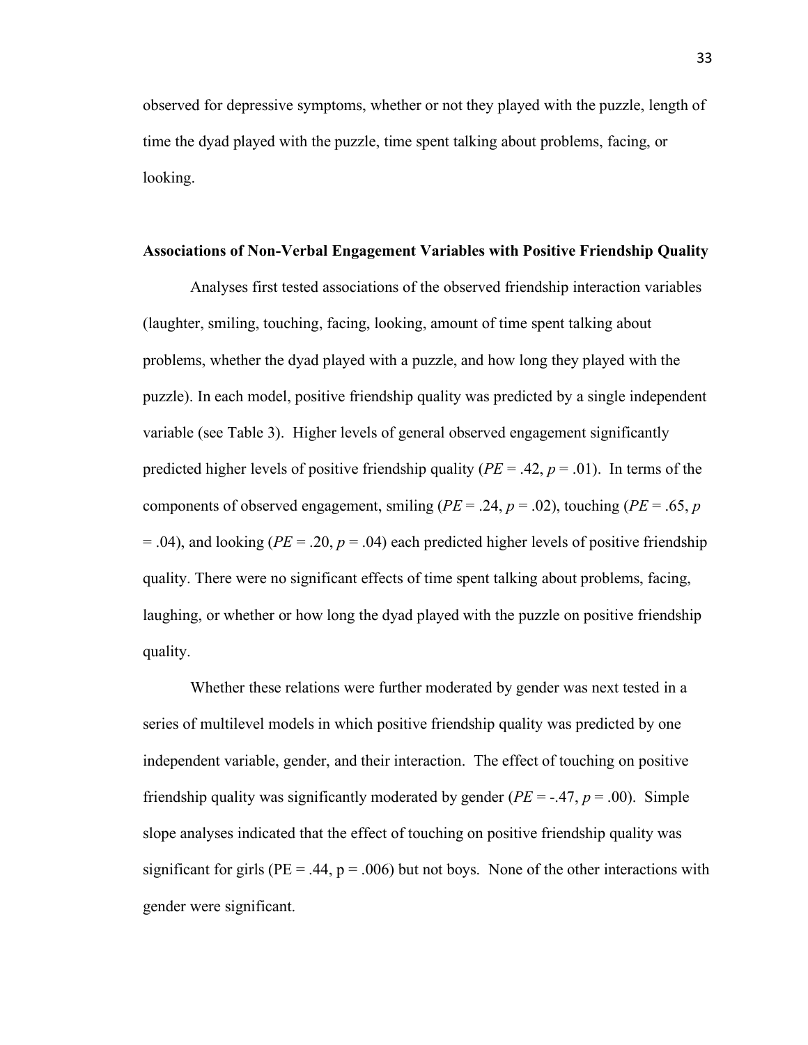observed for depressive symptoms, whether or not they played with the puzzle, length of time the dyad played with the puzzle, time spent talking about problems, facing, or looking.

**Associations of Non-Verbal Engagement Variables with Positive Friendship Quality**

Analyses first tested associations of the observed friendship interaction variables (laughter, smiling, touching, facing, looking, amount of time spent talking about problems, whether the dyad played with a puzzle, and how long they played with the puzzle). In each model, positive friendship quality was predicted by a single independent variable (see Table 3). Higher levels of general observed engagement significantly predicted higher levels of positive friendship quality (*PE* = .42, *p* = .01). In terms of the components of observed engagement, smiling (*PE* = .24, *p* = .02), touching (*PE* = .65, *p* = .04), and looking (*PE* = .20, *p* = .04) each predicted higher levels of positive friendship quality. There were no significant effects of time spent talking about problems, facing, laughing, or whether or how long the dyad played with the puzzle on positive friendship quality.

Whether these relations were further moderated by gender was next tested in a series of multilevel models in which positive friendship quality was predicted by one independent variable, gender, and their interaction. The effect of touching on positive friendship quality was significantly moderated by gender (*PE* = -.47, *p* = .00). Simple slope analyses indicated that the effect of touching on positive friendship quality was significant for girls (PE = .44, p = .006) but not boys. None of the other interactions with gender were significant.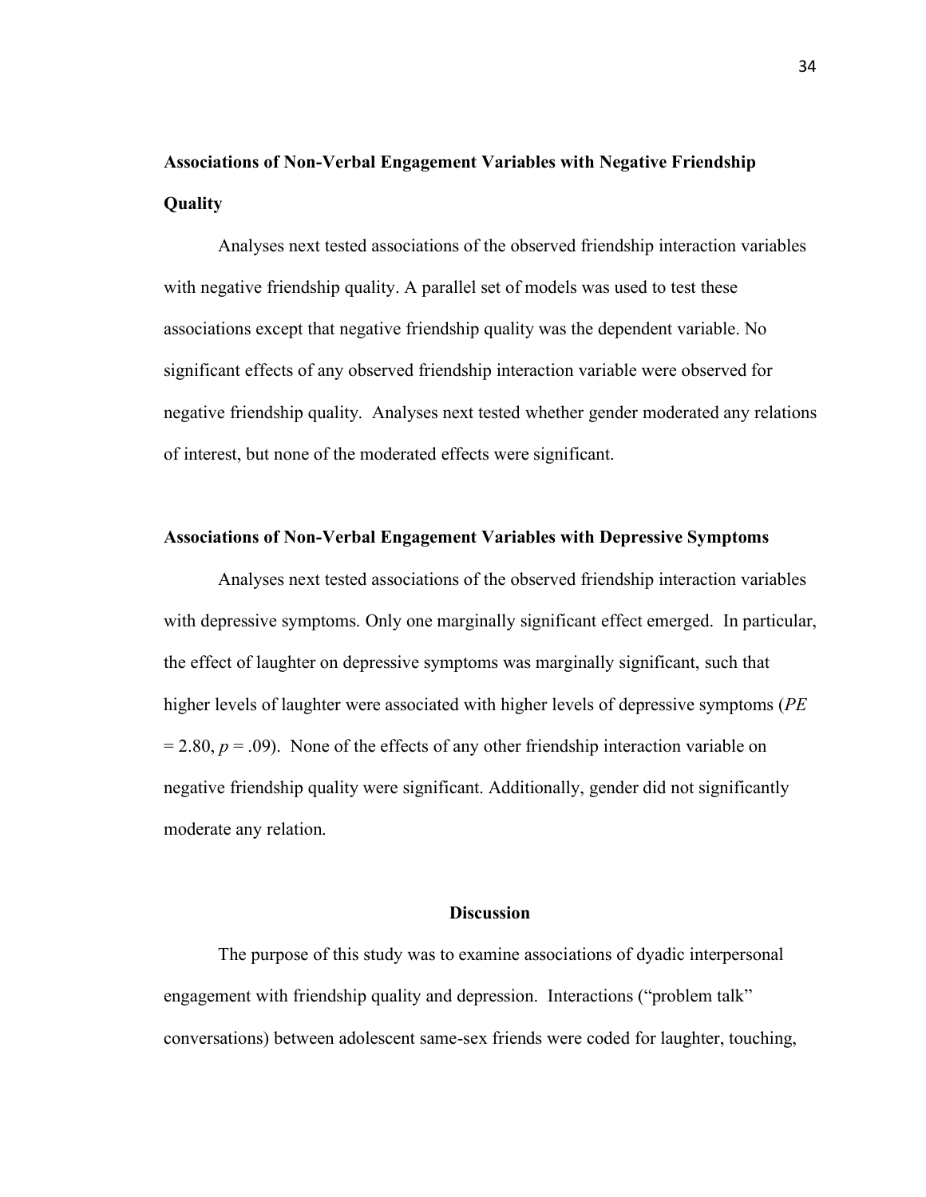**Associations of Non-Verbal Engagement Variables with Negative Friendship Quality**

Analyses next tested associations of the observed friendship interaction variables with negative friendship quality. A parallel set of models was used to test these associations except that negative friendship quality was the dependent variable. No significant effects of any observed friendship interaction variable were observed for negative friendship quality. Analyses next tested whether gender moderated any relations of interest, but none of the moderated effects were significant.

**Associations of Non-Verbal Engagement Variables with Depressive Symptoms**

Analyses next tested associations of the observed friendship interaction variables with depressive symptoms. Only one marginally significant effect emerged. In particular, the effect of laughter on depressive symptoms was marginally significant, such that higher levels of laughter were associated with higher levels of depressive symptoms (*PE* = 2.80, $p = .09$). None of the effects of any other friendship interaction variable on negative friendship quality were significant. Additionally, gender did not significantly moderate any relation.

## Discussion

The purpose of this study was to examine associations of dyadic interpersonal engagement with friendship quality and depression. Interactions ("problem talk" conversations) between adolescent same-sex friends were coded for laughter, touching,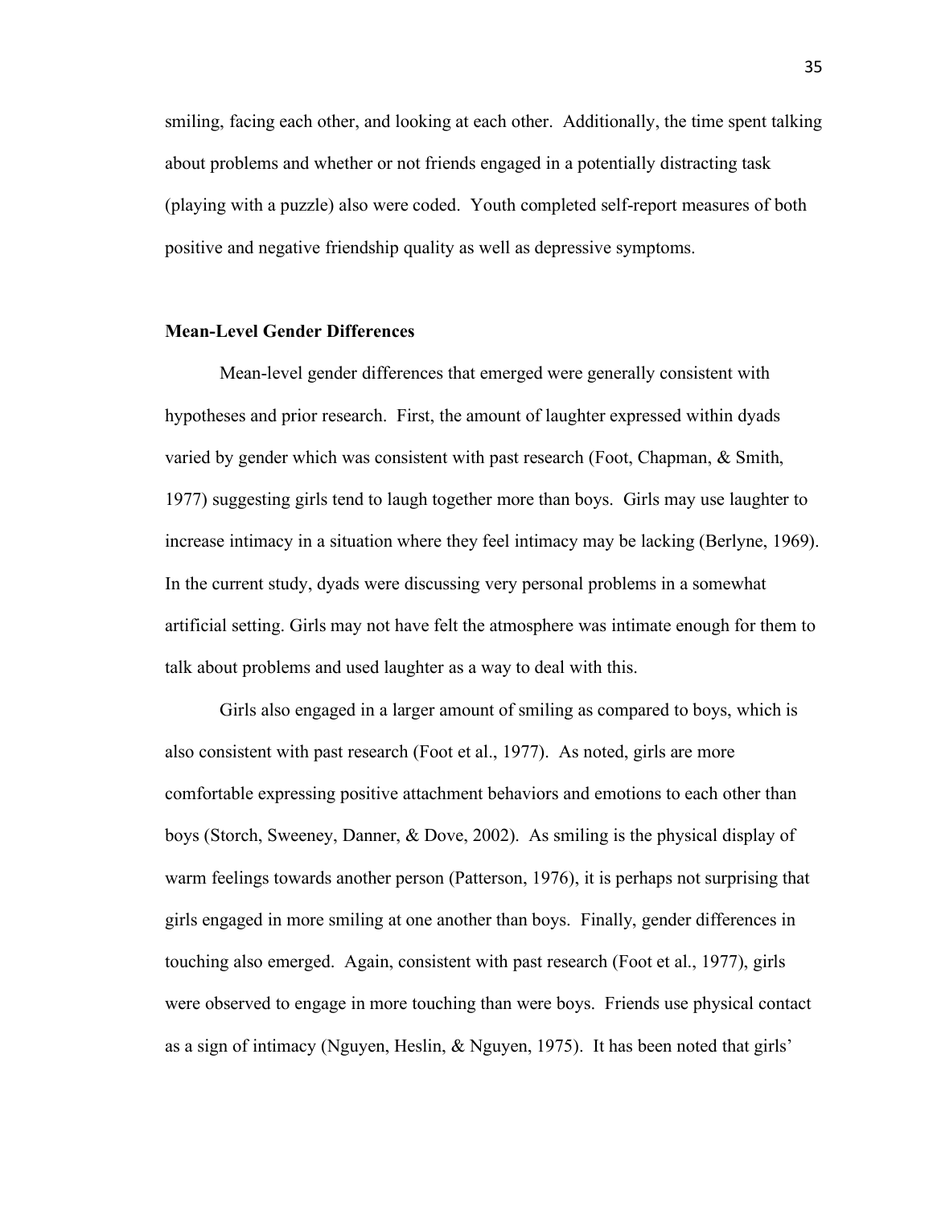smiling, facing each other, and looking at each other. Additionally, the time spent talking about problems and whether or not friends engaged in a potentially distracting task (playing with a puzzle) also were coded. Youth completed self-report measures of both positive and negative friendship quality as well as depressive symptoms.

**Mean-Level Gender Differences**

Mean-level gender differences that emerged were generally consistent with hypotheses and prior research. First, the amount of laughter expressed within dyads varied by gender which was consistent with past research (Foot, Chapman, & Smith, 1977) suggesting girls tend to laugh together more than boys. Girls may use laughter to increase intimacy in a situation where they feel intimacy may be lacking (Berlyne, 1969). In the current study, dyads were discussing very personal problems in a somewhat artificial setting. Girls may not have felt the atmosphere was intimate enough for them to talk about problems and used laughter as a way to deal with this.

Girls also engaged in a larger amount of smiling as compared to boys, which is also consistent with past research (Foot et al., 1977). As noted, girls are more comfortable expressing positive attachment behaviors and emotions to each other than boys (Storch, Sweeney, Danner, & Dove, 2002). As smiling is the physical display of warm feelings towards another person (Patterson, 1976), it is perhaps not surprising that girls engaged in more smiling at one another than boys. Finally, gender differences in touching also emerged. Again, consistent with past research (Foot et al., 1977), girls were observed to engage in more touching than were boys. Friends use physical contact as a sign of intimacy (Nguyen, Heslin, & Nguyen, 1975). It has been noted that girls'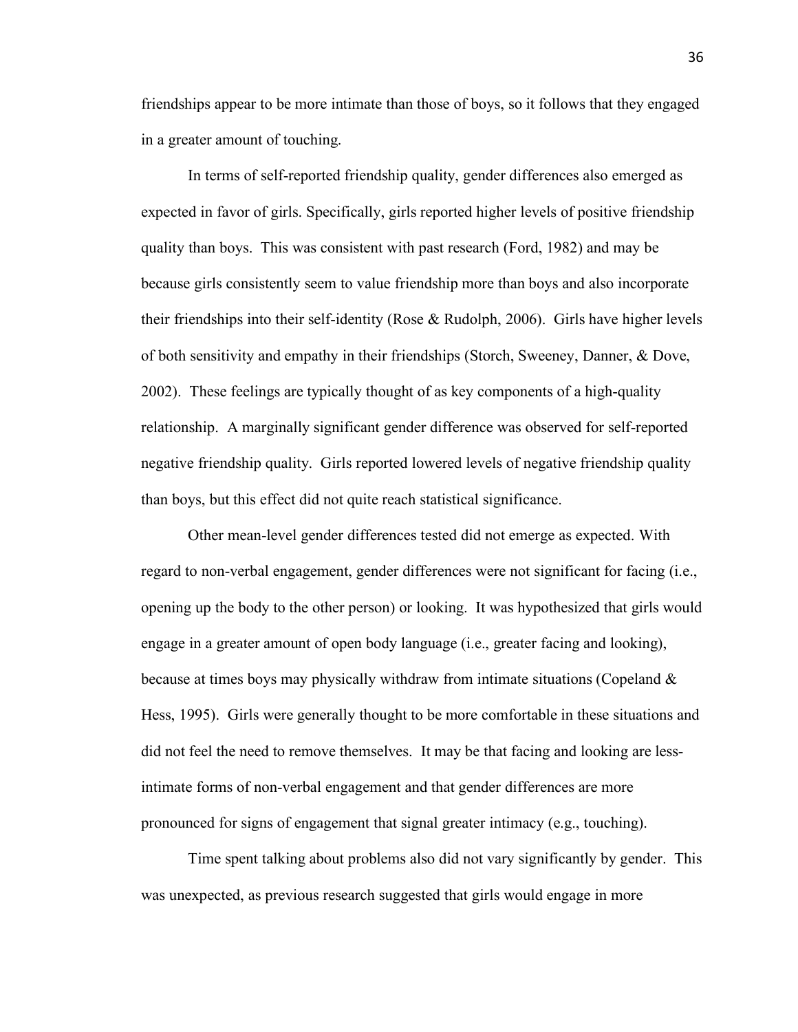friendships appear to be more intimate than those of boys, so it follows that they engaged in a greater amount of touching.

In terms of self-reported friendship quality, gender differences also emerged as expected in favor of girls. Specifically, girls reported higher levels of positive friendship quality than boys. This was consistent with past research (Ford, 1982) and may be because girls consistently seem to value friendship more than boys and also incorporate their friendships into their self-identity (Rose & Rudolph, 2006). Girls have higher levels of both sensitivity and empathy in their friendships (Storch, Sweeney, Danner, & Dove, 2002). These feelings are typically thought of as key components of a high-quality relationship. A marginally significant gender difference was observed for self-reported negative friendship quality. Girls reported lowered levels of negative friendship quality than boys, but this effect did not quite reach statistical significance.

Other mean-level gender differences tested did not emerge as expected. With regard to non-verbal engagement, gender differences were not significant for facing (i.e., opening up the body to the other person) or looking. It was hypothesized that girls would engage in a greater amount of open body language (i.e., greater facing and looking), because at times boys may physically withdraw from intimate situations (Copeland & Hess, 1995). Girls were generally thought to be more comfortable in these situations and did not feel the need to remove themselves. It may be that facing and looking are less-intimate forms of non-verbal engagement and that gender differences are more pronounced for signs of engagement that signal greater intimacy (e.g., touching).

Time spent talking about problems also did not vary significantly by gender. This was unexpected, as previous research suggested that girls would engage in more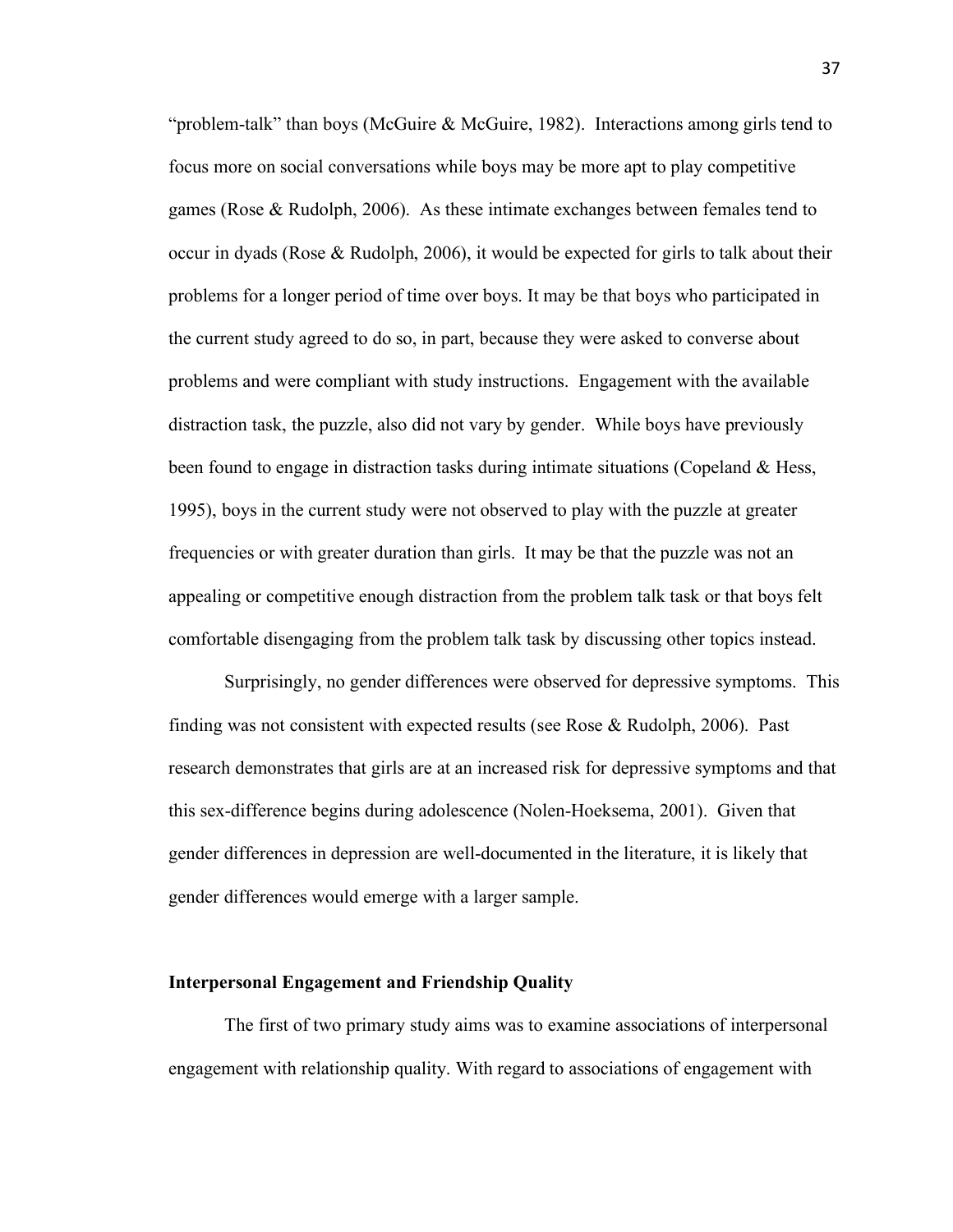"problem-talk" than boys (McGuire & McGuire, 1982). Interactions among girls tend to focus more on social conversations while boys may be more apt to play competitive games (Rose & Rudolph, 2006). As these intimate exchanges between females tend to occur in dyads (Rose & Rudolph, 2006), it would be expected for girls to talk about their problems for a longer period of time over boys. It may be that boys who participated in the current study agreed to do so, in part, because they were asked to converse about problems and were compliant with study instructions. Engagement with the available distraction task, the puzzle, also did not vary by gender. While boys have previously been found to engage in distraction tasks during intimate situations (Copeland & Hess, 1995), boys in the current study were not observed to play with the puzzle at greater frequencies or with greater duration than girls. It may be that the puzzle was not an appealing or competitive enough distraction from the problem talk task or that boys felt comfortable disengaging from the problem talk task by discussing other topics instead.

Surprisingly, no gender differences were observed for depressive symptoms. This finding was not consistent with expected results (see Rose & Rudolph, 2006). Past research demonstrates that girls are at an increased risk for depressive symptoms and that this sex-difference begins during adolescence (Nolen-Hoeksema, 2001). Given that gender differences in depression are well-documented in the literature, it is likely that gender differences would emerge with a larger sample.

**Interpersonal Engagement and Friendship Quality**

The first of two primary study aims was to examine associations of interpersonal engagement with relationship quality. With regard to associations of engagement with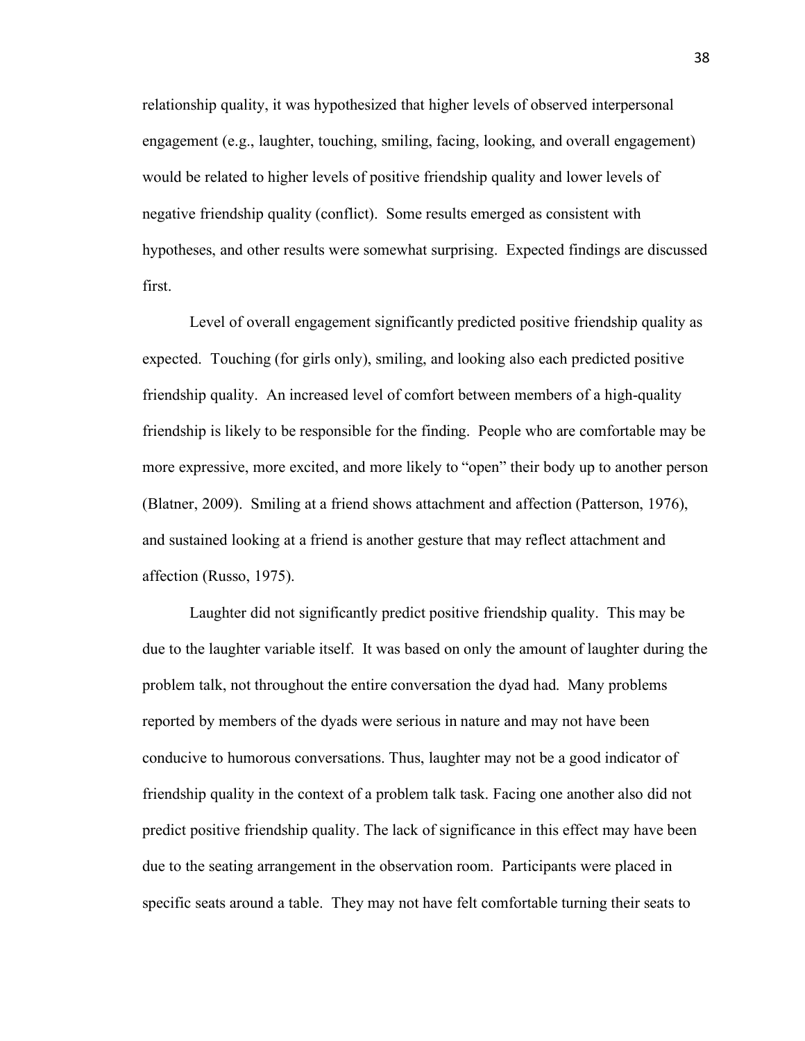relationship quality, it was hypothesized that higher levels of observed interpersonal engagement (e.g., laughter, touching, smiling, facing, looking, and overall engagement) would be related to higher levels of positive friendship quality and lower levels of negative friendship quality (conflict). Some results emerged as consistent with hypotheses, and other results were somewhat surprising. Expected findings are discussed first.

Level of overall engagement significantly predicted positive friendship quality as expected. Touching (for girls only), smiling, and looking also each predicted positive friendship quality. An increased level of comfort between members of a high-quality friendship is likely to be responsible for the finding. People who are comfortable may be more expressive, more excited, and more likely to "open" their body up to another person (Blatner, 2009). Smiling at a friend shows attachment and affection (Patterson, 1976), and sustained looking at a friend is another gesture that may reflect attachment and affection (Russo, 1975).

Laughter did not significantly predict positive friendship quality. This may be due to the laughter variable itself. It was based on only the amount of laughter during the problem talk, not throughout the entire conversation the dyad had. Many problems reported by members of the dyads were serious in nature and may not have been conducive to humorous conversations. Thus, laughter may not be a good indicator of friendship quality in the context of a problem talk task. Facing one another also did not predict positive friendship quality. The lack of significance in this effect may have been due to the seating arrangement in the observation room. Participants were placed in specific seats around a table. They may not have felt comfortable turning their seats to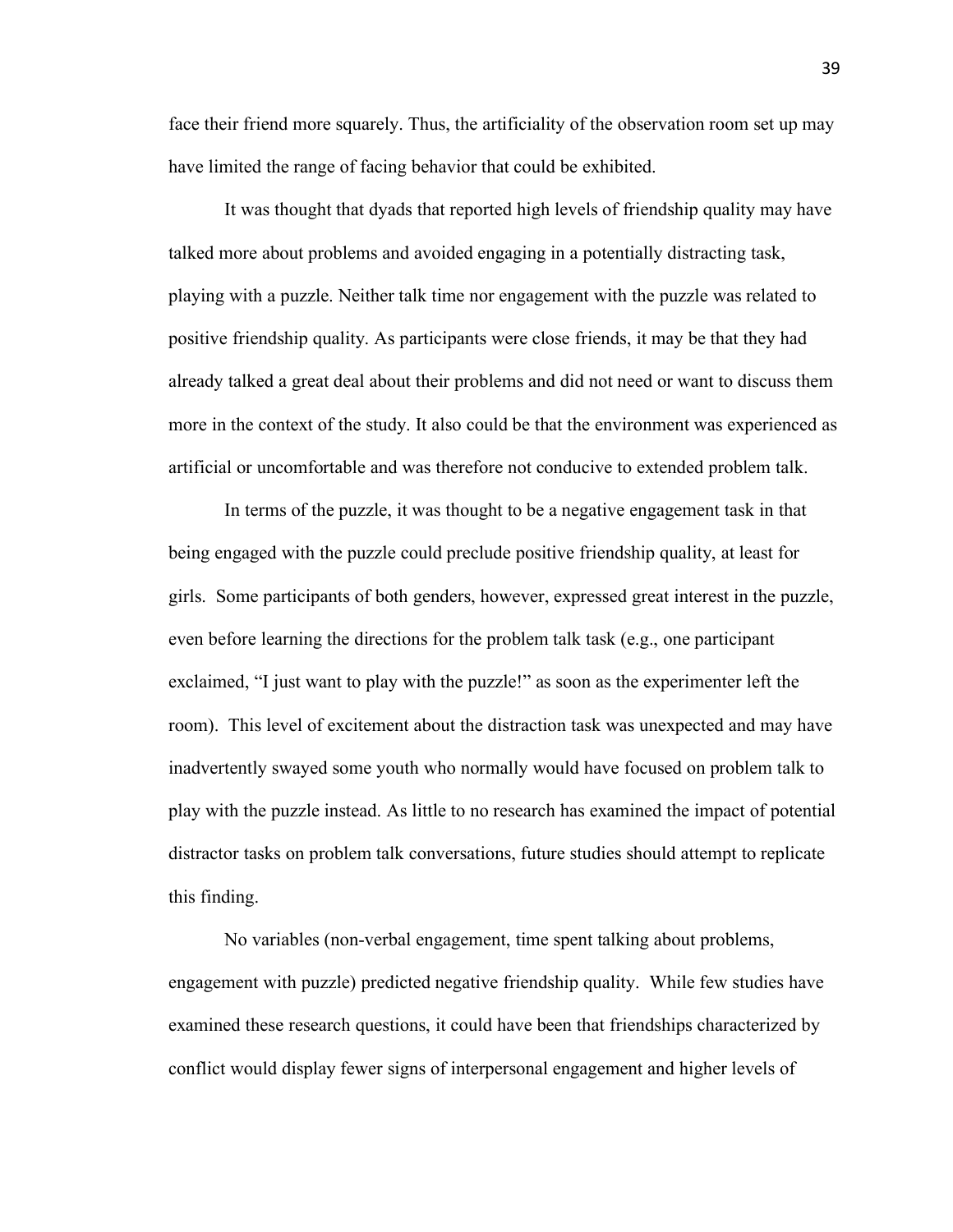face their friend more squarely. Thus, the artificiality of the observation room set up may have limited the range of facing behavior that could be exhibited.

It was thought that dyads that reported high levels of friendship quality may have talked more about problems and avoided engaging in a potentially distracting task, playing with a puzzle. Neither talk time nor engagement with the puzzle was related to positive friendship quality. As participants were close friends, it may be that they had already talked a great deal about their problems and did not need or want to discuss them more in the context of the study. It also could be that the environment was experienced as artificial or uncomfortable and was therefore not conducive to extended problem talk.

In terms of the puzzle, it was thought to be a negative engagement task in that being engaged with the puzzle could preclude positive friendship quality, at least for girls. Some participants of both genders, however, expressed great interest in the puzzle, even before learning the directions for the problem talk task (e.g., one participant exclaimed, "I just want to play with the puzzle!" as soon as the experimenter left the room). This level of excitement about the distraction task was unexpected and may have inadvertently swayed some youth who normally would have focused on problem talk to play with the puzzle instead. As little to no research has examined the impact of potential distractor tasks on problem talk conversations, future studies should attempt to replicate this finding.

No variables (non-verbal engagement, time spent talking about problems, engagement with puzzle) predicted negative friendship quality. While few studies have examined these research questions, it could have been that friendships characterized by conflict would display fewer signs of interpersonal engagement and higher levels of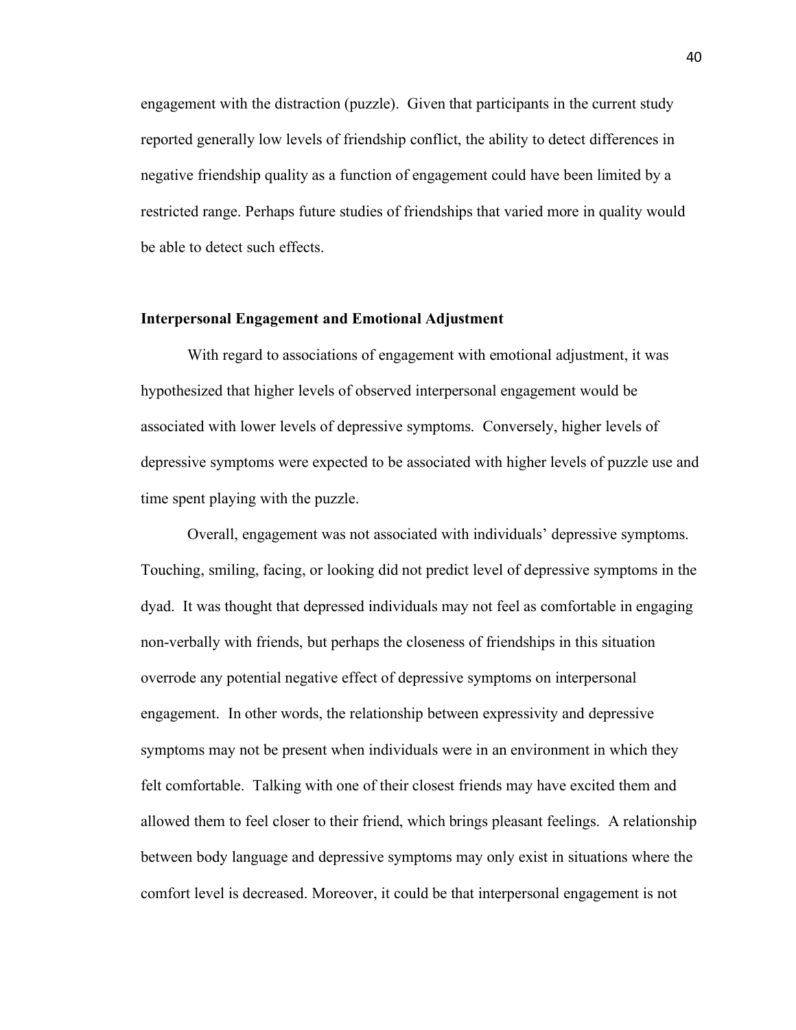engagement with the distraction (puzzle). Given that participants in the current study reported generally low levels of friendship conflict, the ability to detect differences in negative friendship quality as a function of engagement could have been limited by a restricted range. Perhaps future studies of friendships that varied more in quality would be able to detect such effects.

### Interpersonal Engagement and Emotional Adjustment

With regard to associations of engagement with emotional adjustment, it was hypothesized that higher levels of observed interpersonal engagement would be associated with lower levels of depressive symptoms. Conversely, higher levels of depressive symptoms were expected to be associated with higher levels of puzzle use and time spent playing with the puzzle.

Overall, engagement was not associated with individuals' depressive symptoms. Touching, smiling, facing, or looking did not predict level of depressive symptoms in the dyad. It was thought that depressed individuals may not feel as comfortable in engaging non-verbally with friends, but perhaps the closeness of friendships in this situation overrode any potential negative effect of depressive symptoms on interpersonal engagement. In other words, the relationship between expressivity and depressive symptoms may not be present when individuals were in an environment in which they felt comfortable. Talking with one of their closest friends may have excited them and allowed them to feel closer to their friend, which brings pleasant feelings. A relationship between body language and depressive symptoms may only exist in situations where the comfort level is decreased. Moreover, it could be that interpersonal engagement is not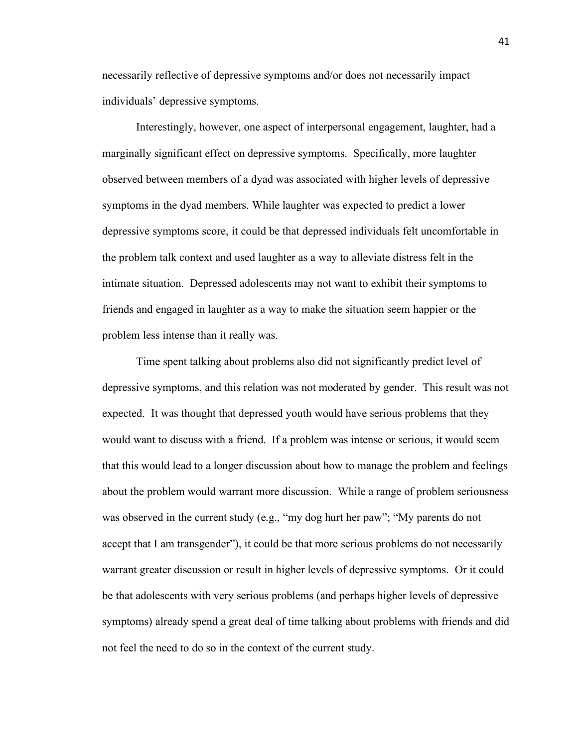necessarily reflective of depressive symptoms and/or does not necessarily impact individuals' depressive symptoms.

Interestingly, however, one aspect of interpersonal engagement, laughter, had a marginally significant effect on depressive symptoms. Specifically, more laughter observed between members of a dyad was associated with higher levels of depressive symptoms in the dyad members. While laughter was expected to predict a lower depressive symptoms score, it could be that depressed individuals felt uncomfortable in the problem talk context and used laughter as a way to alleviate distress felt in the intimate situation. Depressed adolescents may not want to exhibit their symptoms to friends and engaged in laughter as a way to make the situation seem happier or the problem less intense than it really was.

Time spent talking about problems also did not significantly predict level of depressive symptoms, and this relation was not moderated by gender. This result was not expected. It was thought that depressed youth would have serious problems that they would want to discuss with a friend. If a problem was intense or serious, it would seem that this would lead to a longer discussion about how to manage the problem and feelings about the problem would warrant more discussion. While a range of problem seriousness was observed in the current study (e.g., "my dog hurt her paw"; "My parents do not accept that I am transgender"), it could be that more serious problems do not necessarily warrant greater discussion or result in higher levels of depressive symptoms. Or it could be that adolescents with very serious problems (and perhaps higher levels of depressive symptoms) already spend a great deal of time talking about problems with friends and did not feel the need to do so in the context of the current study.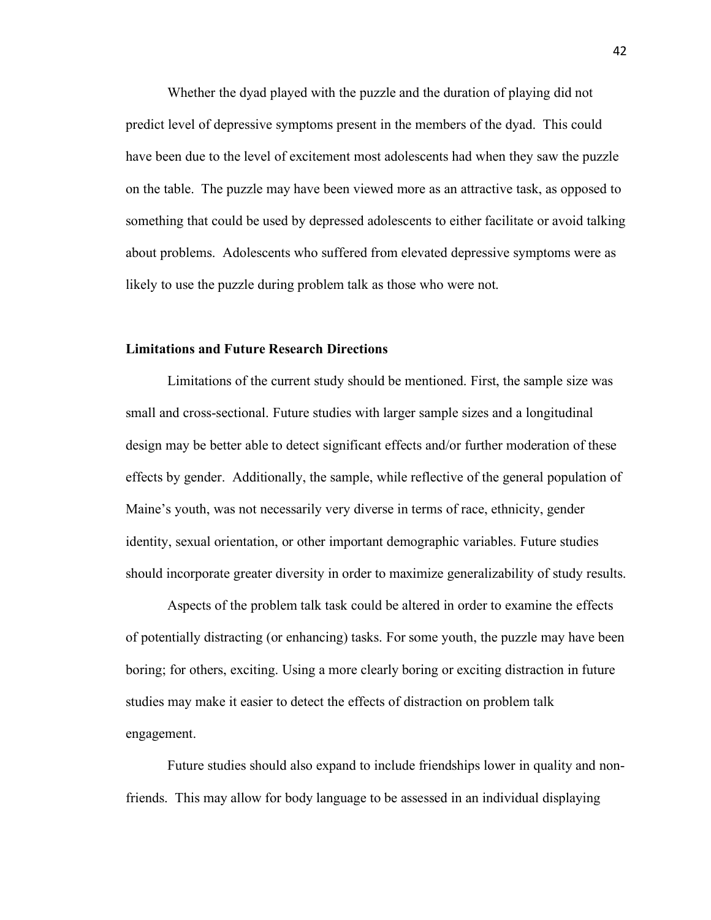Whether the dyad played with the puzzle and the duration of playing did not predict level of depressive symptoms present in the members of the dyad. This could have been due to the level of excitement most adolescents had when they saw the puzzle on the table. The puzzle may have been viewed more as an attractive task, as opposed to something that could be used by depressed adolescents to either facilitate or avoid talking about problems. Adolescents who suffered from elevated depressive symptoms were as likely to use the puzzle during problem talk as those who were not.

**Limitations and Future Research Directions**

Limitations of the current study should be mentioned. First, the sample size was small and cross-sectional. Future studies with larger sample sizes and a longitudinal design may be better able to detect significant effects and/or further moderation of these effects by gender. Additionally, the sample, while reflective of the general population of Maine's youth, was not necessarily very diverse in terms of race, ethnicity, gender identity, sexual orientation, or other important demographic variables. Future studies should incorporate greater diversity in order to maximize generalizability of study results.

Aspects of the problem talk task could be altered in order to examine the effects of potentially distracting (or enhancing) tasks. For some youth, the puzzle may have been boring; for others, exciting. Using a more clearly boring or exciting distraction in future studies may make it easier to detect the effects of distraction on problem talk engagement.

Future studies should also expand to include friendships lower in quality and non-friends. This may allow for body language to be assessed in an individual displaying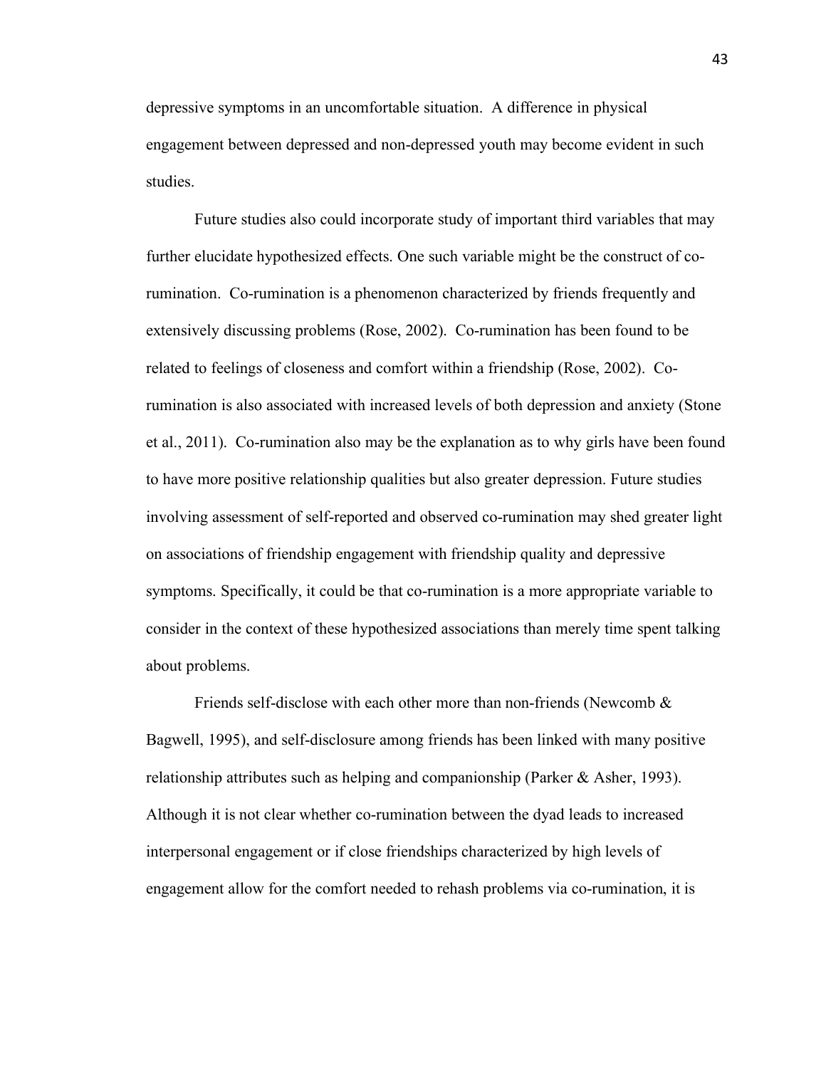depressive symptoms in an uncomfortable situation. A difference in physical engagement between depressed and non-depressed youth may become evident in such studies.

Future studies also could incorporate study of important third variables that may further elucidate hypothesized effects. One such variable might be the construct of co-rumination. Co-rumination is a phenomenon characterized by friends frequently and extensively discussing problems (Rose, 2002). Co-rumination has been found to be related to feelings of closeness and comfort within a friendship (Rose, 2002). Co-rumination is also associated with increased levels of both depression and anxiety (Stone et al., 2011). Co-rumination also may be the explanation as to why girls have been found to have more positive relationship qualities but also greater depression. Future studies involving assessment of self-reported and observed co-rumination may shed greater light on associations of friendship engagement with friendship quality and depressive symptoms. Specifically, it could be that co-rumination is a more appropriate variable to consider in the context of these hypothesized associations than merely time spent talking about problems.

Friends self-disclose with each other more than non-friends (Newcomb & Bagwell, 1995), and self-disclosure among friends has been linked with many positive relationship attributes such as helping and companionship (Parker & Asher, 1993). Although it is not clear whether co-rumination between the dyad leads to increased interpersonal engagement or if close friendships characterized by high levels of engagement allow for the comfort needed to rehash problems via co-rumination, it is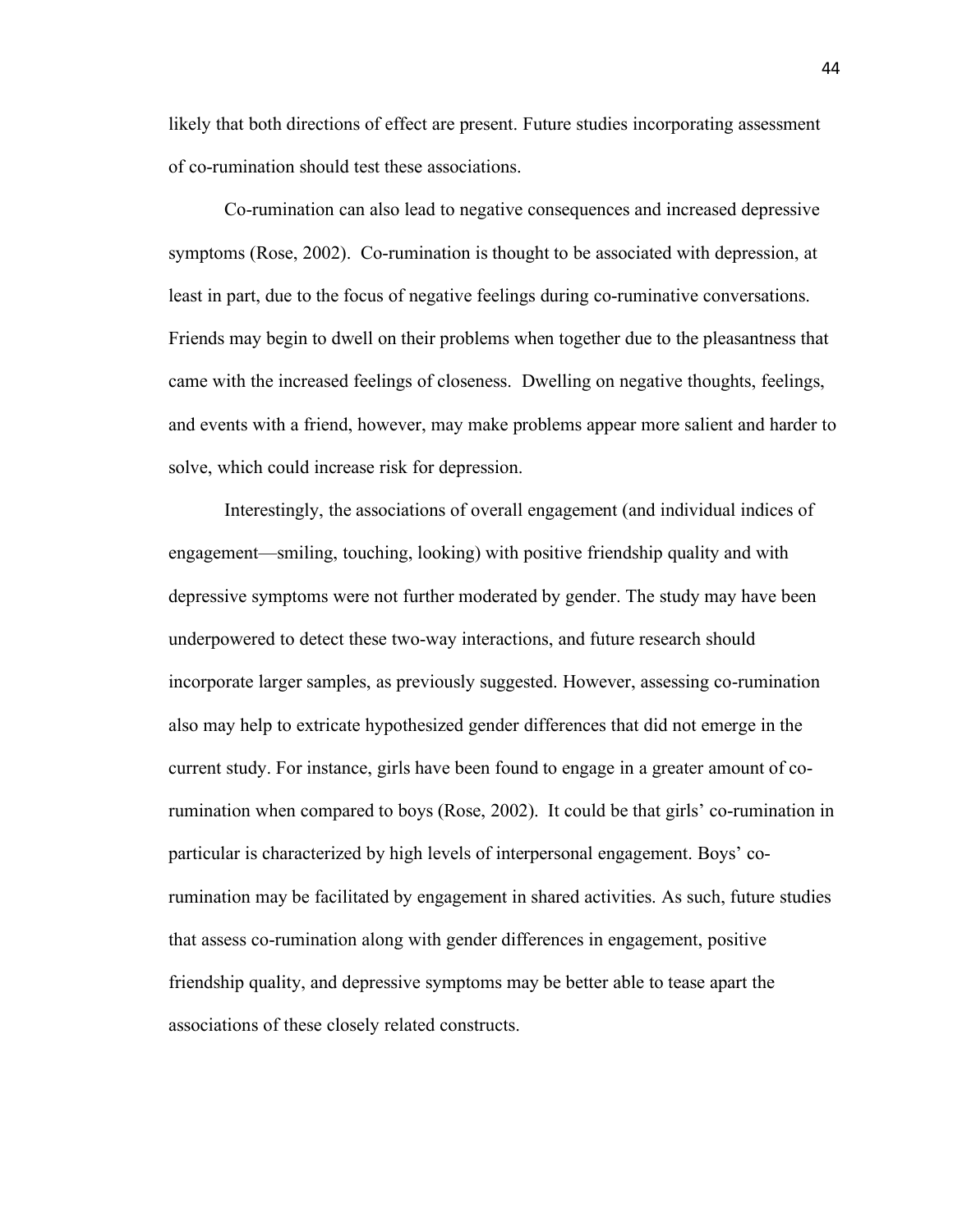likely that both directions of effect are present. Future studies incorporating assessment of co-rumination should test these associations.

Co-rumination can also lead to negative consequences and increased depressive symptoms (Rose, 2002). Co-rumination is thought to be associated with depression, at least in part, due to the focus of negative feelings during co-ruminative conversations. Friends may begin to dwell on their problems when together due to the pleasantness that came with the increased feelings of closeness. Dwelling on negative thoughts, feelings, and events with a friend, however, may make problems appear more salient and harder to solve, which could increase risk for depression.

Interestingly, the associations of overall engagement (and individual indices of engagement—smiling, touching, looking) with positive friendship quality and with depressive symptoms were not further moderated by gender. The study may have been underpowered to detect these two-way interactions, and future research should incorporate larger samples, as previously suggested. However, assessing co-rumination also may help to extricate hypothesized gender differences that did not emerge in the current study. For instance, girls have been found to engage in a greater amount of co-rumination when compared to boys (Rose, 2002). It could be that girls' co-rumination in particular is characterized by high levels of interpersonal engagement. Boys' co-rumination may be facilitated by engagement in shared activities. As such, future studies that assess co-rumination along with gender differences in engagement, positive friendship quality, and depressive symptoms may be better able to tease apart the associations of these closely related constructs.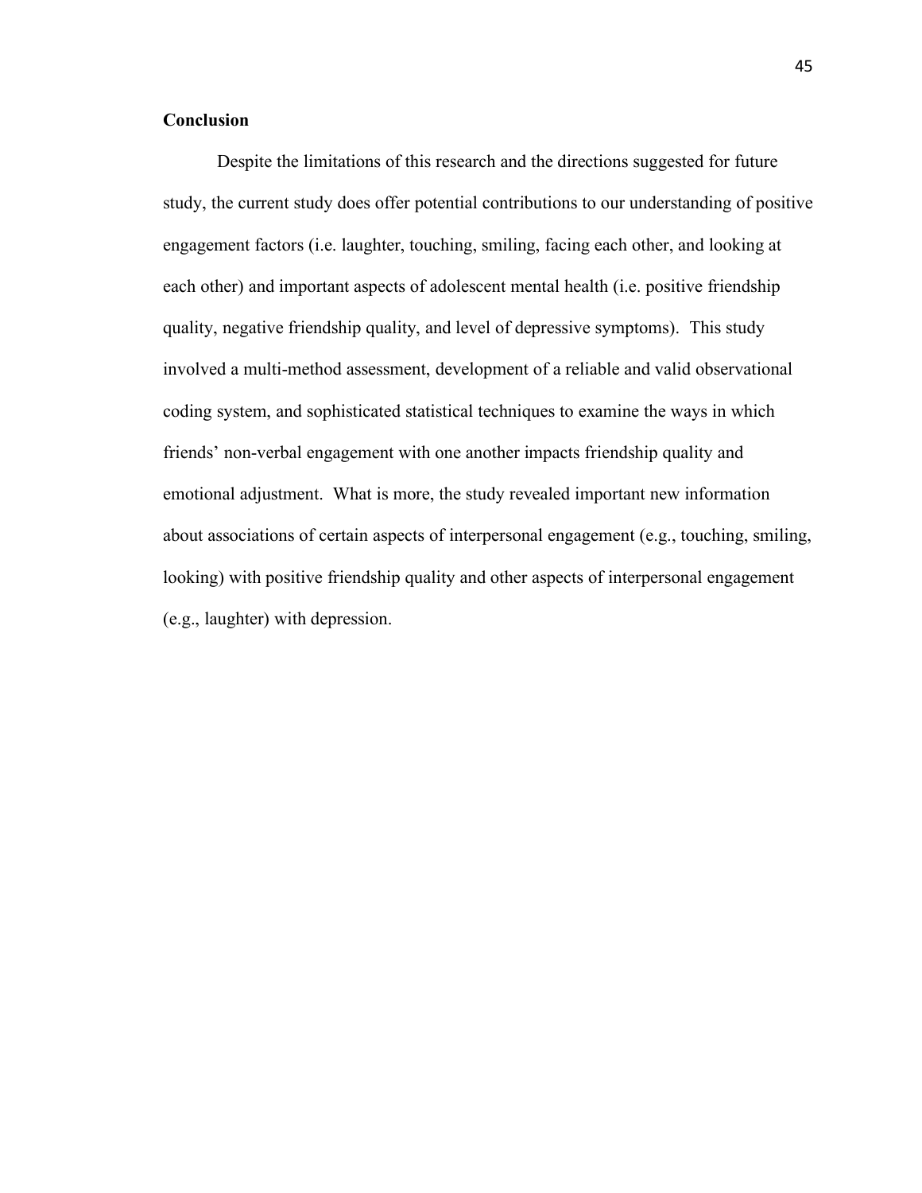**Conclusion**

Despite the limitations of this research and the directions suggested for future study, the current study does offer potential contributions to our understanding of positive engagement factors (i.e. laughter, touching, smiling, facing each other, and looking at each other) and important aspects of adolescent mental health (i.e. positive friendship quality, negative friendship quality, and level of depressive symptoms). This study involved a multi-method assessment, development of a reliable and valid observational coding system, and sophisticated statistical techniques to examine the ways in which friends' non-verbal engagement with one another impacts friendship quality and emotional adjustment. What is more, the study revealed important new information about associations of certain aspects of interpersonal engagement (e.g., touching, smiling, looking) with positive friendship quality and other aspects of interpersonal engagement (e.g., laughter) with depression.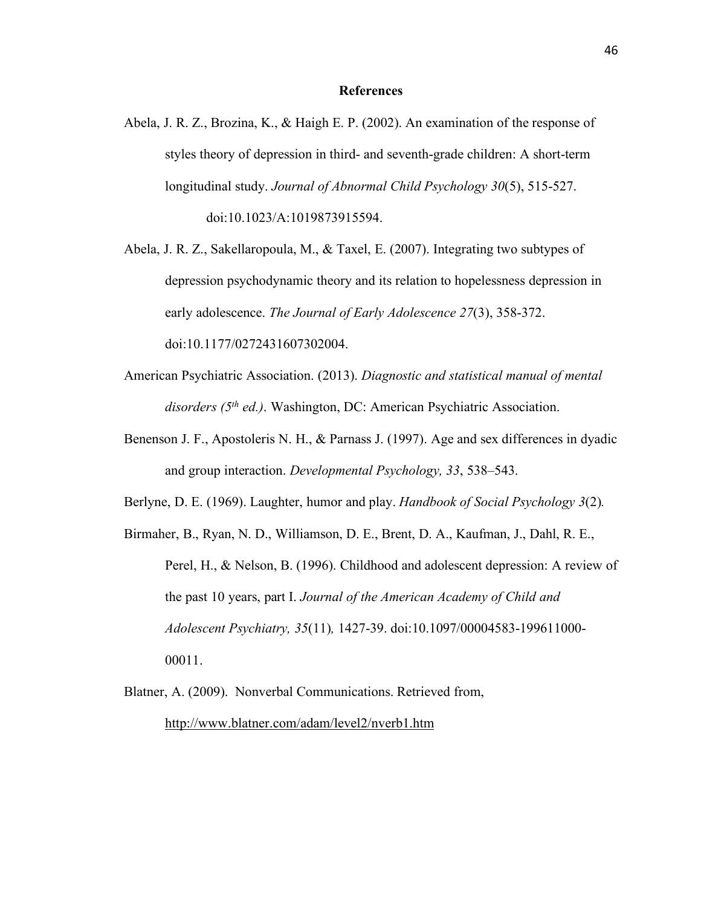## References

Abela, J. R. Z., Brozina, K., & Haigh E. P. (2002). An examination of the response of styles theory of depression in third- and seventh-grade children: A short-term longitudinal study. *Journal of Abnormal Child Psychology 30*(5), 515-527. doi:10.1023/A:1019873915594.

Abela, J. R. Z., Sakellaropoula, M., & Taxel, E. (2007). Integrating two subtypes of depression psychodynamic theory and its relation to hopelessness depression in early adolescence. *The Journal of Early Adolescence 27*(3), 358-372. doi:10.1177/0272431607302004.

American Psychiatric Association. (2013). *Diagnostic and statistical manual of mental disorders (5th ed.)*. Washington, DC: American Psychiatric Association.

Benenson J. F., Apostoleris N. H., & Parnass J. (1997). Age and sex differences in dyadic and group interaction. *Developmental Psychology, 33*, 538–543.

Berlyne, D. E. (1969). Laughter, humor and play. *Handbook of Social Psychology 3*(2).

Birmaher, B., Ryan, N. D., Williamson, D. E., Brent, D. A., Kaufman, J., Dahl, R. E., Perel, H., & Nelson, B. (1996). Childhood and adolescent depression: A review of the past 10 years, part I. *Journal of the American Academy of Child and Adolescent Psychiatry, 35*(11)*,* 1427-39. doi:10.1097/00004583-199611000-00011.

Blatner, A. (2009). Nonverbal Communications. Retrieved from, http://www.blatner.com/adam/level2/nverb1.htm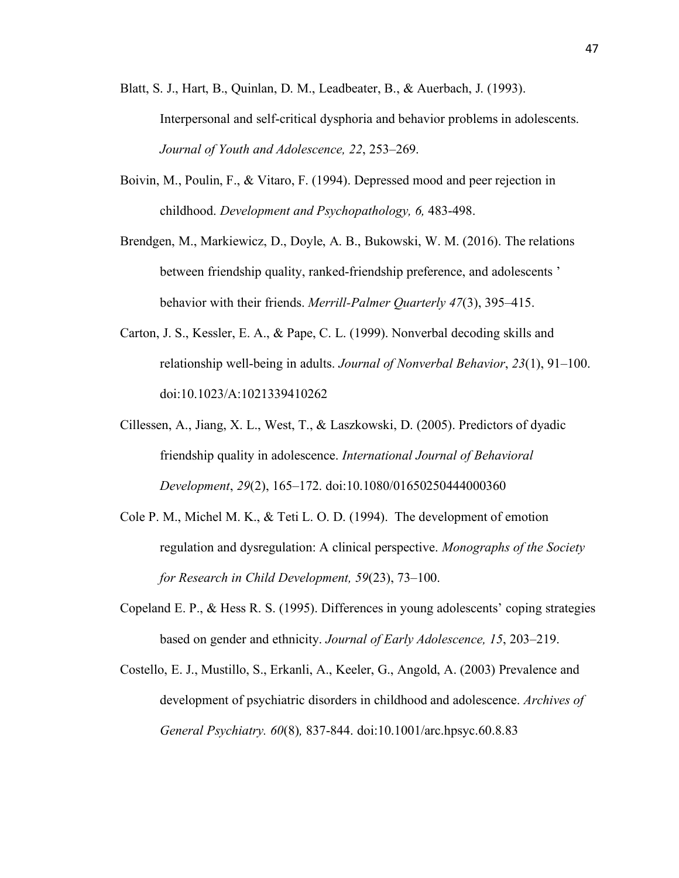Blatt, S. J., Hart, B., Quinlan, D. M., Leadbeater, B., & Auerbach, J. (1993). Interpersonal and self-critical dysphoria and behavior problems in adolescents. *Journal of Youth and Adolescence, 22*, 253–269.

Boivin, M., Poulin, F., & Vitaro, F. (1994). Depressed mood and peer rejection in childhood. *Development and Psychopathology, 6,* 483-498.

Brendgen, M., Markiewicz, D., Doyle, A. B., Bukowski, W. M. (2016). The relations between friendship quality, ranked-friendship preference, and adolescents ' behavior with their friends. *Merrill-Palmer Quarterly 47*(3), 395–415.

Carton, J. S., Kessler, E. A., & Pape, C. L. (1999). Nonverbal decoding skills and relationship well-being in adults. *Journal of Nonverbal Behavior*, *23*(1), 91–100. doi:10.1023/A:1021339410262

Cillessen, A., Jiang, X. L., West, T., & Laszkowski, D. (2005). Predictors of dyadic friendship quality in adolescence. *International Journal of Behavioral Development*, *29*(2), 165–172. doi:10.1080/01650250444000360

Cole P. M., Michel M. K., & Teti L. O. D. (1994). The development of emotion regulation and dysregulation: A clinical perspective. *Monographs of the Society for Research in Child Development, 59*(23), 73–100.

Copeland E. P., & Hess R. S. (1995). Differences in young adolescents' coping strategies based on gender and ethnicity. *Journal of Early Adolescence, 15*, 203–219.

Costello, E. J., Mustillo, S., Erkanli, A., Keeler, G., Angold, A. (2003) Prevalence and development of psychiatric disorders in childhood and adolescence. *Archives of General Psychiatry. 60*(8)*,* 837-844. doi:10.1001/arc.hpsyc.60.8.83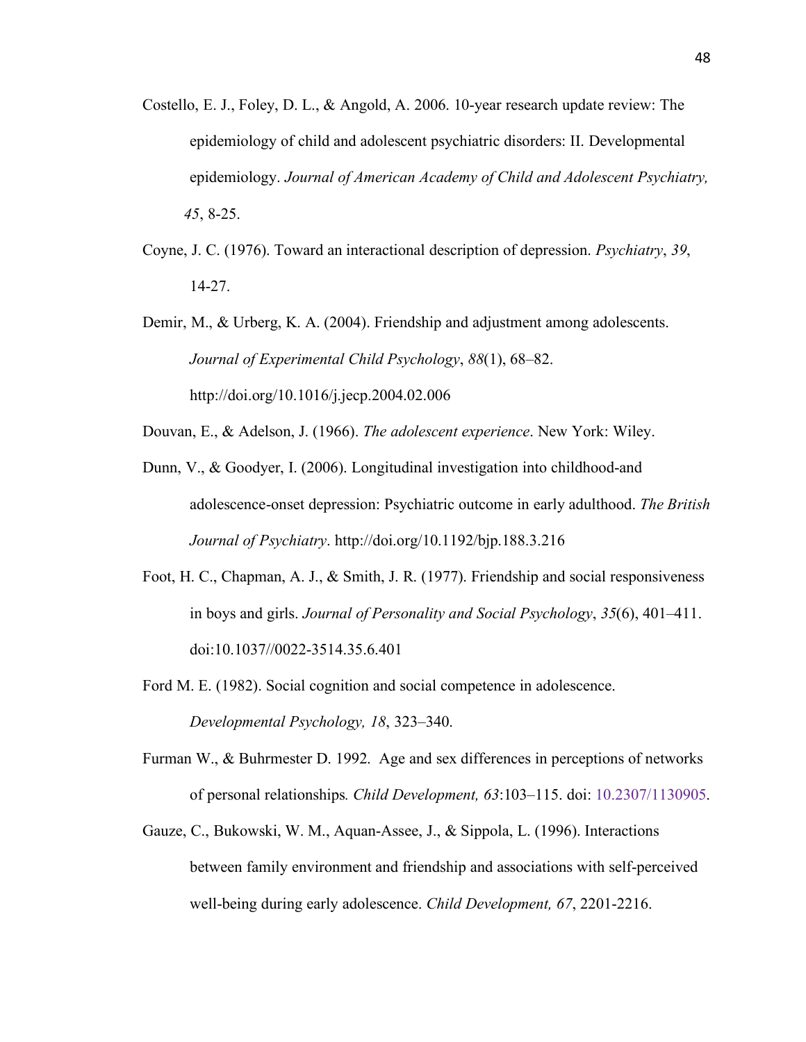Costello, E. J., Foley, D. L., & Angold, A. 2006. 10-year research update review: The epidemiology of child and adolescent psychiatric disorders: II. Developmental epidemiology. *Journal of American Academy of Child and Adolescent Psychiatry, 45*, 8-25.

Coyne, J. C. (1976). Toward an interactional description of depression. *Psychiatry*, *39*, 14-27.

Demir, M., & Urberg, K. A. (2004). Friendship and adjustment among adolescents. *Journal of Experimental Child Psychology*, *88*(1), 68–82. http://doi.org/10.1016/j.jecp.2004.02.006

Douvan, E., & Adelson, J. (1966). *The adolescent experience*. New York: Wiley.

Dunn, V., & Goodyer, I. (2006). Longitudinal investigation into childhood-and adolescence-onset depression: Psychiatric outcome in early adulthood. *The British Journal of Psychiatry*. http://doi.org/10.1192/bjp.188.3.216

Foot, H. C., Chapman, A. J., & Smith, J. R. (1977). Friendship and social responsiveness in boys and girls. *Journal of Personality and Social Psychology*, *35*(6), 401–411. doi:10.1037//0022-3514.35.6.401

Ford M. E. (1982). Social cognition and social competence in adolescence. *Developmental Psychology, 18*, 323–340.

Furman W., & Buhrmester D. 1992. Age and sex differences in perceptions of networks of personal relationships*. Child Development, 63*:103–115. doi: 10.2307/1130905.

Gauze, C., Bukowski, W. M., Aquan-Assee, J., & Sippola, L. (1996). Interactions between family environment and friendship and associations with self-perceived well-being during early adolescence. *Child Development, 67*, 2201-2216.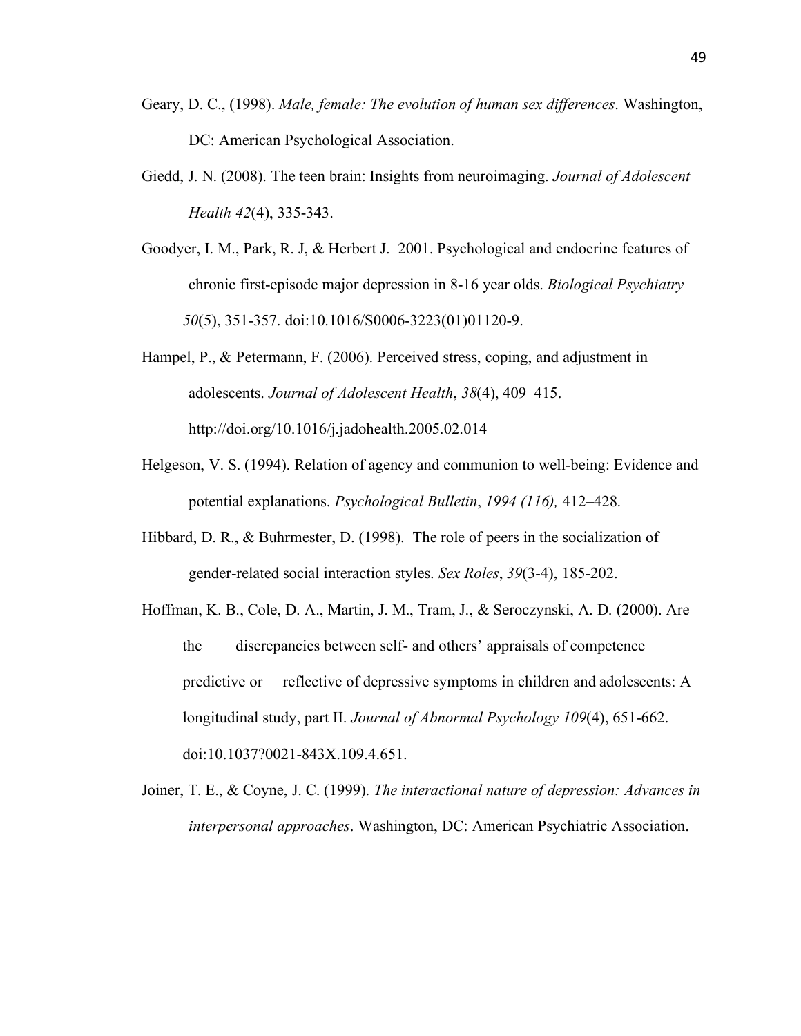Geary, D. C., (1998). *Male, female: The evolution of human sex differences*. Washington, DC: American Psychological Association.

Giedd, J. N. (2008). The teen brain: Insights from neuroimaging. *Journal of Adolescent Health 42*(4), 335-343.

Goodyer, I. M., Park, R. J, & Herbert J. 2001. Psychological and endocrine features of chronic first-episode major depression in 8-16 year olds. *Biological Psychiatry 50*(5), 351-357. doi:10.1016/S0006-3223(01)01120-9.

Hampel, P., & Petermann, F. (2006). Perceived stress, coping, and adjustment in adolescents. *Journal of Adolescent Health*, *38*(4), 409–415. http://doi.org/10.1016/j.jadohealth.2005.02.014

Helgeson, V. S. (1994). Relation of agency and communion to well-being: Evidence and potential explanations. *Psychological Bulletin*, *1994 (116),* 412–428.

Hibbard, D. R., & Buhrmester, D. (1998). The role of peers in the socialization of gender-related social interaction styles. *Sex Roles*, *39*(3-4), 185-202.

Hoffman, K. B., Cole, D. A., Martin, J. M., Tram, J., & Seroczynski, A. D. (2000). Are the discrepancies between self- and others' appraisals of competence predictive or reflective of depressive symptoms in children and adolescents: A longitudinal study, part II. *Journal of Abnormal Psychology 109*(4), 651-662. doi:10.1037?0021-843X.109.4.651.

Joiner, T. E., & Coyne, J. C. (1999). *The interactional nature of depression: Advances in interpersonal approaches*. Washington, DC: American Psychiatric Association.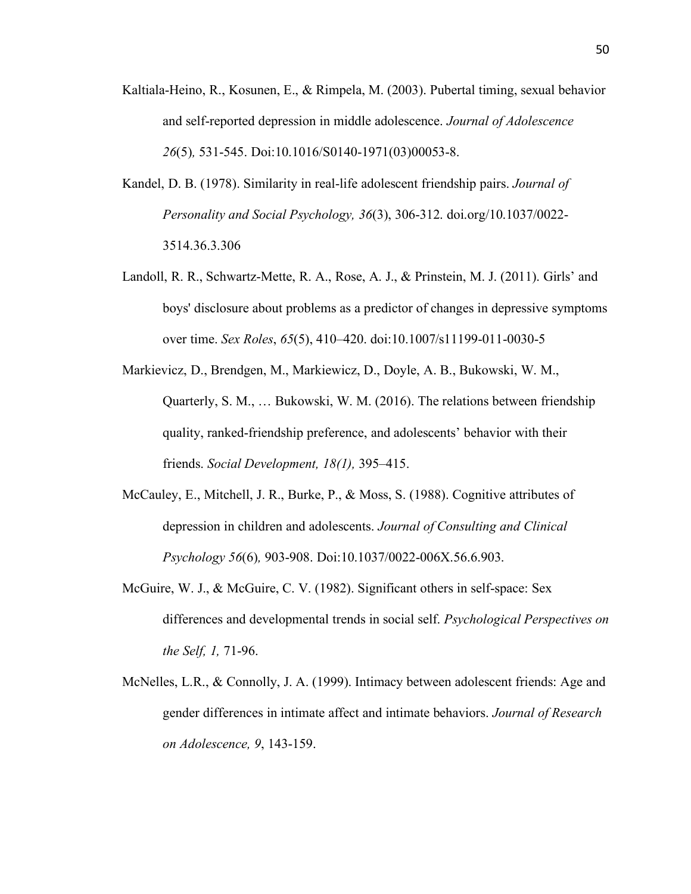Kaltiala-Heino, R., Kosunen, E., & Rimpela, M. (2003). Pubertal timing, sexual behavior and self-reported depression in middle adolescence. *Journal of Adolescence 26*(5)*,* 531-545. Doi:10.1016/S0140-1971(03)00053-8.

Kandel, D. B. (1978). Similarity in real-life adolescent friendship pairs. *Journal of Personality and Social Psychology, 36*(3), 306-312. doi.org/10.1037/0022-3514.36.3.306

Landoll, R. R., Schwartz-Mette, R. A., Rose, A. J., & Prinstein, M. J. (2011). Girls' and boys' disclosure about problems as a predictor of changes in depressive symptoms over time. *Sex Roles*, *65*(5), 410–420. doi:10.1007/s11199-011-0030-5

Markievicz, D., Brendgen, M., Markiewicz, D., Doyle, A. B., Bukowski, W. M., Quarterly, S. M., … Bukowski, W. M. (2016). The relations between friendship quality, ranked-friendship preference, and adolescents' behavior with their friends. *Social Development, 18(1),* 395–415.

McCauley, E., Mitchell, J. R., Burke, P., & Moss, S. (1988). Cognitive attributes of depression in children and adolescents. *Journal of Consulting and Clinical Psychology 56*(6)*,* 903-908. Doi:10.1037/0022-006X.56.6.903.

McGuire, W. J., & McGuire, C. V. (1982). Significant others in self-space: Sex differences and developmental trends in social self. *Psychological Perspectives on the Self, 1,* 71-96.

McNelles, L.R., & Connolly, J. A. (1999). Intimacy between adolescent friends: Age and gender differences in intimate affect and intimate behaviors. *Journal of Research on Adolescence, 9*, 143-159.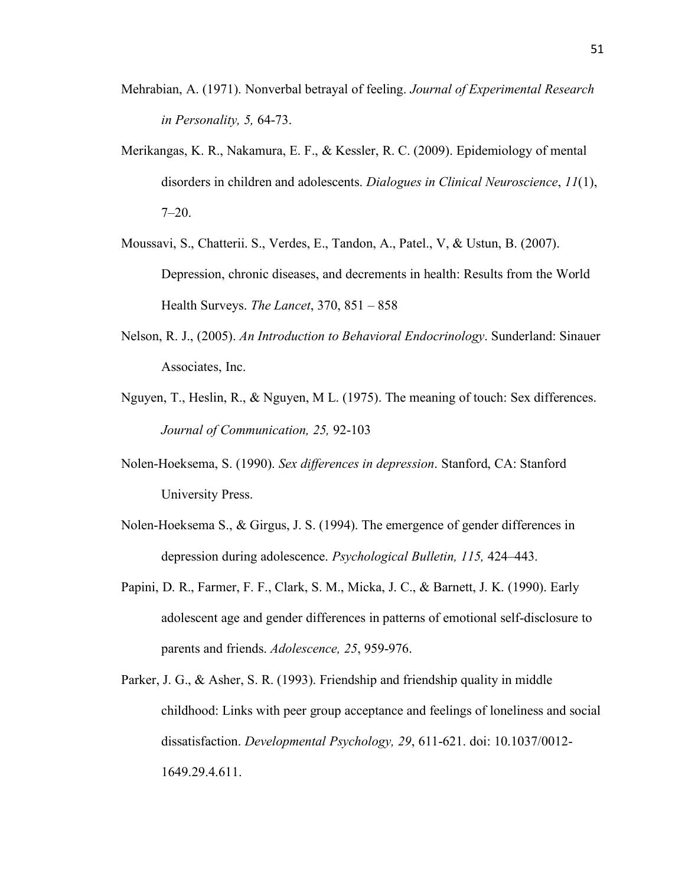Mehrabian, A. (1971). Nonverbal betrayal of feeling. *Journal of Experimental Research in Personality, 5,* 64-73.

Merikangas, K. R., Nakamura, E. F., & Kessler, R. C. (2009). Epidemiology of mental disorders in children and adolescents. *Dialogues in Clinical Neuroscience*, *11*(1), 7–20.

Moussavi, S., Chatterii. S., Verdes, E., Tandon, A., Patel., V, & Ustun, B. (2007). Depression, chronic diseases, and decrements in health: Results from the World Health Surveys. *The Lancet*, 370, 851 – 858

Nelson, R. J., (2005). *An Introduction to Behavioral Endocrinology*. Sunderland: Sinauer Associates, Inc.

Nguyen, T., Heslin, R., & Nguyen, M L. (1975). The meaning of touch: Sex differences. *Journal of Communication, 25,* 92-103

Nolen-Hoeksema, S. (1990). *Sex differences in depression*. Stanford, CA: Stanford University Press.

Nolen-Hoeksema S., & Girgus, J. S. (1994). The emergence of gender differences in depression during adolescence. *Psychological Bulletin, 115,* 424–443.

Papini, D. R., Farmer, F. F., Clark, S. M., Micka, J. C., & Barnett, J. K. (1990). Early adolescent age and gender differences in patterns of emotional self-disclosure to parents and friends. *Adolescence, 25*, 959-976.

Parker, J. G., & Asher, S. R. (1993). Friendship and friendship quality in middle childhood: Links with peer group acceptance and feelings of loneliness and social dissatisfaction. *Developmental Psychology, 29*, 611-621. doi: 10.1037/0012-1649.29.4.611.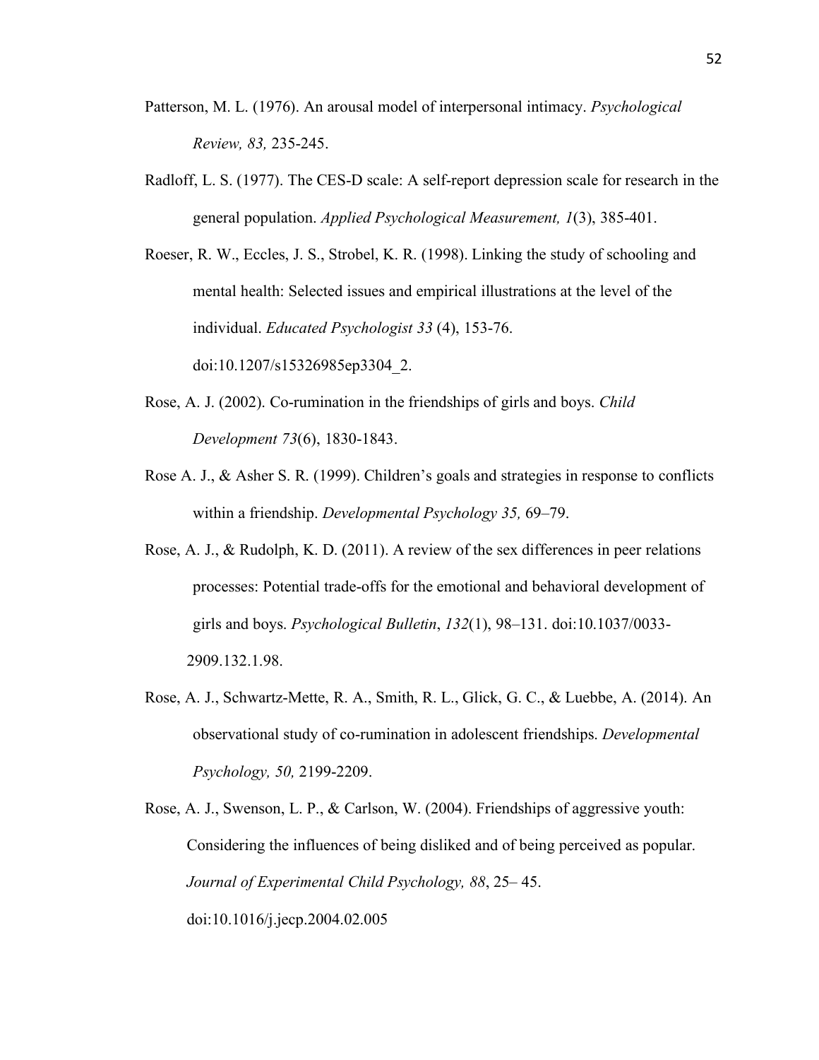Patterson, M. L. (1976). An arousal model of interpersonal intimacy. *Psychological Review, 83,* 235-245.

Radloff, L. S. (1977). The CES-D scale: A self-report depression scale for research in the general population. *Applied Psychological Measurement, 1*(3), 385-401.

Roeser, R. W., Eccles, J. S., Strobel, K. R. (1998). Linking the study of schooling and mental health: Selected issues and empirical illustrations at the level of the individual. *Educated Psychologist 33* (4), 153-76. doi:10.1207/s15326985ep3304_2.

Rose, A. J. (2002). Co-rumination in the friendships of girls and boys. *Child Development 73*(6), 1830-1843.

Rose A. J., & Asher S. R. (1999). Children's goals and strategies in response to conflicts within a friendship. *Developmental Psychology 35,* 69–79.

Rose, A. J., & Rudolph, K. D. (2011). A review of the sex differences in peer relations processes: Potential trade-offs for the emotional and behavioral development of girls and boys. *Psychological Bulletin*, *132*(1), 98–131. doi:10.1037/0033-2909.132.1.98.

Rose, A. J., Schwartz-Mette, R. A., Smith, R. L., Glick, G. C., & Luebbe, A. (2014). An observational study of co-rumination in adolescent friendships. *Developmental Psychology, 50,* 2199-2209.

Rose, A. J., Swenson, L. P., & Carlson, W. (2004). Friendships of aggressive youth: Considering the influences of being disliked and of being perceived as popular. *Journal of Experimental Child Psychology, 88*, 25– 45. doi:10.1016/j.jecp.2004.02.005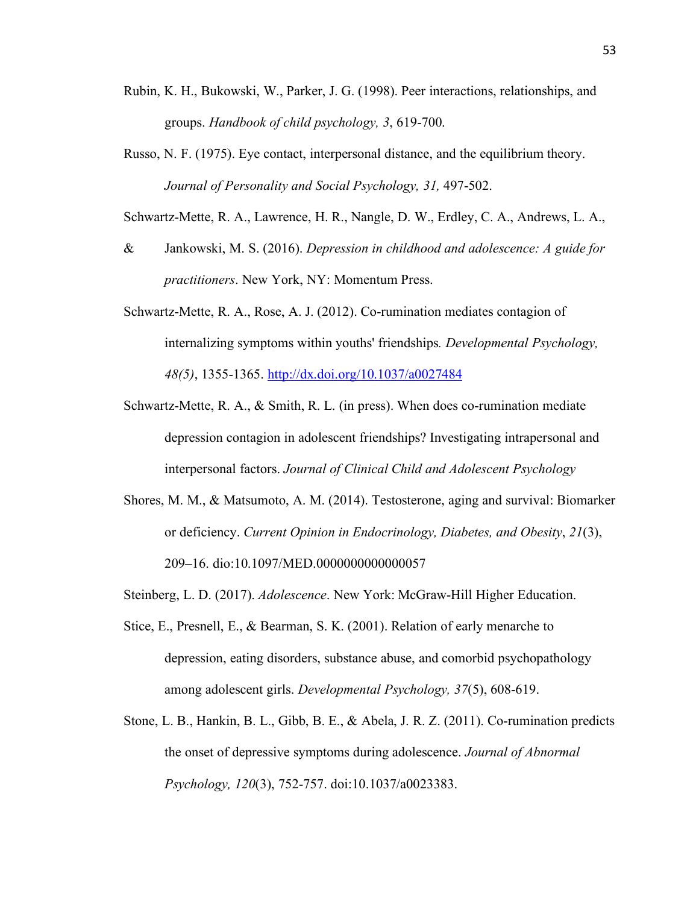Rubin, K. H., Bukowski, W., Parker, J. G. (1998). Peer interactions, relationships, and groups. *Handbook of child psychology, 3*, 619-700.

Russo, N. F. (1975). Eye contact, interpersonal distance, and the equilibrium theory. *Journal of Personality and Social Psychology, 31,* 497-502.

Schwartz-Mette, R. A., Lawrence, H. R., Nangle, D. W., Erdley, C. A., Andrews, L. A., & Jankowski, M. S. (2016). *Depression in childhood and adolescence: A guide for practitioners*. New York, NY: Momentum Press.

Schwartz-Mette, R. A., Rose, A. J. (2012). Co-rumination mediates contagion of internalizing symptoms within youths' friendships*. Developmental Psychology, 48(5)*, 1355-1365. http://dx.doi.org/10.1037/a0027484

Schwartz-Mette, R. A., & Smith, R. L. (in press). When does co-rumination mediate depression contagion in adolescent friendships? Investigating intrapersonal and interpersonal factors. *Journal of Clinical Child and Adolescent Psychology*

Shores, M. M., & Matsumoto, A. M. (2014). Testosterone, aging and survival: Biomarker or deficiency. *Current Opinion in Endocrinology, Diabetes, and Obesity*, *21*(3), 209–16. dio:10.1097/MED.0000000000000057

Steinberg, L. D. (2017). *Adolescence*. New York: McGraw-Hill Higher Education.

Stice, E., Presnell, E., & Bearman, S. K. (2001). Relation of early menarche to depression, eating disorders, substance abuse, and comorbid psychopathology among adolescent girls. *Developmental Psychology, 37*(5), 608-619.

Stone, L. B., Hankin, B. L., Gibb, B. E., & Abela, J. R. Z. (2011). Co-rumination predicts the onset of depressive symptoms during adolescence. *Journal of Abnormal Psychology, 120*(3), 752-757. doi:10.1037/a0023383.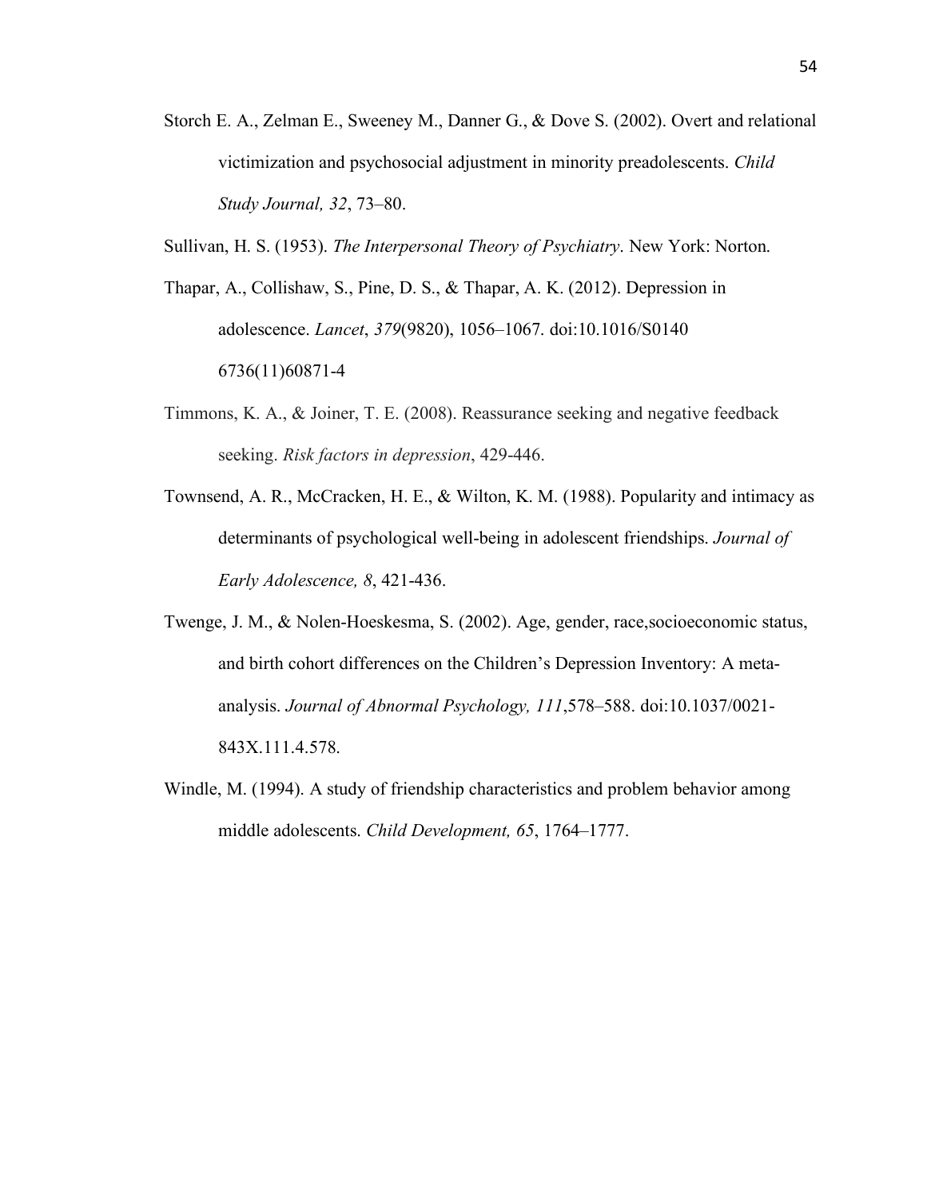Storch E. A., Zelman E., Sweeney M., Danner G., & Dove S. (2002). Overt and relational victimization and psychosocial adjustment in minority preadolescents. *Child Study Journal, 32*, 73–80.

Sullivan, H. S. (1953). *The Interpersonal Theory of Psychiatry*. New York: Norton.

Thapar, A., Collishaw, S., Pine, D. S., & Thapar, A. K. (2012). Depression in adolescence. *Lancet*, *379*(9820), 1056–1067. doi:10.1016/S0140 6736(11)60871-4

Timmons, K. A., & Joiner, T. E. (2008). Reassurance seeking and negative feedback seeking. *Risk factors in depression*, 429-446.

Townsend, A. R., McCracken, H. E., & Wilton, K. M. (1988). Popularity and intimacy as determinants of psychological well-being in adolescent friendships. *Journal of Early Adolescence, 8*, 421-436.

Twenge, J. M., & Nolen-Hoeskesma, S. (2002). Age, gender, race,socioeconomic status, and birth cohort differences on the Children's Depression Inventory: A meta-analysis. *Journal of Abnormal Psychology, 111*,578–588. doi:10.1037/0021-843X.111.4.578.

Windle, M. (1994). A study of friendship characteristics and problem behavior among middle adolescents. *Child Development, 65*, 1764–1777.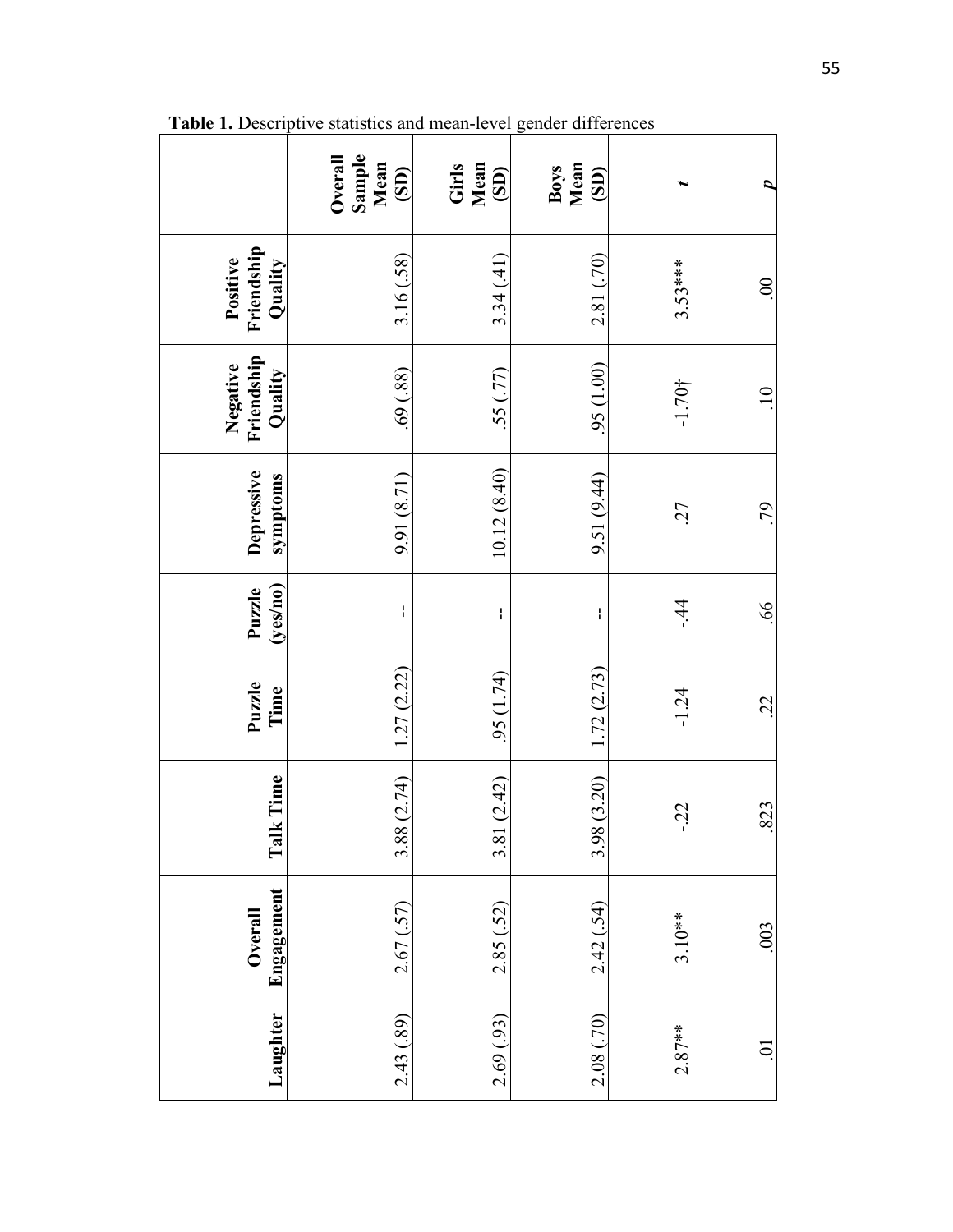**Table 1.** Descriptive statistics and mean-level gender differences

| | Overall Sample Mean (SD) | Girls Mean (SD) | Boys Mean (SD) | $t$ | $p$ |
|---|---|---|---|---|---|
| Positive Friendship Quality | 3.16 (.58) | 3.34 (.41) | 2.81 (.70) | 3.53*** | .00 |
| Negative Friendship Quality | .69 (.88) | .55 (.77) | .95 (1.00) | -1.70† | .10 |
| Depressive symptoms | 9.91 (8.71) | 10.12 (8.40) | 9.51 (9.44) | .27 | .79 |
| Puzzle (yes/no) | -- | -- | -- | -.44 | .66 |
| Puzzle Time | 1.27 (2.22) | .95 (1.74) | 1.72 (2.73) | -1.24 | .22 |
| Talk Time | 3.88 (2.74) | 3.81 (2.42) | 3.98 (3.20) | -.22 | .823 |
| Overall Engagement | 2.67 (.57) | 2.85 (.52) | 2.42 (.54) | 3.10** | .003 |
| Laughter | 2.43 (.89) | 2.69 (.93) | 2.08 (.70) | 2.87** | .01 |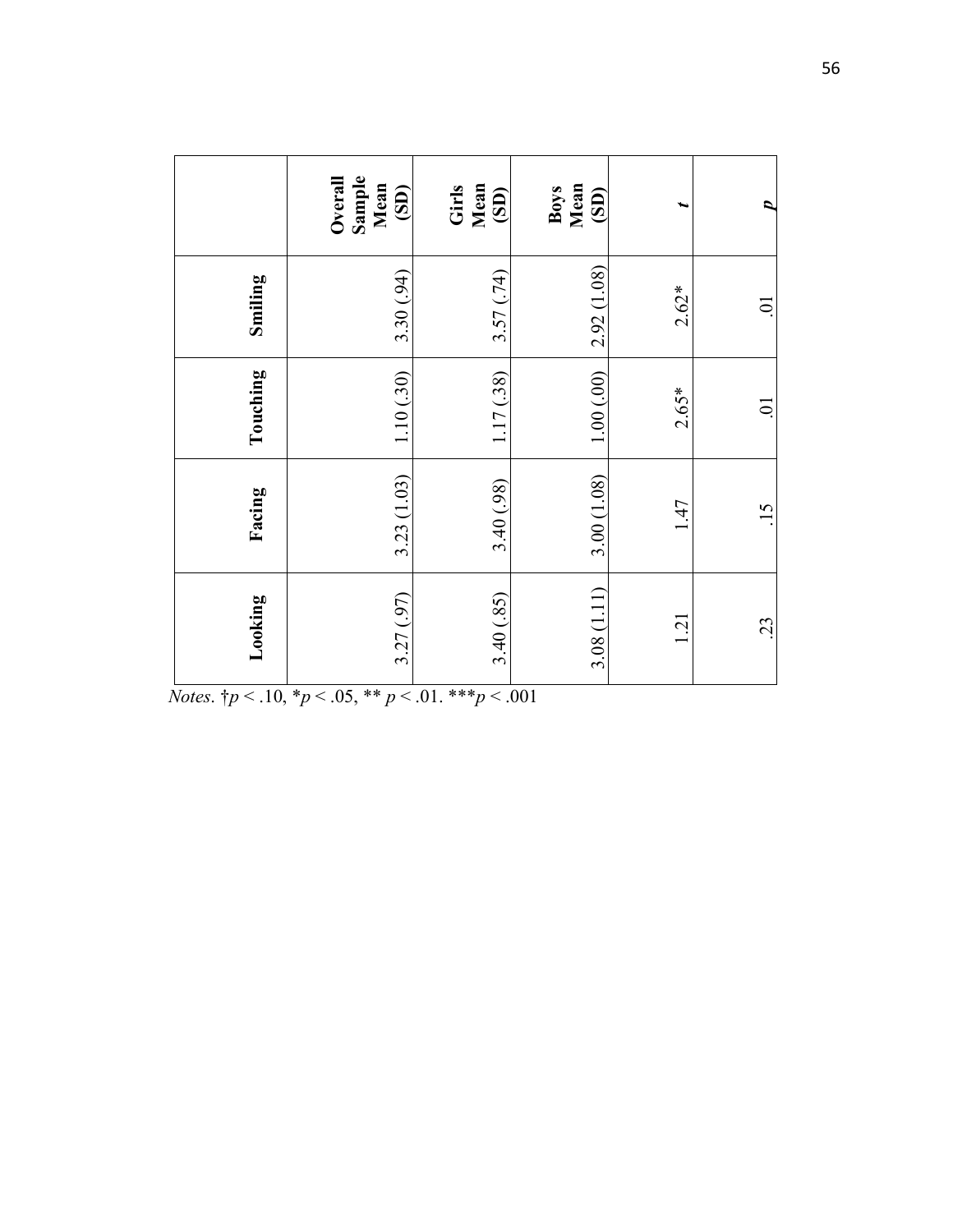|  | Overall Sample Mean (SD) | Girls Mean (SD) | Boys Mean (SD) | *t* | *p* |
|---|---|---|---|---|---|
| **Smiling** | 3.30 (.94) | 3.57 (.74) | 2.92 (1.08) | 2.62* | .01 |
| **Touching** | 1.10 (.30) | 1.17 (.38) | 1.00 (.00) | 2.65* | .01 |
| **Facing** | 3.23 (1.03) | 3.40 (.98) | 3.00 (1.08) | 1.47 | .15 |
| **Looking** | 3.27 (.97) | 3.40 (.85) | 3.08 (1.11) | 1.21 | .23 |

*Notes*. †$p < .10$, *$p < .05$, ** $p < .01$. ***$p < .001$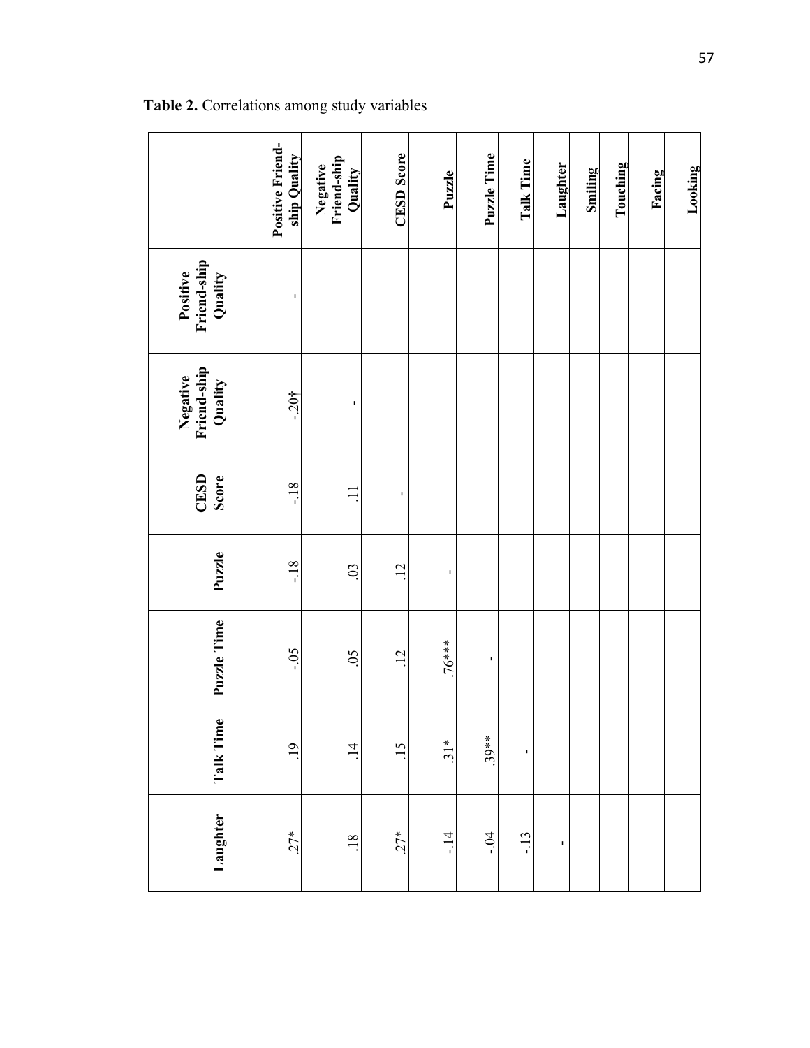**Table 2.** Correlations among study variables

| | Positive Friend-ship Quality | Negative Friend-ship Quality | CESD Score | Puzzle | Puzzle Time | Talk Time | Laughter |
|---|---|---|---|---|---|---|---|
| **Positive Friend-ship Quality** | - | -.20† | -.18 | -.18 | -.05 | .19 | .27* |
| **Negative Friend-ship Quality** | | - | .11 | .03 | .05 | .14 | .18 |
| **CESD Score** | | | - | .12 | .12 | .15 | .27* |
| **Puzzle** | | | | - | .76*** | .31* | -.14 |
| **Puzzle Time** | | | | | - | .39** | -.04 |
| **Talk Time** | | | | | | - | -.13 |
| **Laughter** | | | | | | | - |
| **Smiling** | | | | | | | |
| **Touching** | | | | | | | |
| **Facing** | | | | | | | |
| **Looking** | | | | | | | |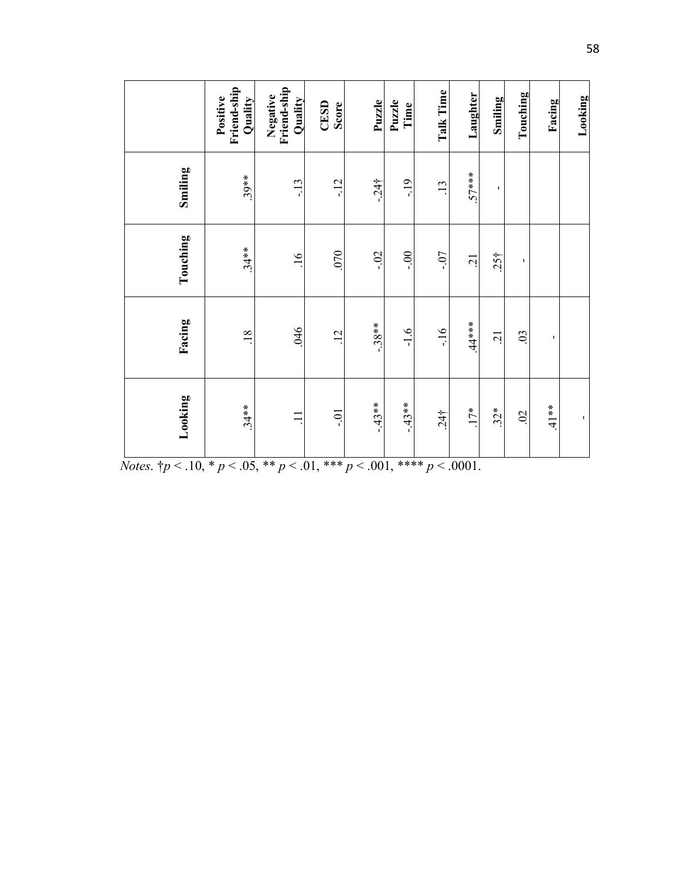| | Smiling | Touching | Facing | Looking |
|---|---|---|---|---|
| **Positive Friend-ship Quality** | .39** | .34** | .18 | .34** |
| **Negative Friend-ship Quality** | -.13 | .16 | .046 | .11 |
| **CESD Score** | -.12 | .070 | .12 | -.01 |
| **Puzzle** | -.24† | -.02 | -.38** | -.43** |
| **Puzzle Time** | -.19 | -.00 | -1.6 | -.43** |
| **Talk Time** | .13 | -.07 | -.16 | .24† |
| **Laughter** | .57*** | .21 | .44*** | .17* |
| **Smiling** | - | .25† | .21 | .32* |
| **Touching** | | - | .03 | .02 |
| **Facing** | | | - | .41** |
| **Looking** | | | | - |

*Notes*. †$p < .10$, * $p < .05$, ** $p < .01$, *** $p < .001$, **** $p < .0001$.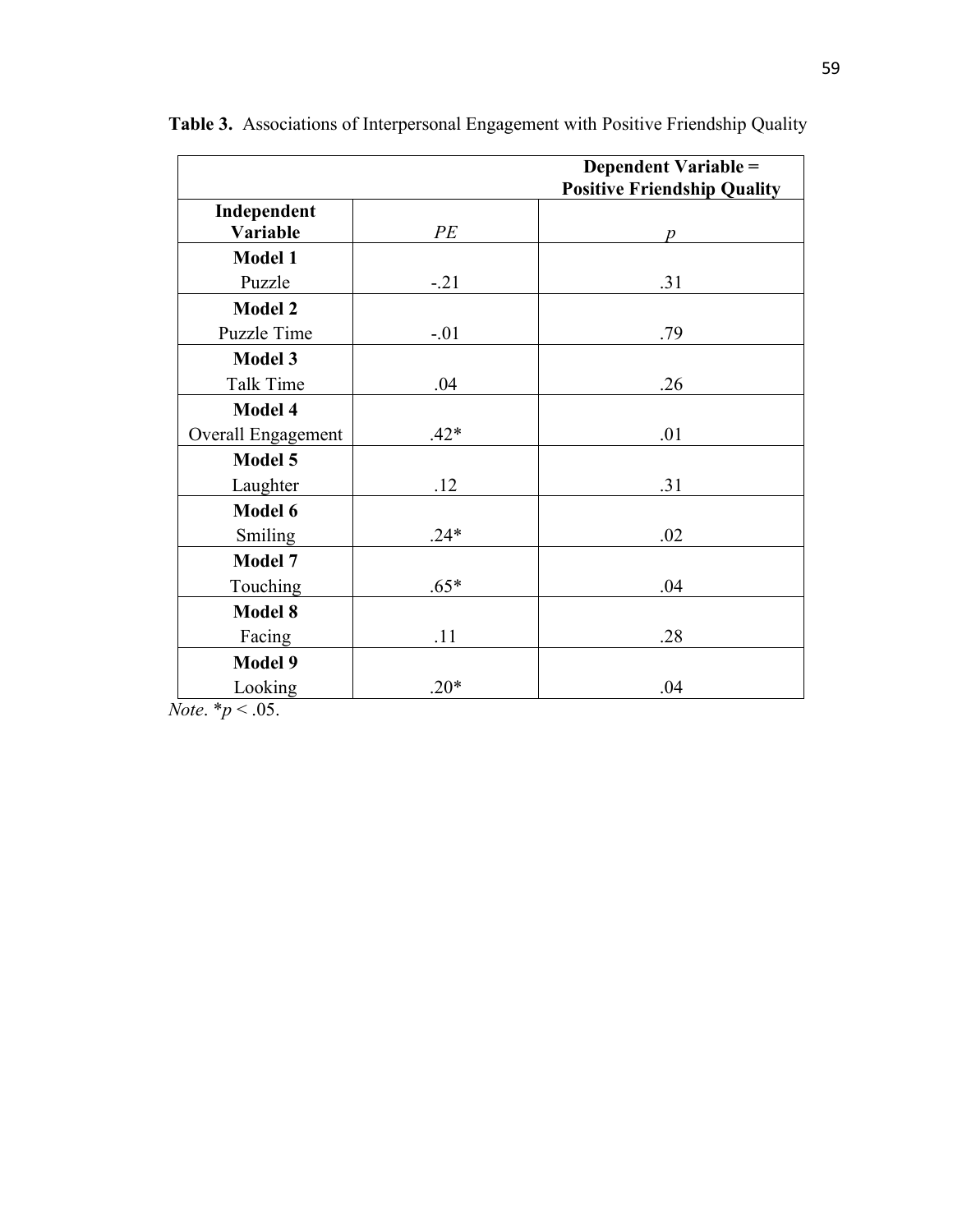**Table 3.** Associations of Interpersonal Engagement with Positive Friendship Quality

| | Dependent Variable = Positive Friendship Quality | |
|---|---|---|
| **Independent Variable** | *PE* | *p* |
| **Model 1** | | |
| Puzzle | -.21 | .31 |
| **Model 2** | | |
| Puzzle Time | -.01 | .79 |
| **Model 3** | | |
| Talk Time | .04 | .26 |
| **Model 4** | | |
| Overall Engagement | .42* | .01 |
| **Model 5** | | |
| Laughter | .12 | .31 |
| **Model 6** | | |
| Smiling | .24* | .02 |
| **Model 7** | | |
| Touching | .65* | .04 |
| **Model 8** | | |
| Facing | .11 | .28 |
| **Model 9** | | |
| Looking | .20* | .04 |

*Note*. $^{*}p < .05$.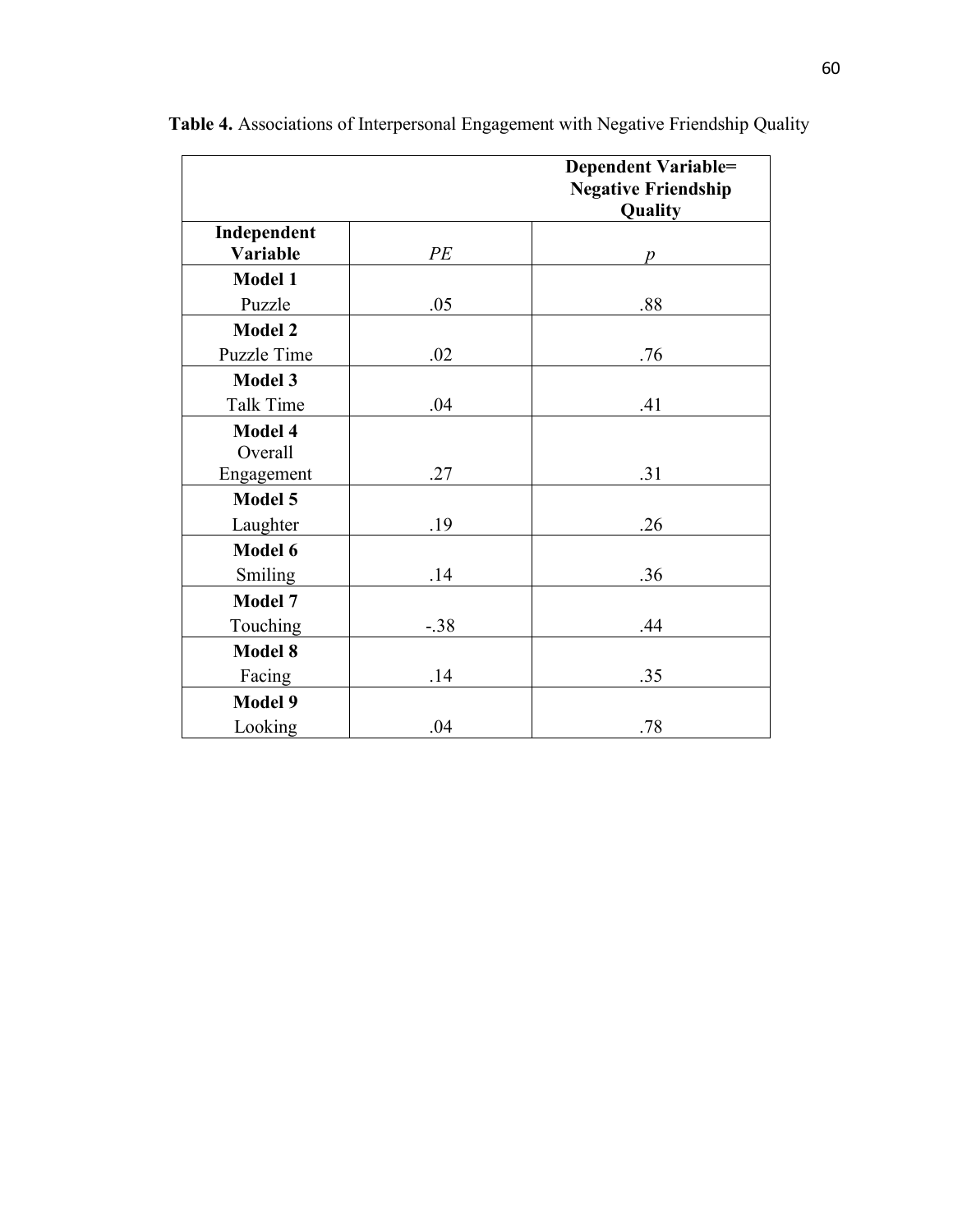**Table 4.** Associations of Interpersonal Engagement with Negative Friendship Quality

| | | Dependent Variable= Negative Friendship Quality |
|---|---|---|
| **Independent Variable** | *PE* | *p* |
| **Model 1** | | |
| Puzzle | .05 | .88 |
| **Model 2** | | |
| Puzzle Time | .02 | .76 |
| **Model 3** | | |
| Talk Time | .04 | .41 |
| **Model 4** | | |
| Overall Engagement | .27 | .31 |
| **Model 5** | | |
| Laughter | .19 | .26 |
| **Model 6** | | |
| Smiling | .14 | .36 |
| **Model 7** | | |
| Touching | -.38 | .44 |
| **Model 8** | | |
| Facing | .14 | .35 |
| **Model 9** | | |
| Looking | .04 | .78 |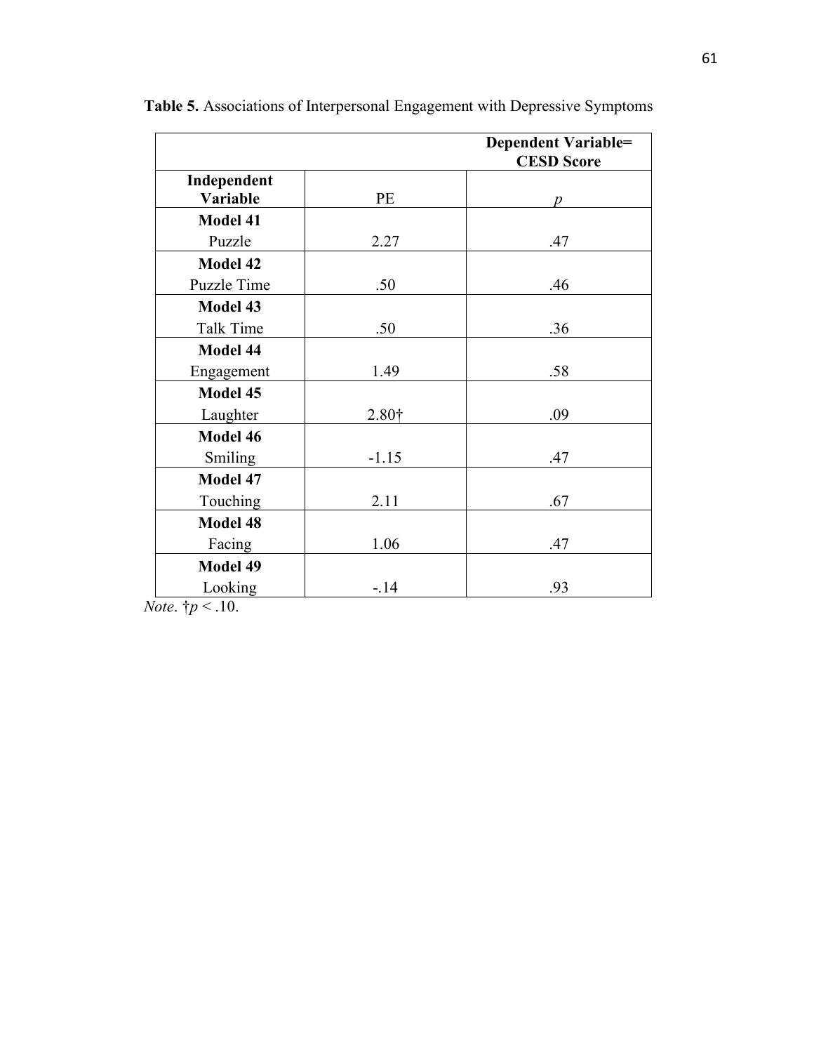**Table 5.** Associations of Interpersonal Engagement with Depressive Symptoms

| | | **Dependent Variable= CESD Score** |
|---|---|---|
| **Independent Variable** | PE | *p* |
| **Model 41** | | |
| Puzzle | 2.27 | .47 |
| **Model 42** | | |
| Puzzle Time | .50 | .46 |
| **Model 43** | | |
| Talk Time | .50 | .36 |
| **Model 44** | | |
| Engagement | 1.49 | .58 |
| **Model 45** | | |
| Laughter | 2.80† | .09 |
| **Model 46** | | |
| Smiling | -1.15 | .47 |
| **Model 47** | | |
| Touching | 2.11 | .67 |
| **Model 48** | | |
| Facing | 1.06 | .47 |
| **Model 49** | | |
| Looking | -.14 | .93 |

*Note*. †$p < .10$.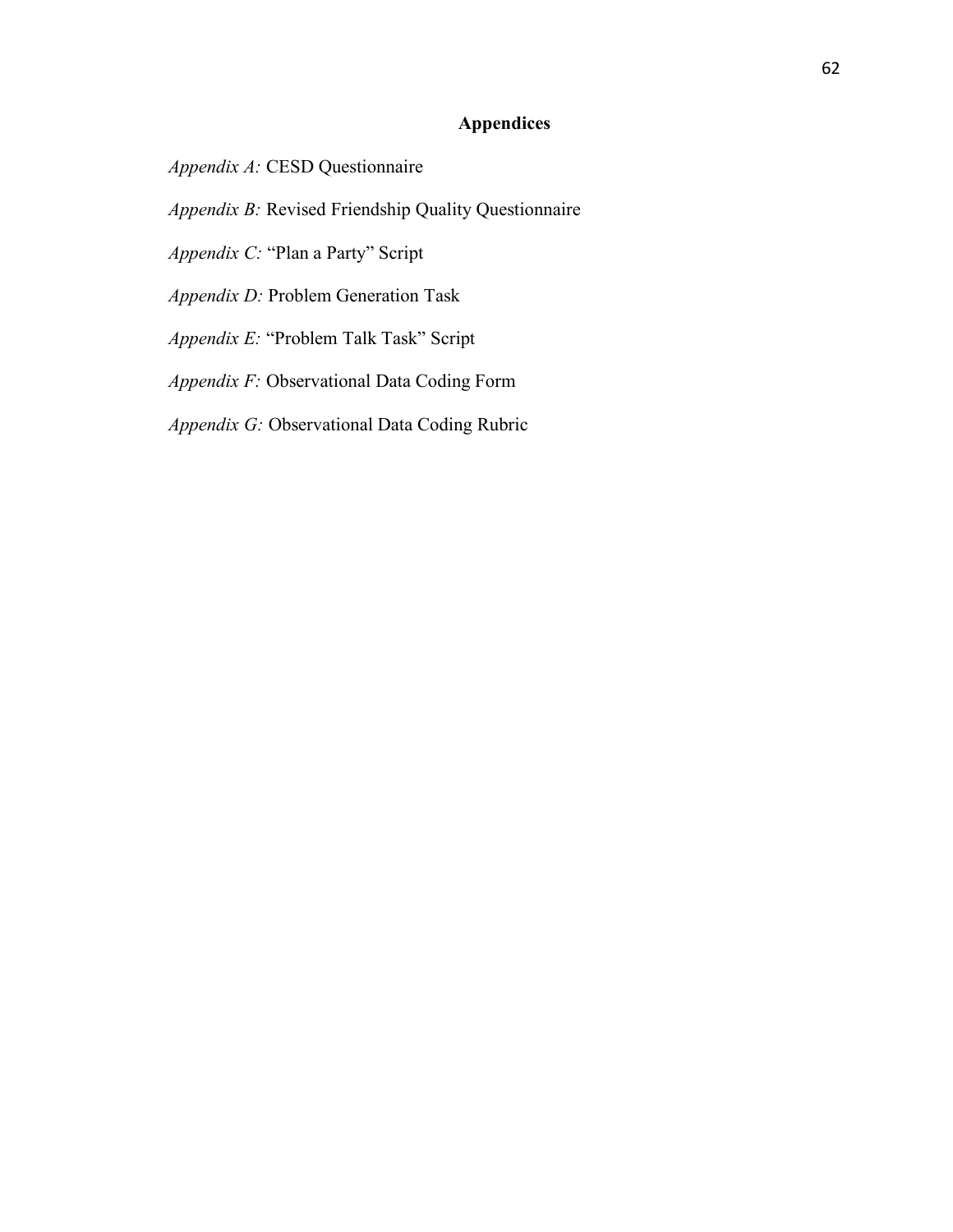## Appendices

*Appendix A:* CESD Questionnaire

*Appendix B:* Revised Friendship Quality Questionnaire

*Appendix C:* “Plan a Party” Script

*Appendix D:* Problem Generation Task

*Appendix E:* “Problem Talk Task” Script

*Appendix F:* Observational Data Coding Form

*Appendix G:* Observational Data Coding Rubric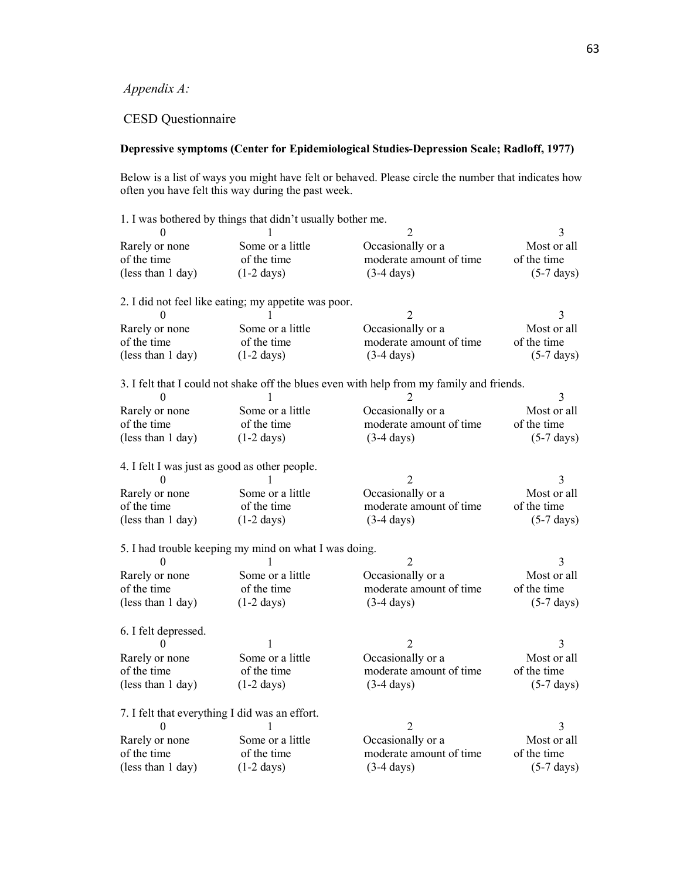*Appendix A:*

CESD Questionnaire

**Depressive symptoms (Center for Epidemiological Studies-Depression Scale; Radloff, 1977)**

Below is a list of ways you might have felt or behaved. Please circle the number that indicates how often you have felt this way during the past week.

1. I was bothered by things that didn't usually bother me.

| 0 | 1 | 2 | 3 |
|---|---|---|---|
| Rarely or none of the time (less than 1 day) | Some or a little of the time (1-2 days) | Occasionally or a moderate amount of time (3-4 days) | Most or all of the time (5-7 days) |

2. I did not feel like eating; my appetite was poor.

| 0 | 1 | 2 | 3 |
|---|---|---|---|
| Rarely or none of the time (less than 1 day) | Some or a little of the time (1-2 days) | Occasionally or a moderate amount of time (3-4 days) | Most or all of the time (5-7 days) |

3. I felt that I could not shake off the blues even with help from my family and friends.

| 0 | 1 | 2 | 3 |
|---|---|---|---|
| Rarely or none of the time (less than 1 day) | Some or a little of the time (1-2 days) | Occasionally or a moderate amount of time (3-4 days) | Most or all of the time (5-7 days) |

4. I felt I was just as good as other people.

| 0 | 1 | 2 | 3 |
|---|---|---|---|
| Rarely or none of the time (less than 1 day) | Some or a little of the time (1-2 days) | Occasionally or a moderate amount of time (3-4 days) | Most or all of the time (5-7 days) |

5. I had trouble keeping my mind on what I was doing.

| 0 | 1 | 2 | 3 |
|---|---|---|---|
| Rarely or none of the time (less than 1 day) | Some or a little of the time (1-2 days) | Occasionally or a moderate amount of time (3-4 days) | Most or all of the time (5-7 days) |

6. I felt depressed.

| 0 | 1 | 2 | 3 |
|---|---|---|---|
| Rarely or none of the time (less than 1 day) | Some or a little of the time (1-2 days) | Occasionally or a moderate amount of time (3-4 days) | Most or all of the time (5-7 days) |

7. I felt that everything I did was an effort.

| 0 | 1 | 2 | 3 |
|---|---|---|---|
| Rarely or none of the time (less than 1 day) | Some or a little of the time (1-2 days) | Occasionally or a moderate amount of time (3-4 days) | Most or all of the time (5-7 days) |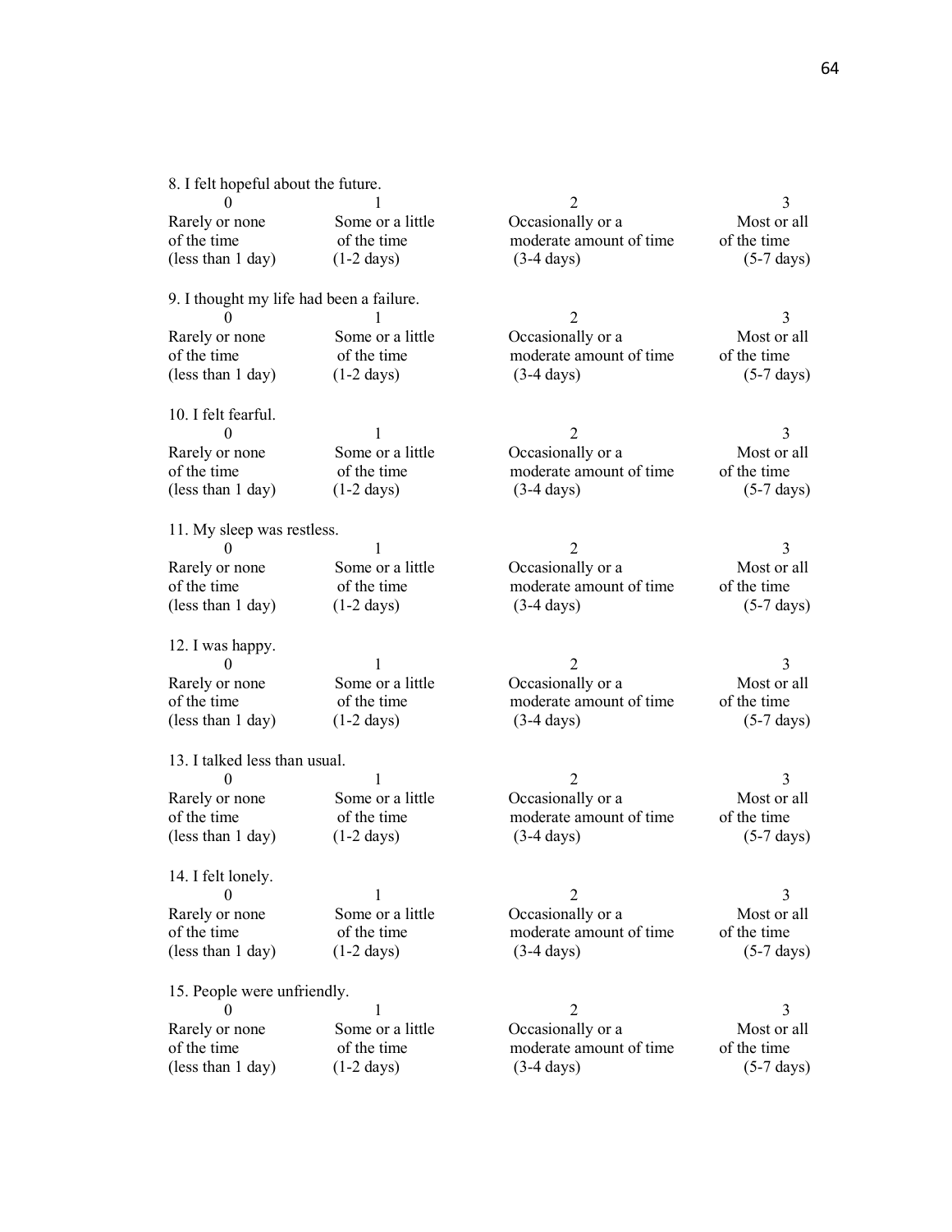8. I felt hopeful about the future.

| 0 | 1 | 2 | 3 |
|---|---|---|---|
| Rarely or none of the time (less than 1 day) | Some or a little of the time (1-2 days) | Occasionally or a moderate amount of time (3-4 days) | Most or all of the time (5-7 days) |

9. I thought my life had been a failure.

| 0 | 1 | 2 | 3 |
|---|---|---|---|
| Rarely or none of the time (less than 1 day) | Some or a little of the time (1-2 days) | Occasionally or a moderate amount of time (3-4 days) | Most or all of the time (5-7 days) |

10. I felt fearful.

| 0 | 1 | 2 | 3 |
|---|---|---|---|
| Rarely or none of the time (less than 1 day) | Some or a little of the time (1-2 days) | Occasionally or a moderate amount of time (3-4 days) | Most or all of the time (5-7 days) |

11. My sleep was restless.

| 0 | 1 | 2 | 3 |
|---|---|---|---|
| Rarely or none of the time (less than 1 day) | Some or a little of the time (1-2 days) | Occasionally or a moderate amount of time (3-4 days) | Most or all of the time (5-7 days) |

12. I was happy.

| 0 | 1 | 2 | 3 |
|---|---|---|---|
| Rarely or none of the time (less than 1 day) | Some or a little of the time (1-2 days) | Occasionally or a moderate amount of time (3-4 days) | Most or all of the time (5-7 days) |

13. I talked less than usual.

| 0 | 1 | 2 | 3 |
|---|---|---|---|
| Rarely or none of the time (less than 1 day) | Some or a little of the time (1-2 days) | Occasionally or a moderate amount of time (3-4 days) | Most or all of the time (5-7 days) |

14. I felt lonely.

| 0 | 1 | 2 | 3 |
|---|---|---|---|
| Rarely or none of the time (less than 1 day) | Some or a little of the time (1-2 days) | Occasionally or a moderate amount of time (3-4 days) | Most or all of the time (5-7 days) |

15. People were unfriendly.

| 0 | 1 | 2 | 3 |
|---|---|---|---|
| Rarely or none of the time (less than 1 day) | Some or a little of the time (1-2 days) | Occasionally or a moderate amount of time (3-4 days) | Most or all of the time (5-7 days) |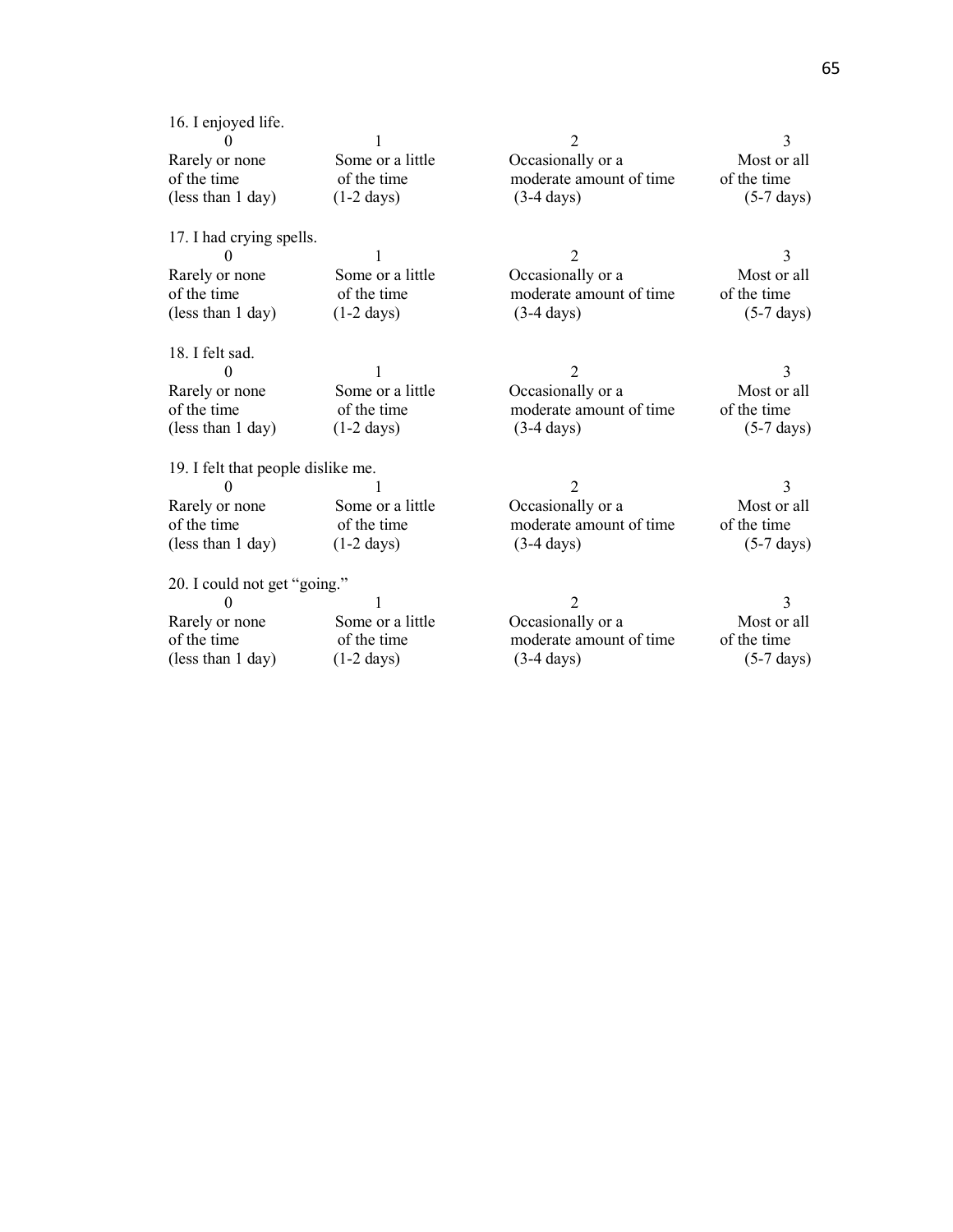16. I enjoyed life.

| 0 | 1 | 2 | 3 |
|---|---|---|---|
| Rarely or none of the time (less than 1 day) | Some or a little of the time (1-2 days) | Occasionally or a moderate amount of time (3-4 days) | Most or all of the time (5-7 days) |

17. I had crying spells.

| 0 | 1 | 2 | 3 |
|---|---|---|---|
| Rarely or none of the time (less than 1 day) | Some or a little of the time (1-2 days) | Occasionally or a moderate amount of time (3-4 days) | Most or all of the time (5-7 days) |

18. I felt sad.

| 0 | 1 | 2 | 3 |
|---|---|---|---|
| Rarely or none of the time (less than 1 day) | Some or a little of the time (1-2 days) | Occasionally or a moderate amount of time (3-4 days) | Most or all of the time (5-7 days) |

19. I felt that people dislike me.

| 0 | 1 | 2 | 3 |
|---|---|---|---|
| Rarely or none of the time (less than 1 day) | Some or a little of the time (1-2 days) | Occasionally or a moderate amount of time (3-4 days) | Most or all of the time (5-7 days) |

20. I could not get "going."

| 0 | 1 | 2 | 3 |
|---|---|---|---|
| Rarely or none of the time (less than 1 day) | Some or a little of the time (1-2 days) | Occasionally or a moderate amount of time (3-4 days) | Most or all of the time (5-7 days) |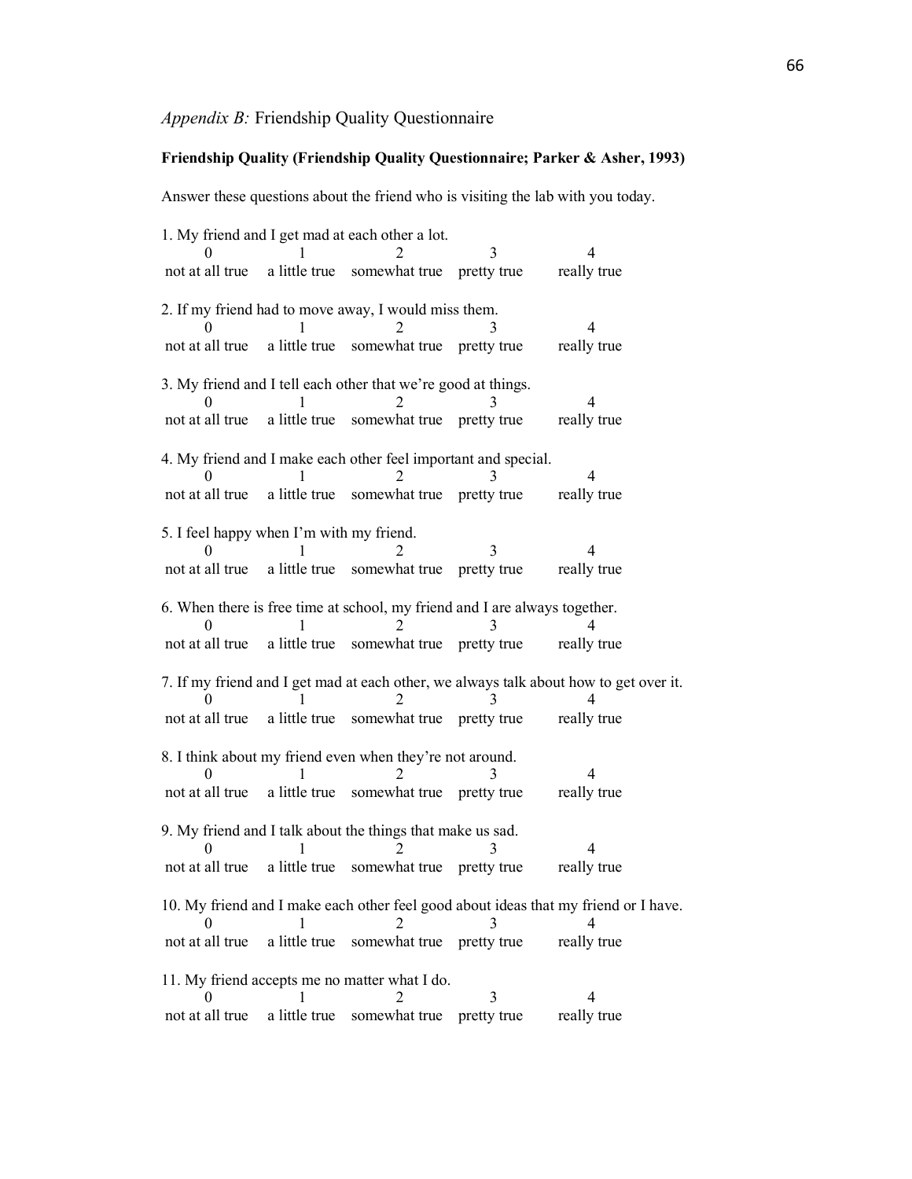*Appendix B:* Friendship Quality Questionnaire

**Friendship Quality (Friendship Quality Questionnaire; Parker & Asher, 1993)**

Answer these questions about the friend who is visiting the lab with you today.

1. My friend and I get mad at each other a lot.

| 0 | 1 | 2 | 3 | 4 |
|---|---|---|---|---|
| not at all true | a little true | somewhat true | pretty true | really true |

2. If my friend had to move away, I would miss them.

| 0 | 1 | 2 | 3 | 4 |
|---|---|---|---|---|
| not at all true | a little true | somewhat true | pretty true | really true |

3. My friend and I tell each other that we're good at things.

| 0 | 1 | 2 | 3 | 4 |
|---|---|---|---|---|
| not at all true | a little true | somewhat true | pretty true | really true |

4. My friend and I make each other feel important and special.

| 0 | 1 | 2 | 3 | 4 |
|---|---|---|---|---|
| not at all true | a little true | somewhat true | pretty true | really true |

5. I feel happy when I'm with my friend.

| 0 | 1 | 2 | 3 | 4 |
|---|---|---|---|---|
| not at all true | a little true | somewhat true | pretty true | really true |

6. When there is free time at school, my friend and I are always together.

| 0 | 1 | 2 | 3 | 4 |
|---|---|---|---|---|
| not at all true | a little true | somewhat true | pretty true | really true |

7. If my friend and I get mad at each other, we always talk about how to get over it.

| 0 | 1 | 2 | 3 | 4 |
|---|---|---|---|---|
| not at all true | a little true | somewhat true | pretty true | really true |

8. I think about my friend even when they're not around.

| 0 | 1 | 2 | 3 | 4 |
|---|---|---|---|---|
| not at all true | a little true | somewhat true | pretty true | really true |

9. My friend and I talk about the things that make us sad.

| 0 | 1 | 2 | 3 | 4 |
|---|---|---|---|---|
| not at all true | a little true | somewhat true | pretty true | really true |

10. My friend and I make each other feel good about ideas that my friend or I have.

| 0 | 1 | 2 | 3 | 4 |
|---|---|---|---|---|
| not at all true | a little true | somewhat true | pretty true | really true |

11. My friend accepts me no matter what I do.

| 0 | 1 | 2 | 3 | 4 |
|---|---|---|---|---|
| not at all true | a little true | somewhat true | pretty true | really true |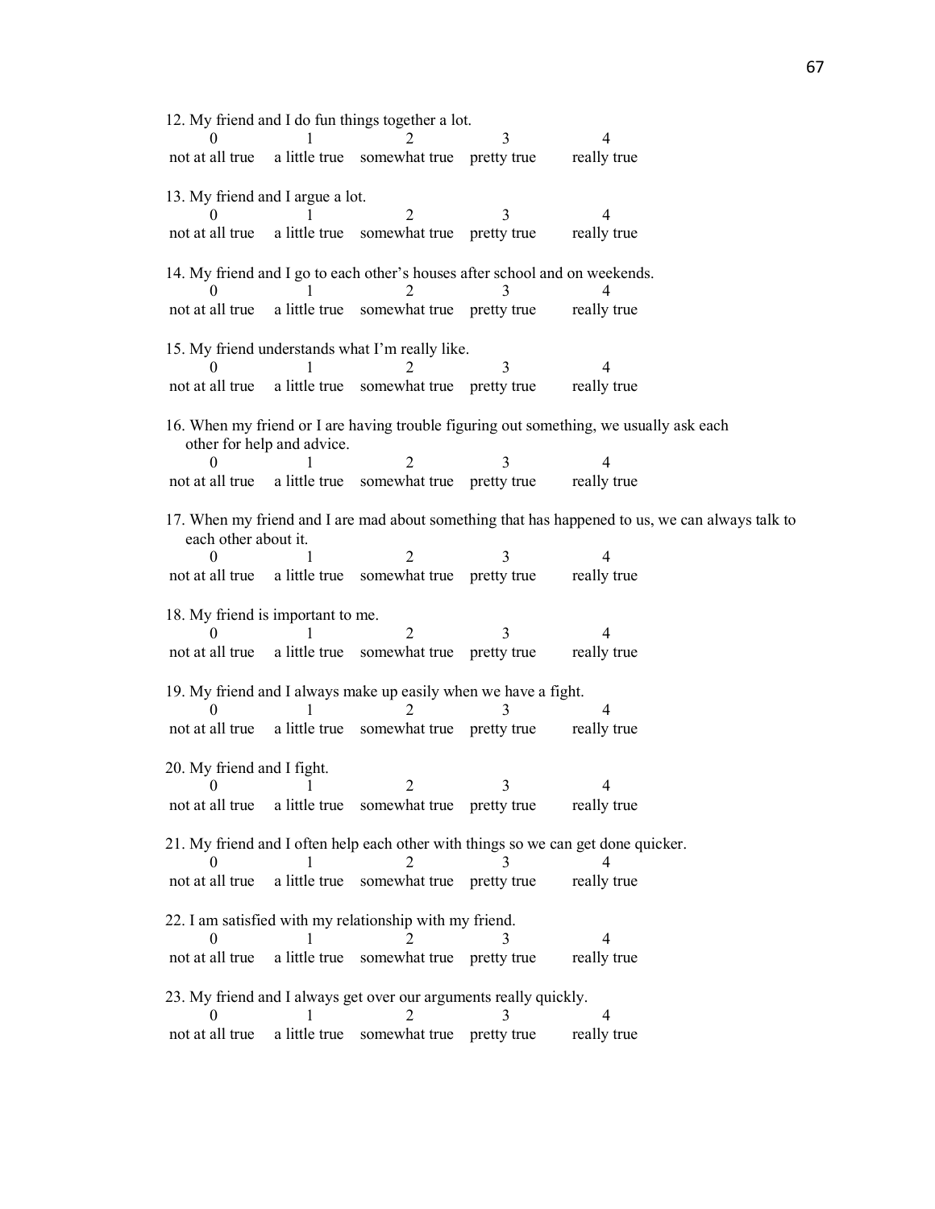12. My friend and I do fun things together a lot.

| 0 | 1 | 2 | 3 | 4 |
|---|---|---|---|---|
| not at all true | a little true | somewhat true | pretty true | really true |

13. My friend and I argue a lot.

| 0 | 1 | 2 | 3 | 4 |
|---|---|---|---|---|
| not at all true | a little true | somewhat true | pretty true | really true |

14. My friend and I go to each other's houses after school and on weekends.

| 0 | 1 | 2 | 3 | 4 |
|---|---|---|---|---|
| not at all true | a little true | somewhat true | pretty true | really true |

15. My friend understands what I'm really like.

| 0 | 1 | 2 | 3 | 4 |
|---|---|---|---|---|
| not at all true | a little true | somewhat true | pretty true | really true |

16. When my friend or I are having trouble figuring out something, we usually ask each other for help and advice.

| 0 | 1 | 2 | 3 | 4 |
|---|---|---|---|---|
| not at all true | a little true | somewhat true | pretty true | really true |

17. When my friend and I are mad about something that has happened to us, we can always talk to each other about it.

| 0 | 1 | 2 | 3 | 4 |
|---|---|---|---|---|
| not at all true | a little true | somewhat true | pretty true | really true |

18. My friend is important to me.

| 0 | 1 | 2 | 3 | 4 |
|---|---|---|---|---|
| not at all true | a little true | somewhat true | pretty true | really true |

19. My friend and I always make up easily when we have a fight.

| 0 | 1 | 2 | 3 | 4 |
|---|---|---|---|---|
| not at all true | a little true | somewhat true | pretty true | really true |

20. My friend and I fight.

| 0 | 1 | 2 | 3 | 4 |
|---|---|---|---|---|
| not at all true | a little true | somewhat true | pretty true | really true |

21. My friend and I often help each other with things so we can get done quicker.

| 0 | 1 | 2 | 3 | 4 |
|---|---|---|---|---|
| not at all true | a little true | somewhat true | pretty true | really true |

22. I am satisfied with my relationship with my friend.

| 0 | 1 | 2 | 3 | 4 |
|---|---|---|---|---|
| not at all true | a little true | somewhat true | pretty true | really true |

23. My friend and I always get over our arguments really quickly.

| 0 | 1 | 2 | 3 | 4 |
|---|---|---|---|---|
| not at all true | a little true | somewhat true | pretty true | really true |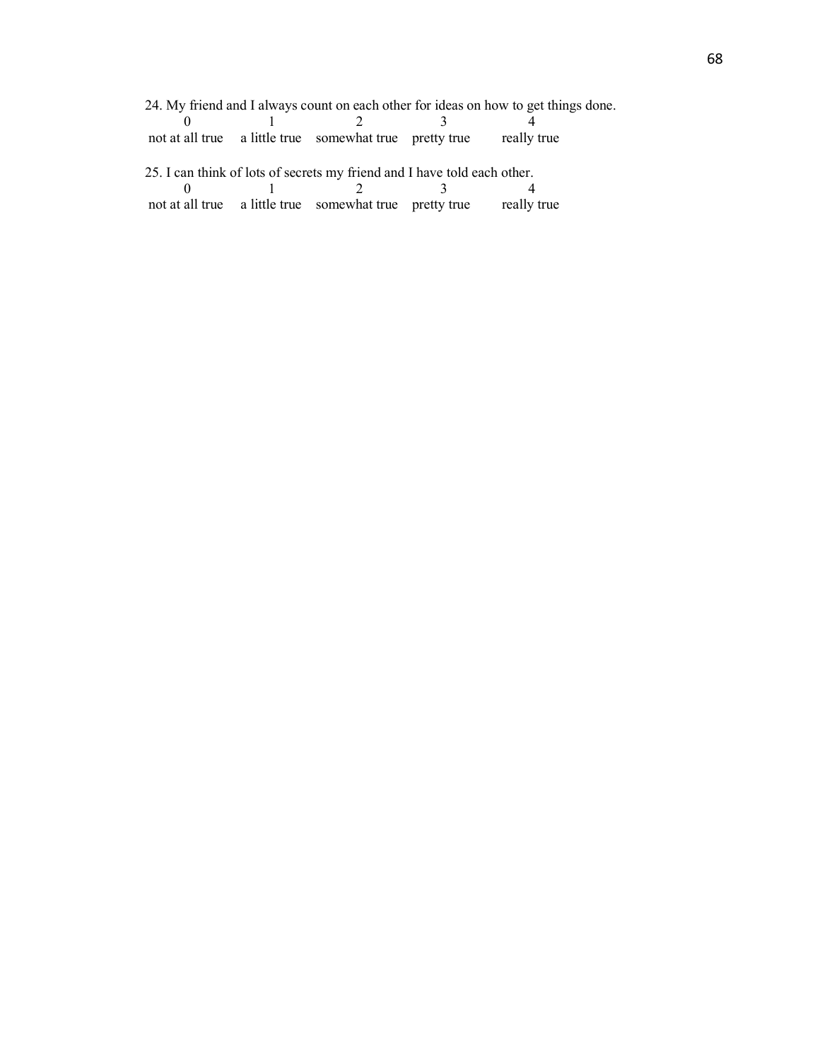24. My friend and I always count on each other for ideas on how to get things done.

| 0 | 1 | 2 | 3 | 4 |
|---|---|---|---|---|
| not at all true | a little true | somewhat true | pretty true | really true |

25. I can think of lots of secrets my friend and I have told each other.

| 0 | 1 | 2 | 3 | 4 |
|---|---|---|---|---|
| not at all true | a little true | somewhat true | pretty true | really true |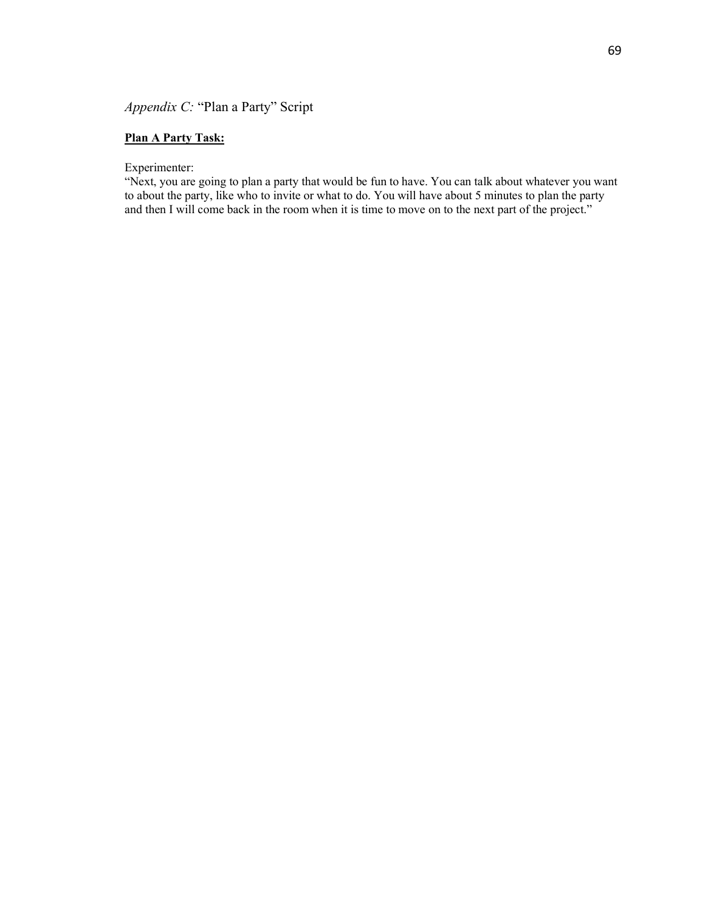*Appendix C:* "Plan a Party" Script

**Plan A Party Task:**

Experimenter:
"Next, you are going to plan a party that would be fun to have. You can talk about whatever you want to about the party, like who to invite or what to do. You will have about 5 minutes to plan the party and then I will come back in the room when it is time to move on to the next part of the project."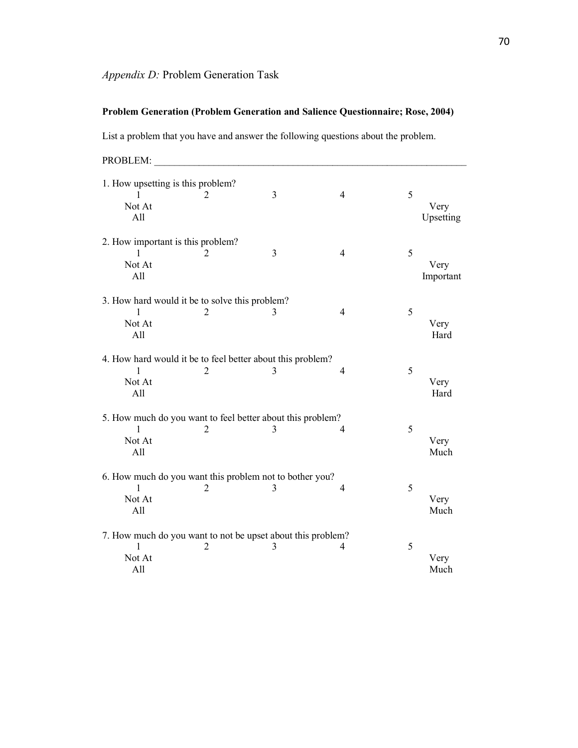*Appendix D:* Problem Generation Task

**Problem Generation (Problem Generation and Salience Questionnaire; Rose, 2004)**

List a problem that you have and answer the following questions about the problem.

PROBLEM: ________________________________________________________________

1. How upsetting is this problem?

| 1 | 2 | 3 | 4 | 5 |
|---|---|---|---|---|
| Not At All | | | | Very Upsetting |

2. How important is this problem?

| 1 | 2 | 3 | 4 | 5 |
|---|---|---|---|---|
| Not At All | | | | Very Important |

3. How hard would it be to solve this problem?

| 1 | 2 | 3 | 4 | 5 |
|---|---|---|---|---|
| Not At All | | | | Very Hard |

4. How hard would it be to feel better about this problem?

| 1 | 2 | 3 | 4 | 5 |
|---|---|---|---|---|
| Not At All | | | | Very Hard |

5. How much do you want to feel better about this problem?

| 1 | 2 | 3 | 4 | 5 |
|---|---|---|---|---|
| Not At All | | | | Very Much |

6. How much do you want this problem not to bother you?

| 1 | 2 | 3 | 4 | 5 |
|---|---|---|---|---|
| Not At All | | | | Very Much |

7. How much do you want to not be upset about this problem?

| 1 | 2 | 3 | 4 | 5 |
|---|---|---|---|---|
| Not At All | | | | Very Much |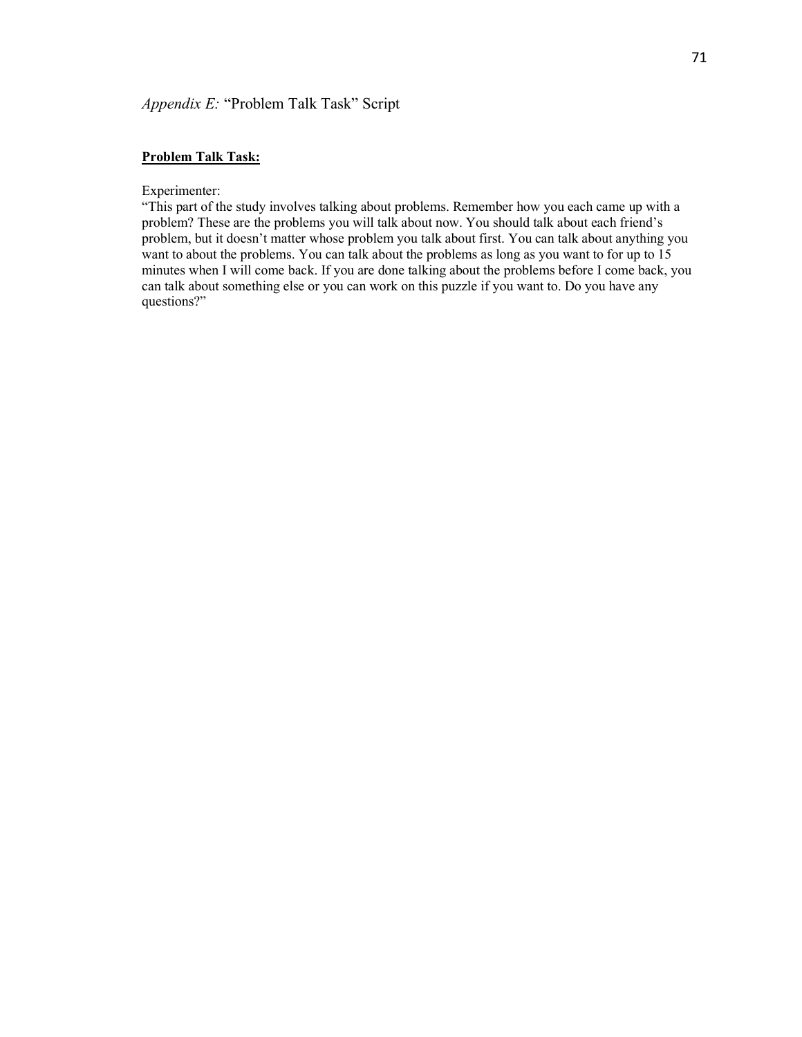*Appendix E:* "Problem Talk Task" Script

**Problem Talk Task:**

Experimenter:

"This part of the study involves talking about problems. Remember how you each came up with a problem? These are the problems you will talk about now. You should talk about each friend's problem, but it doesn't matter whose problem you talk about first. You can talk about anything you want to about the problems. You can talk about the problems as long as you want to for up to 15 minutes when I will come back. If you are done talking about the problems before I come back, you can talk about something else or you can work on this puzzle if you want to. Do you have any questions?"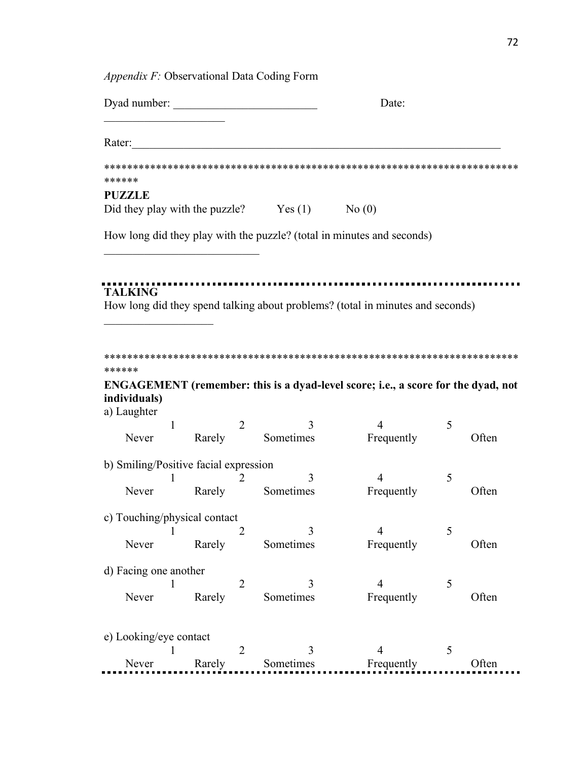*Appendix F:* Observational Data Coding Form

Dyad number: _________________________ Date: _____________________

Rater:____________________________________________________________________

******************************************************************************

**PUZZLE**

Did they play with the puzzle? Yes (1) No (0)

How long did they play with the puzzle? (total in minutes and seconds)

___________________________

---

**TALKING**

How long did they spend talking about problems? (total in minutes and seconds)

___________________

******************************************************************************

**ENGAGEMENT (remember: this is a dyad-level score; i.e., a score for the dyad, not individuals)**

a) Laughter

| 1 | 2 | 3 | 4 | 5 |
|---|---|---|---|---|
| Never | Rarely | Sometimes | Frequently | Often |

b) Smiling/Positive facial expression

| 1 | 2 | 3 | 4 | 5 |
|---|---|---|---|---|
| Never | Rarely | Sometimes | Frequently | Often |

c) Touching/physical contact

| 1 | 2 | 3 | 4 | 5 |
|---|---|---|---|---|
| Never | Rarely | Sometimes | Frequently | Often |

d) Facing one another

| 1 | 2 | 3 | 4 | 5 |
|---|---|---|---|---|
| Never | Rarely | Sometimes | Frequently | Often |

e) Looking/eye contact

| 1 | 2 | 3 | 4 | 5 |
|---|---|---|---|---|
| Never | Rarely | Sometimes | Frequently | Often |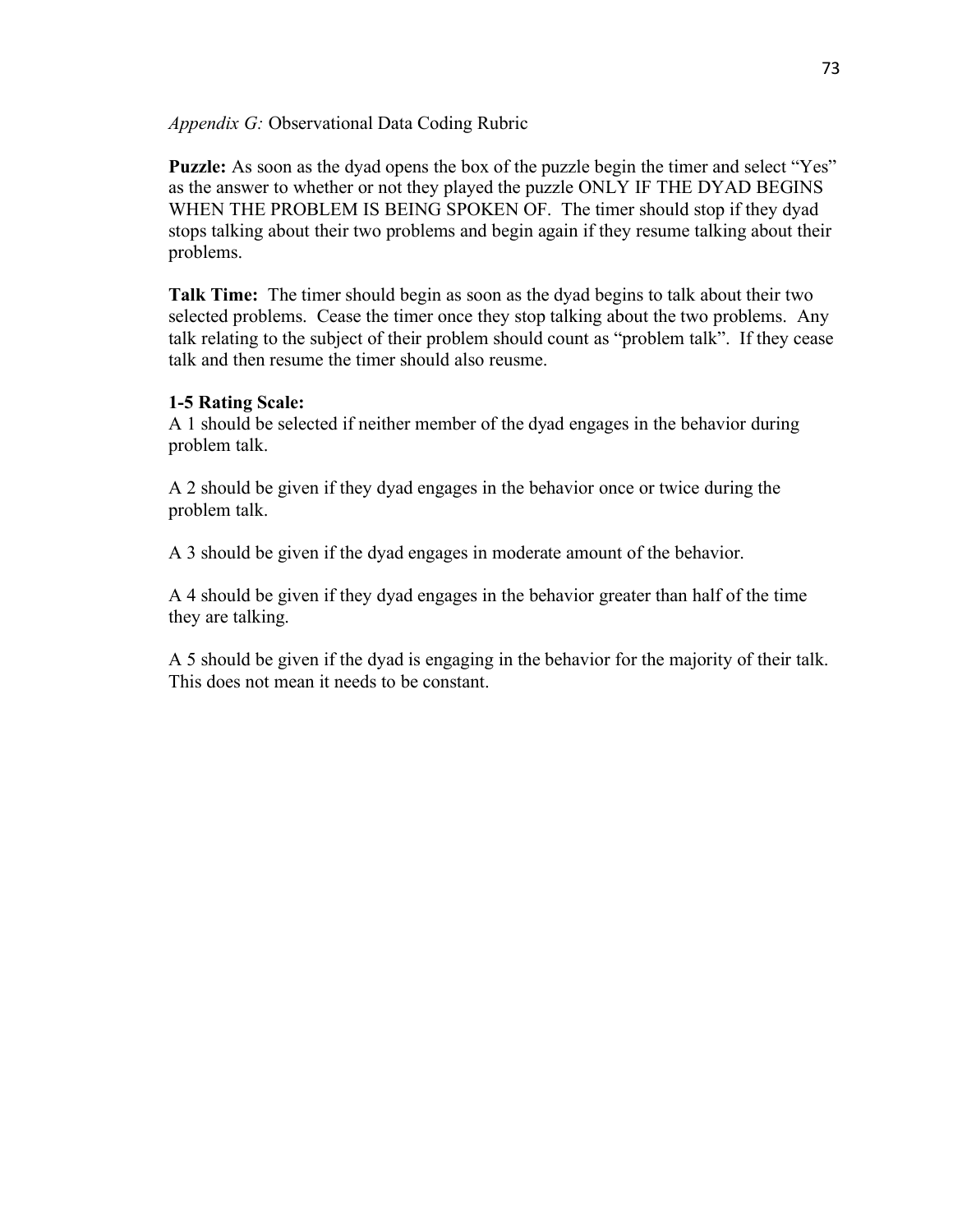*Appendix G:* Observational Data Coding Rubric

**Puzzle:** As soon as the dyad opens the box of the puzzle begin the timer and select "Yes" as the answer to whether or not they played the puzzle ONLY IF THE DYAD BEGINS WHEN THE PROBLEM IS BEING SPOKEN OF. The timer should stop if they dyad stops talking about their two problems and begin again if they resume talking about their problems.

**Talk Time:** The timer should begin as soon as the dyad begins to talk about their two selected problems. Cease the timer once they stop talking about the two problems. Any talk relating to the subject of their problem should count as "problem talk". If they cease talk and then resume the timer should also reusme.

**1-5 Rating Scale:**

A 1 should be selected if neither member of the dyad engages in the behavior during problem talk.

A 2 should be given if they dyad engages in the behavior once or twice during the problem talk.

A 3 should be given if the dyad engages in moderate amount of the behavior.

A 4 should be given if they dyad engages in the behavior greater than half of the time they are talking.

A 5 should be given if the dyad is engaging in the behavior for the majority of their talk. This does not mean it needs to be constant.